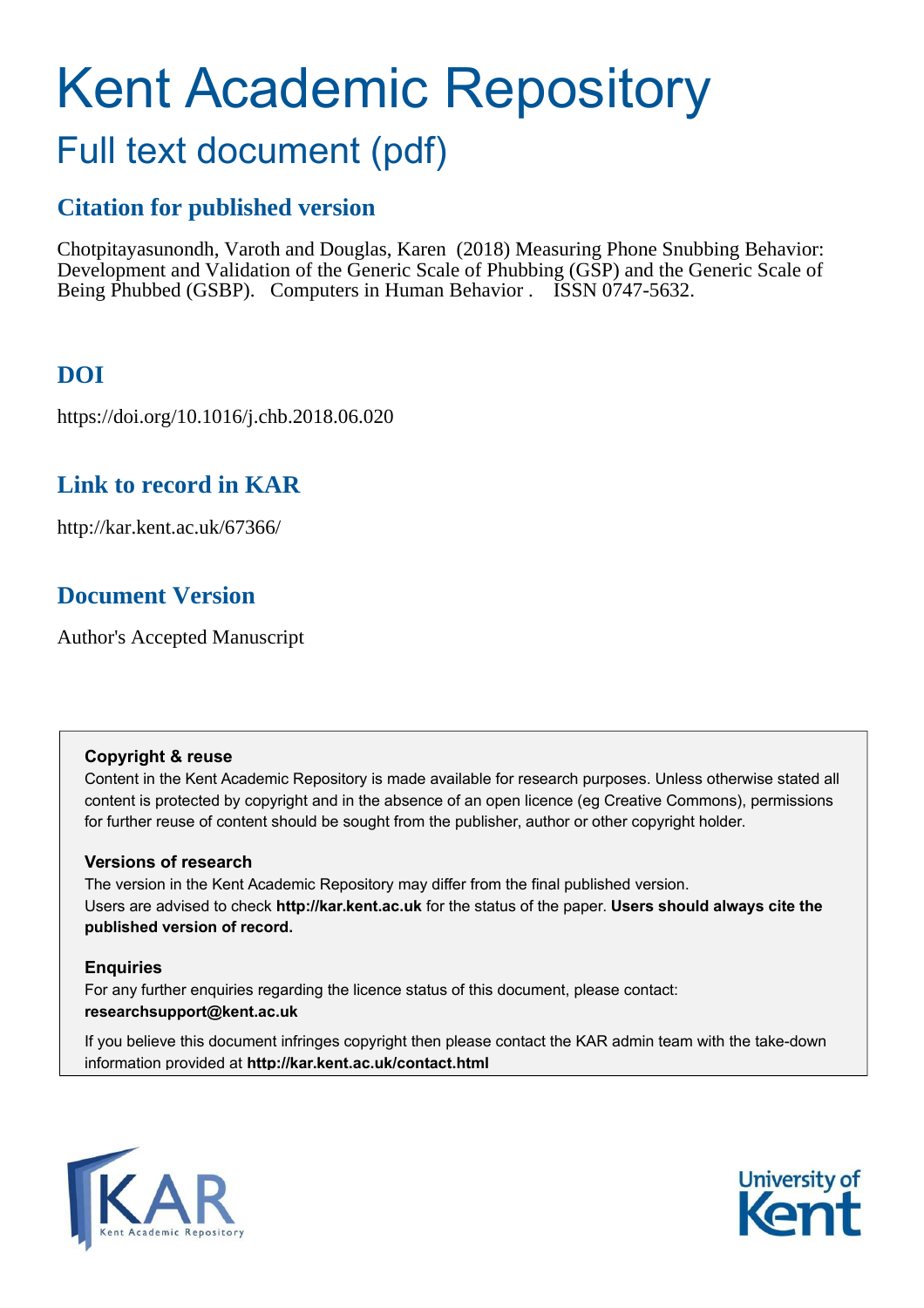# Kent Academic Repository

## Full text document (pdf)

### Citation for published version

Chotpitayasunondh, Varoth and Douglas, Karen (2018) Measuring Phone Snubbing Behavior: Development and Validation of the Generic Scale of Phubbing (GSP) and the Generic Scale of Being Phubbed (GSBP). Computers in Human Behavior . ISSN 0747-5632.

### DOI

https://doi.org/10.1016/j.chb.2018.06.020

### Link to record in KAR

http://kar.kent.ac.uk/67366/

### Document Version

Author's Accepted Manuscript

**Copyright & reuse**

Content in the Kent Academic Repository is made available for research purposes. Unless otherwise stated all content is protected by copyright and in the absence of an open licence (eg Creative Commons), permissions for further reuse of content should be sought from the publisher, author or other copyright holder.

**Versions of research**

The version in the Kent Academic Repository may differ from the final published version. Users are advised to check **http://kar.kent.ac.uk** for the status of the paper. **Users should always cite the published version of record.**

**Enquiries**

For any further enquiries regarding the licence status of this document, please contact: **researchsupport@kent.ac.uk**

If you believe this document infringes copyright then please contact the KAR admin team with the take-down information provided at **http://kar.kent.ac.uk/contact.html**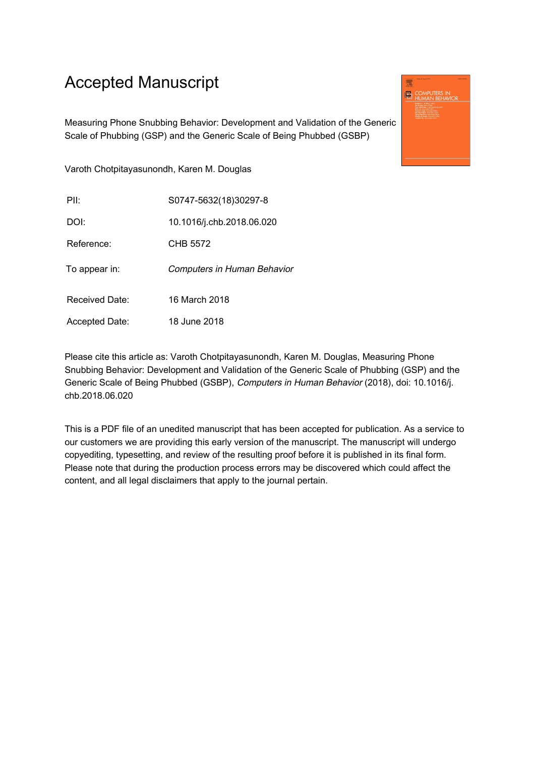# Accepted Manuscript

Measuring Phone Snubbing Behavior: Development and Validation of the Generic Scale of Phubbing (GSP) and the Generic Scale of Being Phubbed (GSBP)

Varoth Chotpitayasunondh, Karen M. Douglas

| | |
|---|---|
| PII: | S0747-5632(18)30297-8 |
| DOI: | 10.1016/j.chb.2018.06.020 |
| Reference: | CHB 5572 |
| To appear in: | *Computers in Human Behavior* |
| Received Date: | 16 March 2018 |
| Accepted Date: | 18 June 2018 |

Please cite this article as: Varoth Chotpitayasunondh, Karen M. Douglas, Measuring Phone Snubbing Behavior: Development and Validation of the Generic Scale of Phubbing (GSP) and the Generic Scale of Being Phubbed (GSBP), *Computers in Human Behavior* (2018), doi: 10.1016/j.chb.2018.06.020

This is a PDF file of an unedited manuscript that has been accepted for publication. As a service to our customers we are providing this early version of the manuscript. The manuscript will undergo copyediting, typesetting, and review of the resulting proof before it is published in its final form. Please note that during the production process errors may be discovered which could affect the content, and all legal disclaimers that apply to the journal pertain.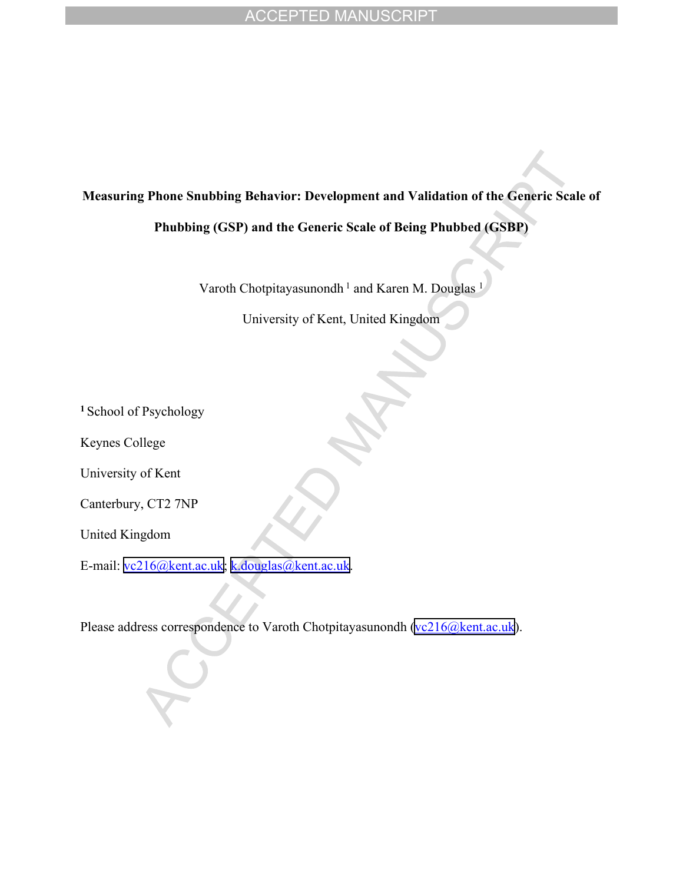**Measuring Phone Snubbing Behavior: Development and Validation of the Generic Scale of Phubbing (GSP) and the Generic Scale of Being Phubbed (GSBP)**

Varoth Chotpitayasunondh [1] and Karen M. Douglas [1]

University of Kent, United Kingdom

[1] School of Psychology

Keynes College

University of Kent

Canterbury, CT2 7NP

United Kingdom

E-mail: vc216@kent.ac.uk; k.douglas@kent.ac.uk.

Please address correspondence to Varoth Chotpitayasunondh (vc216@kent.ac.uk).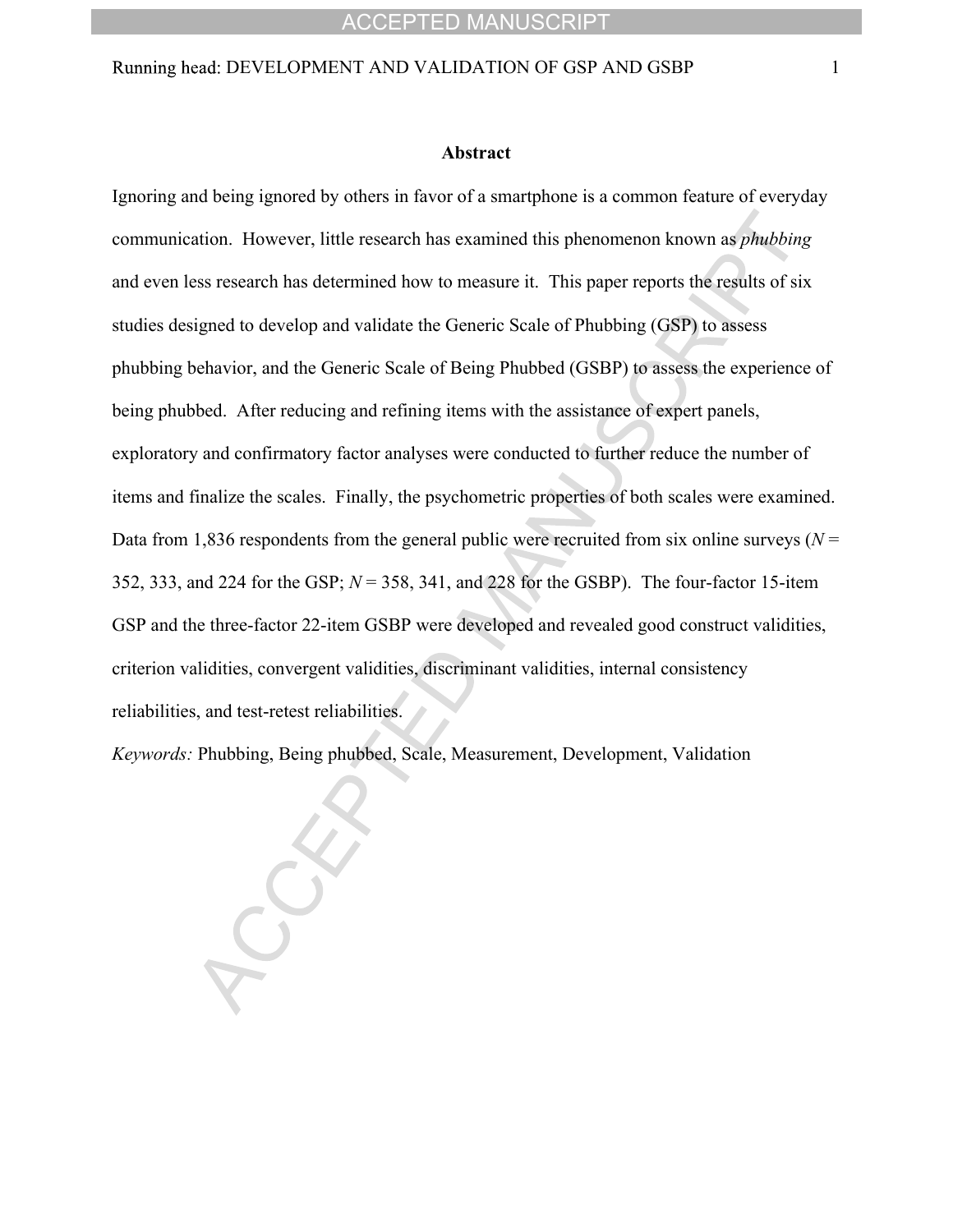## Abstract

Ignoring and being ignored by others in favor of a smartphone is a common feature of everyday communication. However, little research has examined this phenomenon known as *phubbing* and even less research has determined how to measure it. This paper reports the results of six studies designed to develop and validate the Generic Scale of Phubbing (GSP) to assess phubbing behavior, and the Generic Scale of Being Phubbed (GSBP) to assess the experience of being phubbed. After reducing and refining items with the assistance of expert panels, exploratory and confirmatory factor analyses were conducted to further reduce the number of items and finalize the scales. Finally, the psychometric properties of both scales were examined. Data from 1,836 respondents from the general public were recruited from six online surveys ($N$ = 352, 333, and 224 for the GSP; $N$ = 358, 341, and 228 for the GSBP). The four-factor 15-item GSP and the three-factor 22-item GSBP were developed and revealed good construct validities, criterion validities, convergent validities, discriminant validities, internal consistency reliabilities, and test-retest reliabilities.

*Keywords:* Phubbing, Being phubbed, Scale, Measurement, Development, Validation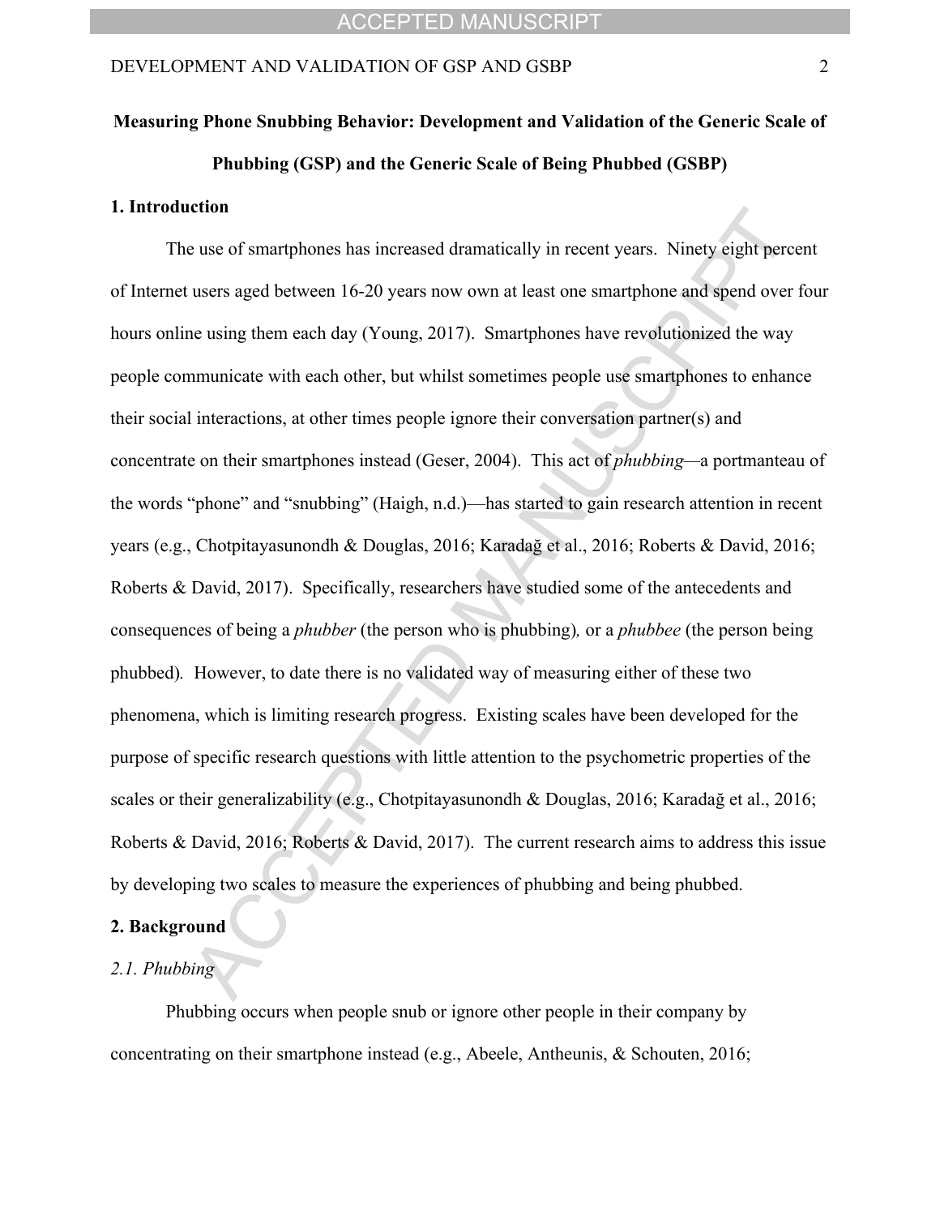**Measuring Phone Snubbing Behavior: Development and Validation of the Generic Scale of Phubbing (GSP) and the Generic Scale of Being Phubbed (GSBP)**

## 1. Introduction

The use of smartphones has increased dramatically in recent years. Ninety eight percent of Internet users aged between 16-20 years now own at least one smartphone and spend over four hours online using them each day (Young, 2017). Smartphones have revolutionized the way people communicate with each other, but whilst sometimes people use smartphones to enhance their social interactions, at other times people ignore their conversation partner(s) and concentrate on their smartphones instead (Geser, 2004). This act of *phubbing*—a portmanteau of the words "phone" and "snubbing" (Haigh, n.d.)—has started to gain research attention in recent years (e.g., Chotpitayasunondh & Douglas, 2016; Karadağ et al., 2016; Roberts & David, 2016; Roberts & David, 2017). Specifically, researchers have studied some of the antecedents and consequences of being a *phubber* (the person who is phubbing), or a *phubbee* (the person being phubbed). However, to date there is no validated way of measuring either of these two phenomena, which is limiting research progress. Existing scales have been developed for the purpose of specific research questions with little attention to the psychometric properties of the scales or their generalizability (e.g., Chotpitayasunondh & Douglas, 2016; Karadağ et al., 2016; Roberts & David, 2016; Roberts & David, 2017). The current research aims to address this issue by developing two scales to measure the experiences of phubbing and being phubbed.

## 2. Background

### *2.1. Phubbing*

Phubbing occurs when people snub or ignore other people in their company by concentrating on their smartphone instead (e.g., Abeele, Antheunis, & Schouten, 2016;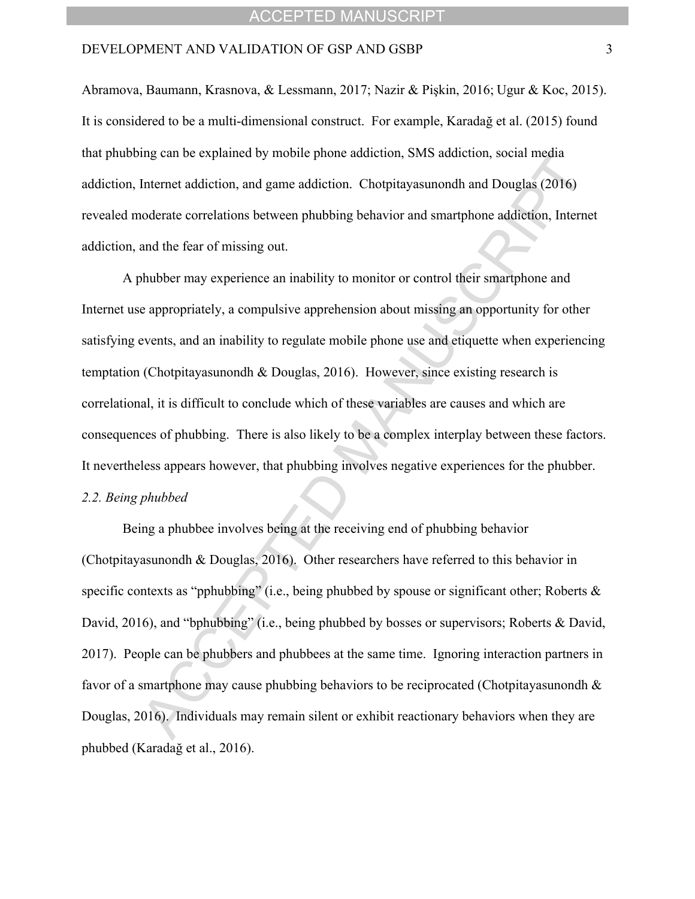Abramova, Baumann, Krasnova, & Lessmann, 2017; Nazir & Pişkin, 2016; Ugur & Koc, 2015). It is considered to be a multi-dimensional construct. For example, Karadağ et al. (2015) found that phubbing can be explained by mobile phone addiction, SMS addiction, social media addiction, Internet addiction, and game addiction. Chotpitayasunondh and Douglas (2016) revealed moderate correlations between phubbing behavior and smartphone addiction, Internet addiction, and the fear of missing out.

A phubber may experience an inability to monitor or control their smartphone and Internet use appropriately, a compulsive apprehension about missing an opportunity for other satisfying events, and an inability to regulate mobile phone use and etiquette when experiencing temptation (Chotpitayasunondh & Douglas, 2016). However, since existing research is correlational, it is difficult to conclude which of these variables are causes and which are consequences of phubbing. There is also likely to be a complex interplay between these factors. It nevertheless appears however, that phubbing involves negative experiences for the phubber.

### *2.2. Being phubbed*

Being a phubbee involves being at the receiving end of phubbing behavior (Chotpitayasunondh & Douglas, 2016). Other researchers have referred to this behavior in specific contexts as "pphubbing" (i.e., being phubbed by spouse or significant other; Roberts & David, 2016), and "bphubbing" (i.e., being phubbed by bosses or supervisors; Roberts & David, 2017). People can be phubbers and phubbees at the same time. Ignoring interaction partners in favor of a smartphone may cause phubbing behaviors to be reciprocated (Chotpitayasunondh & Douglas, 2016). Individuals may remain silent or exhibit reactionary behaviors when they are phubbed (Karadağ et al., 2016).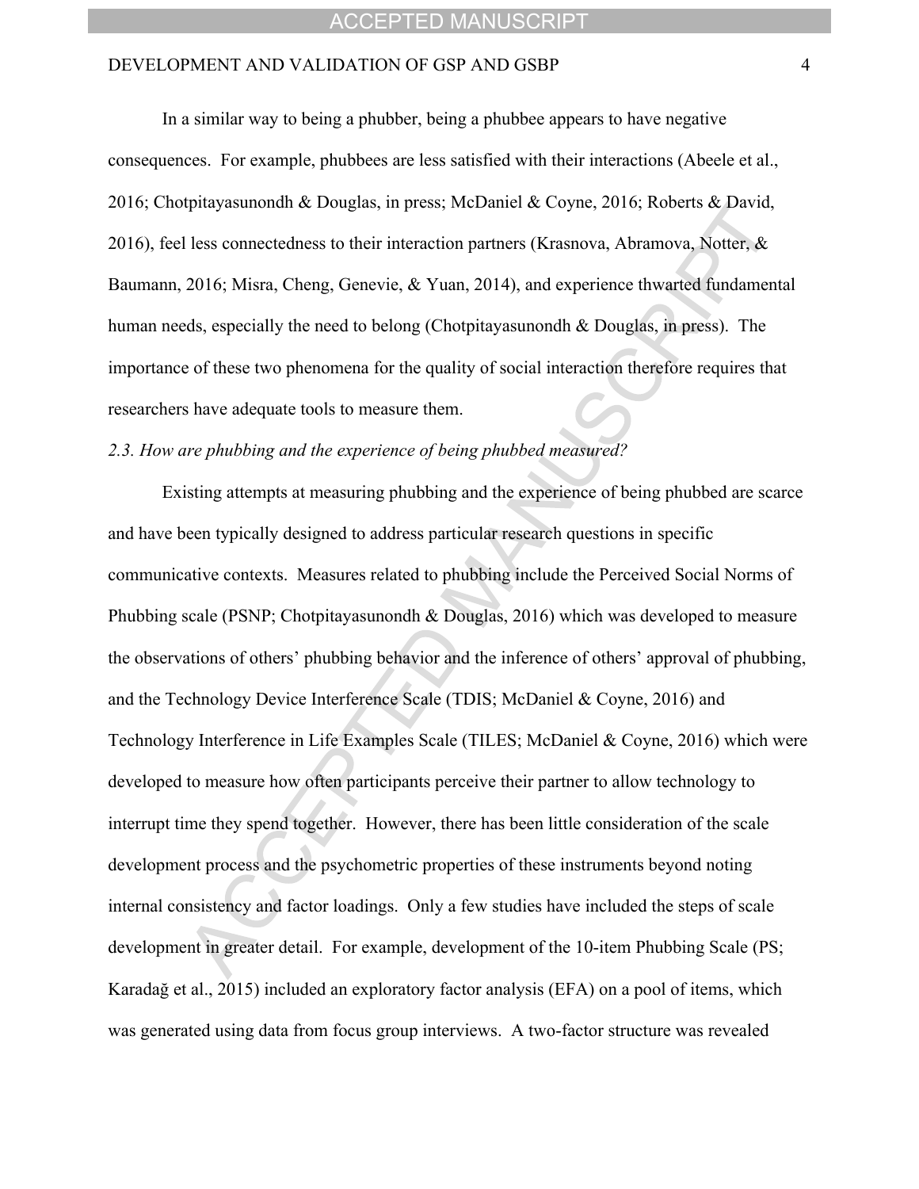In a similar way to being a phubber, being a phubbee appears to have negative consequences. For example, phubbees are less satisfied with their interactions (Abeele et al., 2016; Chotpitayasunondh & Douglas, in press; McDaniel & Coyne, 2016; Roberts & David, 2016), feel less connectedness to their interaction partners (Krasnova, Abramova, Notter, & Baumann, 2016; Misra, Cheng, Genevie, & Yuan, 2014), and experience thwarted fundamental human needs, especially the need to belong (Chotpitayasunondh & Douglas, in press). The importance of these two phenomena for the quality of social interaction therefore requires that researchers have adequate tools to measure them.

*2.3. How are phubbing and the experience of being phubbed measured?*

Existing attempts at measuring phubbing and the experience of being phubbed are scarce and have been typically designed to address particular research questions in specific communicative contexts. Measures related to phubbing include the Perceived Social Norms of Phubbing scale (PSNP; Chotpitayasunondh & Douglas, 2016) which was developed to measure the observations of others' phubbing behavior and the inference of others' approval of phubbing, and the Technology Device Interference Scale (TDIS; McDaniel & Coyne, 2016) and Technology Interference in Life Examples Scale (TILES; McDaniel & Coyne, 2016) which were developed to measure how often participants perceive their partner to allow technology to interrupt time they spend together. However, there has been little consideration of the scale development process and the psychometric properties of these instruments beyond noting internal consistency and factor loadings. Only a few studies have included the steps of scale development in greater detail. For example, development of the 10-item Phubbing Scale (PS; Karadağ et al., 2015) included an exploratory factor analysis (EFA) on a pool of items, which was generated using data from focus group interviews. A two-factor structure was revealed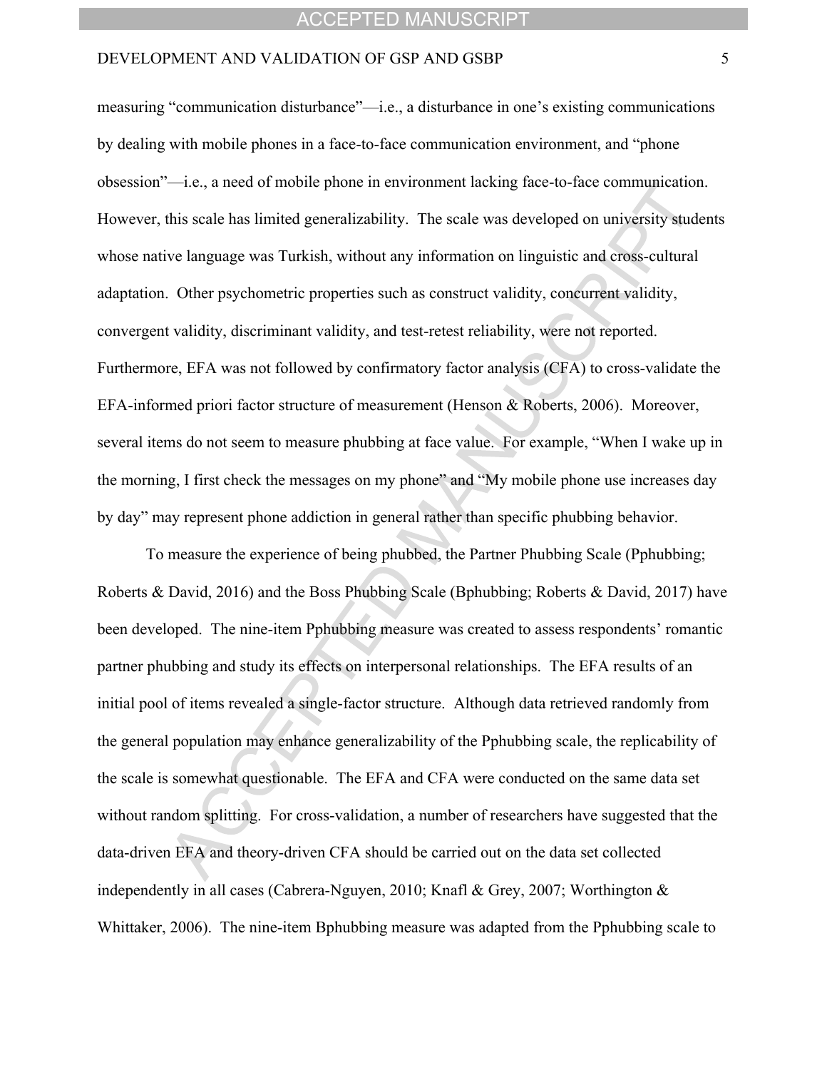measuring "communication disturbance"—i.e., a disturbance in one's existing communications by dealing with mobile phones in a face-to-face communication environment, and "phone obsession"—i.e., a need of mobile phone in environment lacking face-to-face communication. However, this scale has limited generalizability. The scale was developed on university students whose native language was Turkish, without any information on linguistic and cross-cultural adaptation. Other psychometric properties such as construct validity, concurrent validity, convergent validity, discriminant validity, and test-retest reliability, were not reported. Furthermore, EFA was not followed by confirmatory factor analysis (CFA) to cross-validate the EFA-informed priori factor structure of measurement (Henson & Roberts, 2006). Moreover, several items do not seem to measure phubbing at face value. For example, "When I wake up in the morning, I first check the messages on my phone" and "My mobile phone use increases day by day" may represent phone addiction in general rather than specific phubbing behavior.

To measure the experience of being phubbed, the Partner Phubbing Scale (Pphubbing; Roberts & David, 2016) and the Boss Phubbing Scale (Bphubbing; Roberts & David, 2017) have been developed. The nine-item Pphubbing measure was created to assess respondents' romantic partner phubbing and study its effects on interpersonal relationships. The EFA results of an initial pool of items revealed a single-factor structure. Although data retrieved randomly from the general population may enhance generalizability of the Pphubbing scale, the replicability of the scale is somewhat questionable. The EFA and CFA were conducted on the same data set without random splitting. For cross-validation, a number of researchers have suggested that the data-driven EFA and theory-driven CFA should be carried out on the data set collected independently in all cases (Cabrera-Nguyen, 2010; Knafl & Grey, 2007; Worthington & Whittaker, 2006). The nine-item Bphubbing measure was adapted from the Pphubbing scale to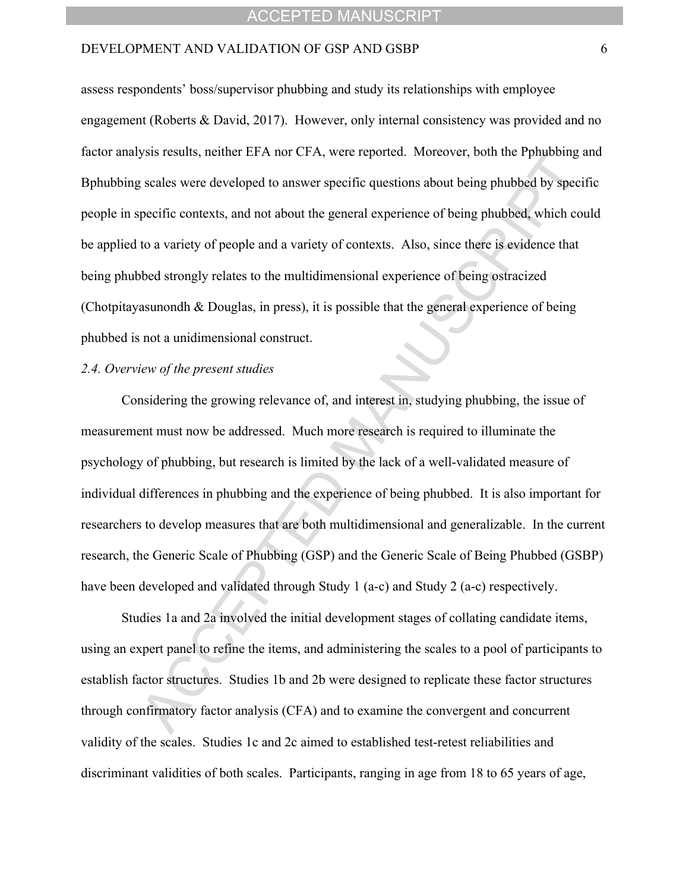assess respondents' boss/supervisor phubbing and study its relationships with employee engagement (Roberts & David, 2017). However, only internal consistency was provided and no factor analysis results, neither EFA nor CFA, were reported. Moreover, both the Pphubbing and Bphubbing scales were developed to answer specific questions about being phubbed by specific people in specific contexts, and not about the general experience of being phubbed, which could be applied to a variety of people and a variety of contexts. Also, since there is evidence that being phubbed strongly relates to the multidimensional experience of being ostracized (Chotpitayasunondh & Douglas, in press), it is possible that the general experience of being phubbed is not a unidimensional construct.

*2.4. Overview of the present studies*

Considering the growing relevance of, and interest in, studying phubbing, the issue of measurement must now be addressed. Much more research is required to illuminate the psychology of phubbing, but research is limited by the lack of a well-validated measure of individual differences in phubbing and the experience of being phubbed. It is also important for researchers to develop measures that are both multidimensional and generalizable. In the current research, the Generic Scale of Phubbing (GSP) and the Generic Scale of Being Phubbed (GSBP) have been developed and validated through Study 1 (a-c) and Study 2 (a-c) respectively.

Studies 1a and 2a involved the initial development stages of collating candidate items, using an expert panel to refine the items, and administering the scales to a pool of participants to establish factor structures. Studies 1b and 2b were designed to replicate these factor structures through confirmatory factor analysis (CFA) and to examine the convergent and concurrent validity of the scales. Studies 1c and 2c aimed to established test-retest reliabilities and discriminant validities of both scales. Participants, ranging in age from 18 to 65 years of age,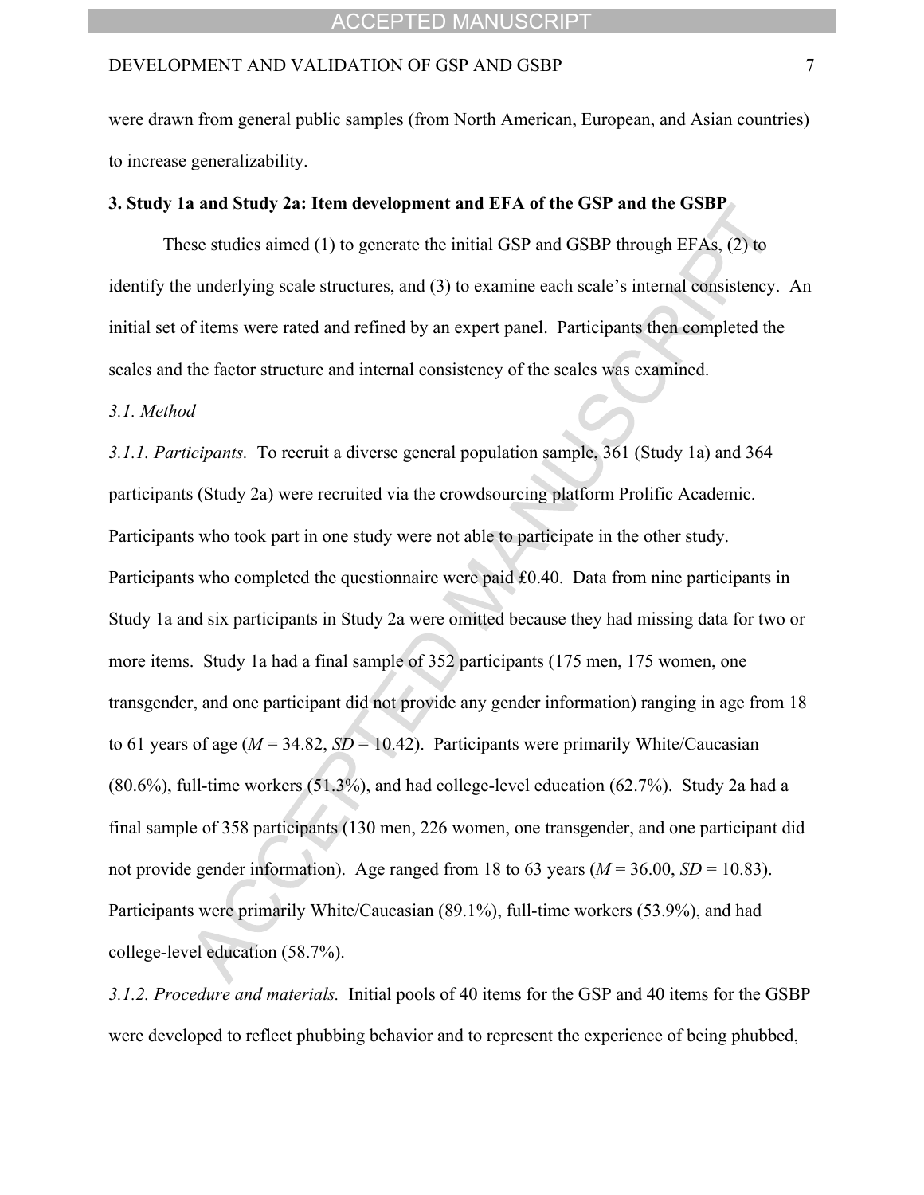were drawn from general public samples (from North American, European, and Asian countries) to increase generalizability.

## 3. Study 1a and Study 2a: Item development and EFA of the GSP and the GSBP

These studies aimed (1) to generate the initial GSP and GSBP through EFAs, (2) to identify the underlying scale structures, and (3) to examine each scale's internal consistency. An initial set of items were rated and refined by an expert panel. Participants then completed the scales and the factor structure and internal consistency of the scales was examined.

### *3.1. Method*

*3.1.1. Participants.* To recruit a diverse general population sample, 361 (Study 1a) and 364 participants (Study 2a) were recruited via the crowdsourcing platform Prolific Academic. Participants who took part in one study were not able to participate in the other study. Participants who completed the questionnaire were paid £0.40. Data from nine participants in Study 1a and six participants in Study 2a were omitted because they had missing data for two or more items. Study 1a had a final sample of 352 participants (175 men, 175 women, one transgender, and one participant did not provide any gender information) ranging in age from 18 to 61 years of age ($M$ = 34.82, $SD$ = 10.42). Participants were primarily White/Caucasian (80.6%), full-time workers (51.3%), and had college-level education (62.7%). Study 2a had a final sample of 358 participants (130 men, 226 women, one transgender, and one participant did not provide gender information). Age ranged from 18 to 63 years ($M$ = 36.00, $SD$ = 10.83). Participants were primarily White/Caucasian (89.1%), full-time workers (53.9%), and had college-level education (58.7%).

*3.1.2. Procedure and materials.* Initial pools of 40 items for the GSP and 40 items for the GSBP were developed to reflect phubbing behavior and to represent the experience of being phubbed,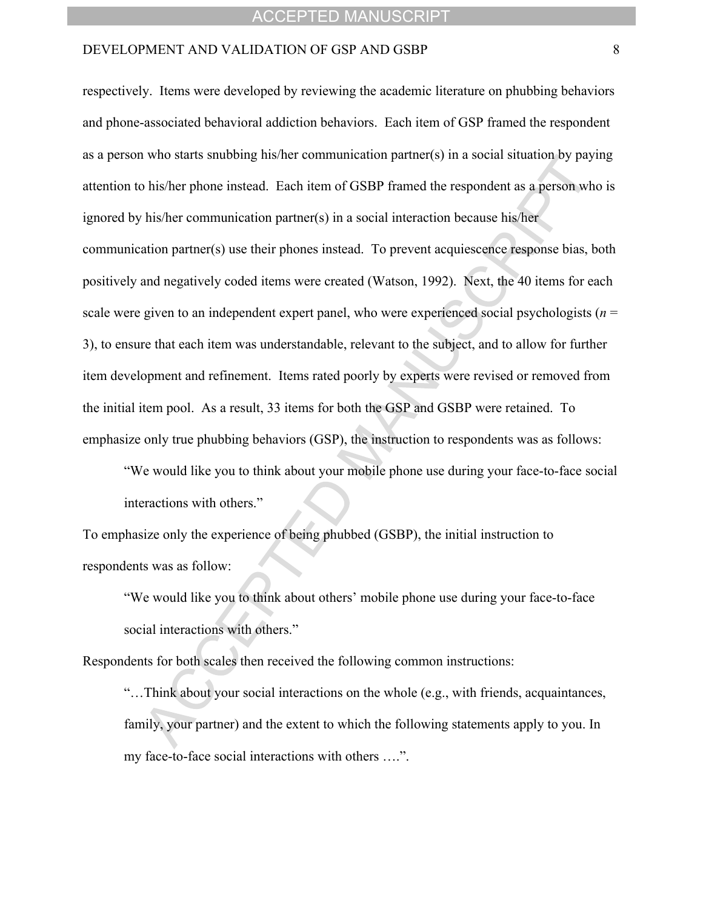respectively. Items were developed by reviewing the academic literature on phubbing behaviors and phone-associated behavioral addiction behaviors. Each item of GSP framed the respondent as a person who starts snubbing his/her communication partner(s) in a social situation by paying attention to his/her phone instead. Each item of GSBP framed the respondent as a person who is ignored by his/her communication partner(s) in a social interaction because his/her communication partner(s) use their phones instead. To prevent acquiescence response bias, both positively and negatively coded items were created (Watson, 1992). Next, the 40 items for each scale were given to an independent expert panel, who were experienced social psychologists (*n* = 3), to ensure that each item was understandable, relevant to the subject, and to allow for further item development and refinement. Items rated poorly by experts were revised or removed from the initial item pool. As a result, 33 items for both the GSP and GSBP were retained. To emphasize only true phubbing behaviors (GSP), the instruction to respondents was as follows:

> "We would like you to think about your mobile phone use during your face-to-face social interactions with others."

To emphasize only the experience of being phubbed (GSBP), the initial instruction to respondents was as follow:

> "We would like you to think about others' mobile phone use during your face-to-face social interactions with others."

Respondents for both scales then received the following common instructions:

> "…Think about your social interactions on the whole (e.g., with friends, acquaintances, family, your partner) and the extent to which the following statements apply to you. In my face-to-face social interactions with others ….".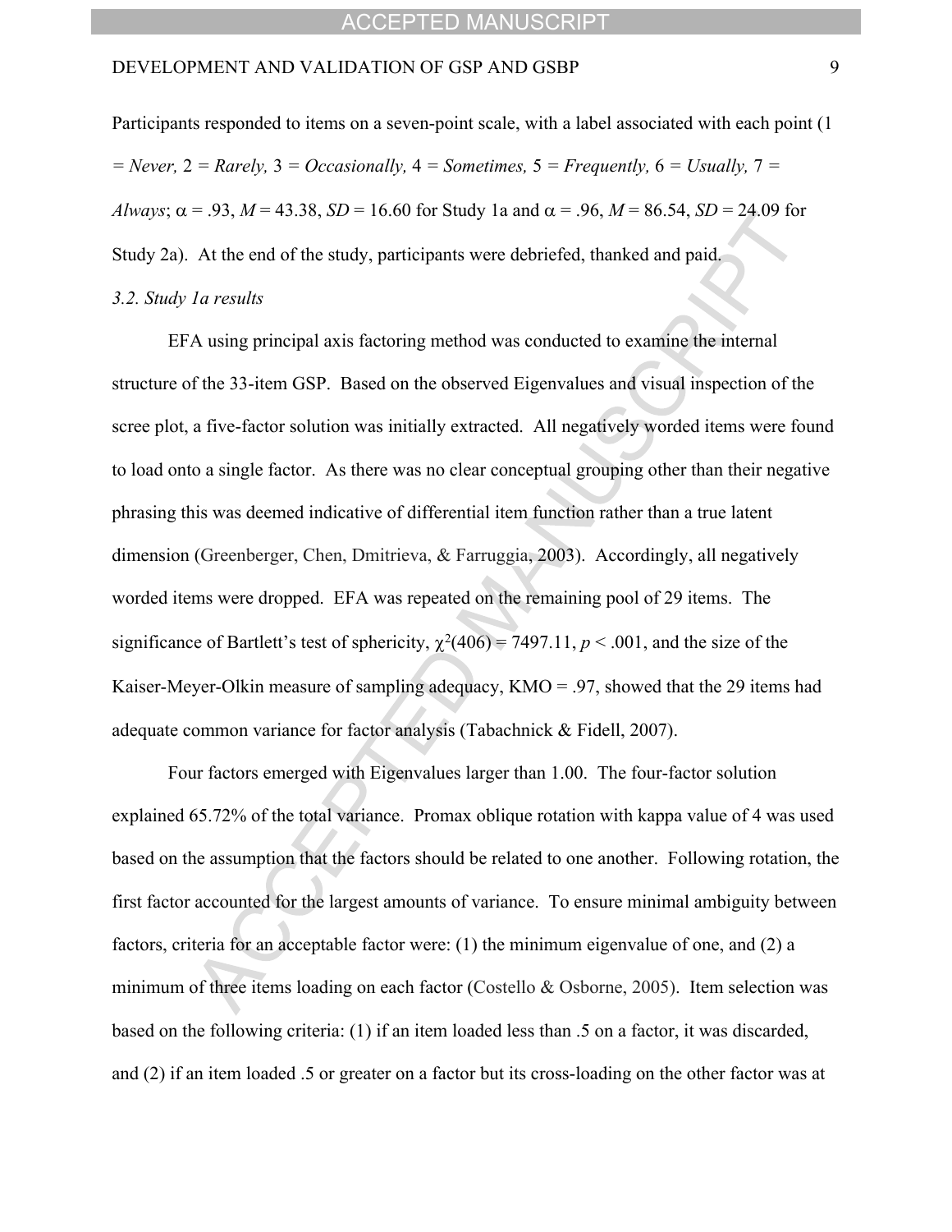Participants responded to items on a seven-point scale, with a label associated with each point (1 = *Never,* 2 = *Rarely,* 3 = *Occasionally,* 4 = *Sometimes,* 5 = *Frequently,* 6 = *Usually,* 7 = *Always*; $\alpha = .93$, $M = 43.38$, $SD = 16.60$ for Study 1a and $\alpha = .96$, $M = 86.54$, $SD = 24.09$ for Study 2a). At the end of the study, participants were debriefed, thanked and paid.

### *3.2. Study 1a results*

EFA using principal axis factoring method was conducted to examine the internal structure of the 33-item GSP. Based on the observed Eigenvalues and visual inspection of the scree plot, a five-factor solution was initially extracted. All negatively worded items were found to load onto a single factor. As there was no clear conceptual grouping other than their negative phrasing this was deemed indicative of differential item function rather than a true latent dimension (Greenberger, Chen, Dmitrieva, & Farruggia, 2003). Accordingly, all negatively worded items were dropped. EFA was repeated on the remaining pool of 29 items. The significance of Bartlett's test of sphericity, $\chi^2(406) = 7497.11$, $p < .001$, and the size of the Kaiser-Meyer-Olkin measure of sampling adequacy, KMO = .97, showed that the 29 items had adequate common variance for factor analysis (Tabachnick & Fidell, 2007).

Four factors emerged with Eigenvalues larger than 1.00. The four-factor solution explained 65.72% of the total variance. Promax oblique rotation with kappa value of 4 was used based on the assumption that the factors should be related to one another. Following rotation, the first factor accounted for the largest amounts of variance. To ensure minimal ambiguity between factors, criteria for an acceptable factor were: (1) the minimum eigenvalue of one, and (2) a minimum of three items loading on each factor (Costello & Osborne, 2005). Item selection was based on the following criteria: (1) if an item loaded less than .5 on a factor, it was discarded, and (2) if an item loaded .5 or greater on a factor but its cross-loading on the other factor was at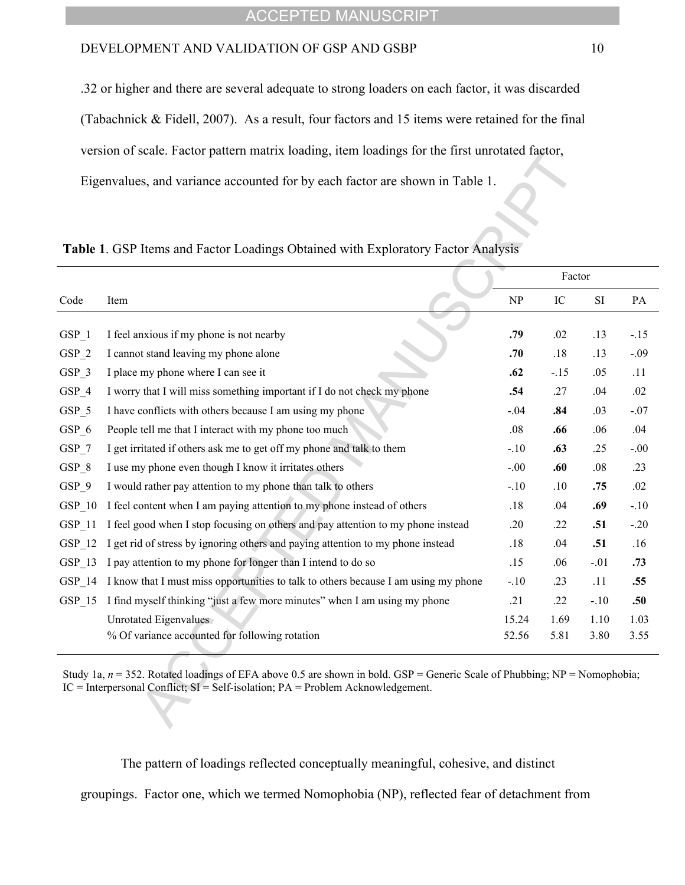.32 or higher and there are several adequate to strong loaders on each factor, it was discarded (Tabachnick & Fidell, 2007). As a result, four factors and 15 items were retained for the final version of scale. Factor pattern matrix loading, item loadings for the first unrotated factor, Eigenvalues, and variance accounted for by each factor are shown in Table 1.

**Table 1**. GSP Items and Factor Loadings Obtained with Exploratory Factor Analysis

| | | Factor | | | |
|---|---|---|---|---|---|
| Code | Item | NP | IC | SI | PA |
| GSP_1 | I feel anxious if my phone is not nearby | **.79** | .02 | .13 | -.15 |
| GSP_2 | I cannot stand leaving my phone alone | **.70** | .18 | .13 | -.09 |
| GSP_3 | I place my phone where I can see it | **.62** | -.15 | .05 | .11 |
| GSP_4 | I worry that I will miss something important if I do not check my phone | **.54** | .27 | .04 | .02 |
| GSP_5 | I have conflicts with others because I am using my phone | -.04 | **.84** | .03 | -.07 |
| GSP_6 | People tell me that I interact with my phone too much | .08 | **.66** | .06 | .04 |
| GSP_7 | I get irritated if others ask me to get off my phone and talk to them | -.10 | **.63** | .25 | -.00 |
| GSP_8 | I use my phone even though I know it irritates others | -.00 | **.60** | .08 | .23 |
| GSP_9 | I would rather pay attention to my phone than talk to others | -.10 | .10 | **.75** | .02 |
| GSP_10 | I feel content when I am paying attention to my phone instead of others | .18 | .04 | **.69** | -.10 |
| GSP_11 | I feel good when I stop focusing on others and pay attention to my phone instead | .20 | .22 | **.51** | -.20 |
| GSP_12 | I get rid of stress by ignoring others and paying attention to my phone instead | .18 | .04 | **.51** | .16 |
| GSP_13 | I pay attention to my phone for longer than I intend to do so | .15 | .06 | -.01 | **.73** |
| GSP_14 | I know that I must miss opportunities to talk to others because I am using my phone | -.10 | .23 | .11 | **.55** |
| GSP_15 | I find myself thinking "just a few more minutes" when I am using my phone | .21 | .22 | -.10 | **.50** |
| | Unrotated Eigenvalues | 15.24 | 1.69 | 1.10 | 1.03 |
| | % Of variance accounted for following rotation | 52.56 | 5.81 | 3.80 | 3.55 |

Study 1a, *n* = 352. Rotated loadings of EFA above 0.5 are shown in bold. GSP = Generic Scale of Phubbing; NP = Nomophobia; IC = Interpersonal Conflict; SI = Self-isolation; PA = Problem Acknowledgement.

The pattern of loadings reflected conceptually meaningful, cohesive, and distinct groupings. Factor one, which we termed Nomophobia (NP), reflected fear of detachment from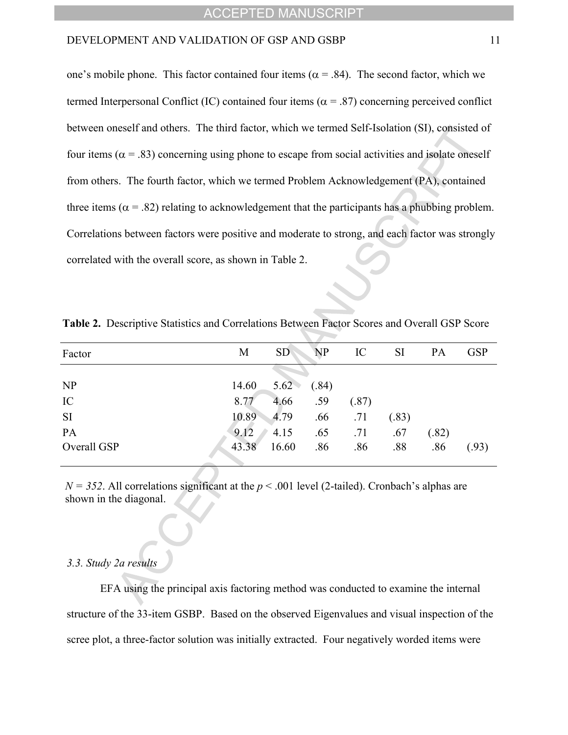one's mobile phone. This factor contained four items (α = .84). The second factor, which we termed Interpersonal Conflict (IC) contained four items (α = .87) concerning perceived conflict between oneself and others. The third factor, which we termed Self-Isolation (SI), consisted of four items (α = .83) concerning using phone to escape from social activities and isolate oneself from others. The fourth factor, which we termed Problem Acknowledgement (PA), contained three items (α = .82) relating to acknowledgement that the participants has a phubbing problem. Correlations between factors were positive and moderate to strong, and each factor was strongly correlated with the overall score, as shown in Table 2.

**Table 2.** Descriptive Statistics and Correlations Between Factor Scores and Overall GSP Score

| Factor | M | SD | NP | IC | SI | PA | GSP |
|---|---|---|---|---|---|---|---|
| NP | 14.60 | 5.62 | (.84) | | | | |
| IC | 8.77 | 4.66 | .59 | (.87) | | | |
| SI | 10.89 | 4.79 | .66 | .71 | (.83) | | |
| PA | 9.12 | 4.15 | .65 | .71 | .67 | (.82) | |
| Overall GSP | 43.38 | 16.60 | .86 | .86 | .88 | .86 | (.93) |

*N = 352*. All correlations significant at the *p* < .001 level (2-tailed). Cronbach's alphas are shown in the diagonal.

### *3.3. Study 2a results*

EFA using the principal axis factoring method was conducted to examine the internal structure of the 33-item GSBP. Based on the observed Eigenvalues and visual inspection of the scree plot, a three-factor solution was initially extracted. Four negatively worded items were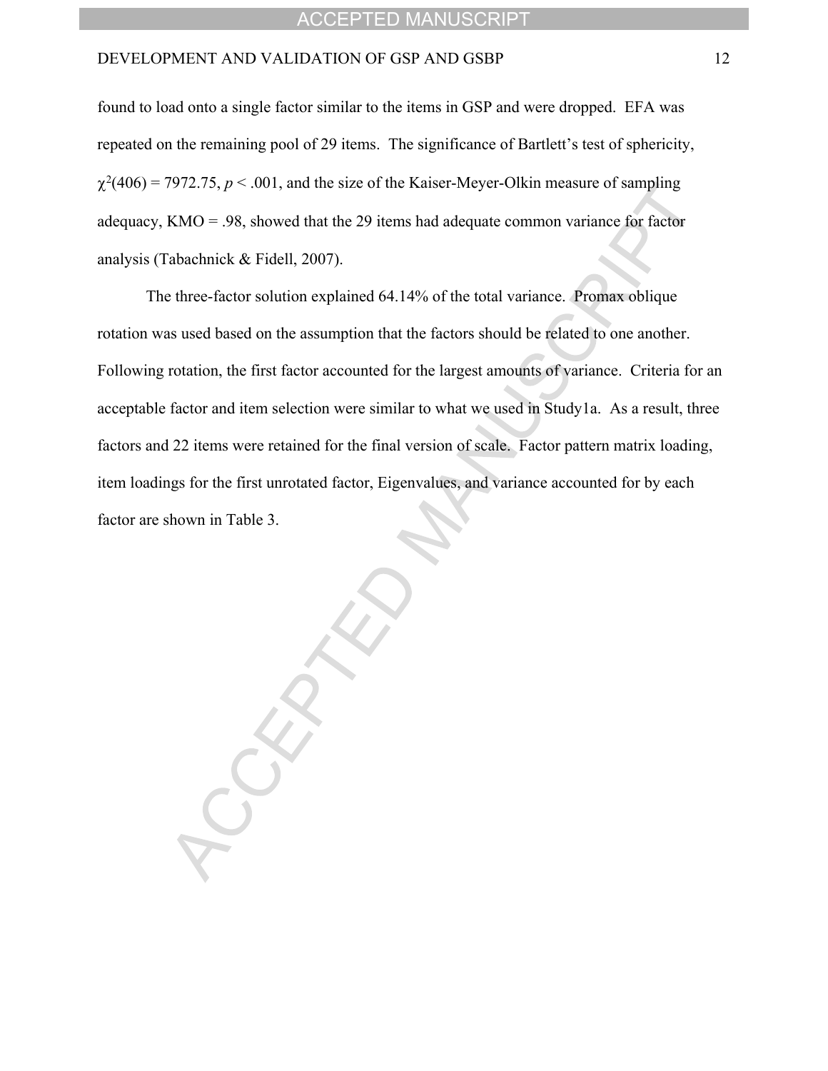found to load onto a single factor similar to the items in GSP and were dropped. EFA was repeated on the remaining pool of 29 items. The significance of Bartlett's test of sphericity, $\chi^2(406) = 7972.75$, $p < .001$, and the size of the Kaiser-Meyer-Olkin measure of sampling adequacy, KMO = .98, showed that the 29 items had adequate common variance for factor analysis (Tabachnick & Fidell, 2007).

The three-factor solution explained 64.14% of the total variance. Promax oblique rotation was used based on the assumption that the factors should be related to one another. Following rotation, the first factor accounted for the largest amounts of variance. Criteria for an acceptable factor and item selection were similar to what we used in Study1a. As a result, three factors and 22 items were retained for the final version of scale. Factor pattern matrix loading, item loadings for the first unrotated factor, Eigenvalues, and variance accounted for by each factor are shown in Table 3.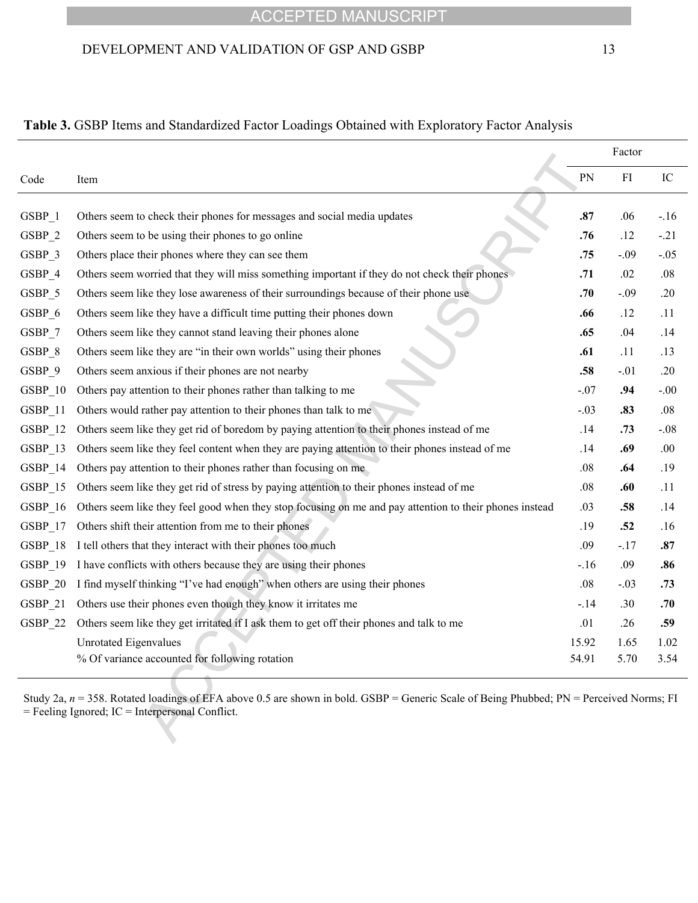**Table 3.** GSBP Items and Standardized Factor Loadings Obtained with Exploratory Factor Analysis

| | | Factor | | |
|---|---|---|---|---|
| Code | Item | PN | FI | IC |
| GSBP_1 | Others seem to check their phones for messages and social media updates | **.87** | .06 | -.16 |
| GSBP_2 | Others seem to be using their phones to go online | **.76** | .12 | -.21 |
| GSBP_3 | Others place their phones where they can see them | **.75** | -.09 | -.05 |
| GSBP_4 | Others seem worried that they will miss something important if they do not check their phones | **.71** | .02 | .08 |
| GSBP_5 | Others seem like they lose awareness of their surroundings because of their phone use | **.70** | -.09 | .20 |
| GSBP_6 | Others seem like they have a difficult time putting their phones down | **.66** | .12 | .11 |
| GSBP_7 | Others seem like they cannot stand leaving their phones alone | **.65** | .04 | .14 |
| GSBP_8 | Others seem like they are "in their own worlds" using their phones | **.61** | .11 | .13 |
| GSBP_9 | Others seem anxious if their phones are not nearby | **.58** | -.01 | .20 |
| GSBP_10 | Others pay attention to their phones rather than talking to me | -.07 | **.94** | -.00 |
| GSBP_11 | Others would rather pay attention to their phones than talk to me | -.03 | **.83** | .08 |
| GSBP_12 | Others seem like they get rid of boredom by paying attention to their phones instead of me | .14 | **.73** | -.08 |
| GSBP_13 | Others seem like they feel content when they are paying attention to their phones instead of me | .14 | **.69** | .00 |
| GSBP_14 | Others pay attention to their phones rather than focusing on me | .08 | **.64** | .19 |
| GSBP_15 | Others seem like they get rid of stress by paying attention to their phones instead of me | .08 | **.60** | .11 |
| GSBP_16 | Others seem like they feel good when they stop focusing on me and pay attention to their phones instead | .03 | **.58** | .14 |
| GSBP_17 | Others shift their attention from me to their phones | .19 | **.52** | .16 |
| GSBP_18 | I tell others that they interact with their phones too much | .09 | -.17 | **.87** |
| GSBP_19 | I have conflicts with others because they are using their phones | -.16 | .09 | **.86** |
| GSBP_20 | I find myself thinking "I've had enough" when others are using their phones | .08 | -.03 | **.73** |
| GSBP_21 | Others use their phones even though they know it irritates me | -.14 | .30 | **.70** |
| GSBP_22 | Others seem like they get irritated if I ask them to get off their phones and talk to me | .01 | .26 | **.59** |
| | Unrotated Eigenvalues | 15.92 | 1.65 | 1.02 |
| | % Of variance accounted for following rotation | 54.91 | 5.70 | 3.54 |

Study 2a, *n* = 358. Rotated loadings of EFA above 0.5 are shown in bold. GSBP = Generic Scale of Being Phubbed; PN = Perceived Norms; FI = Feeling Ignored; IC = Interpersonal Conflict.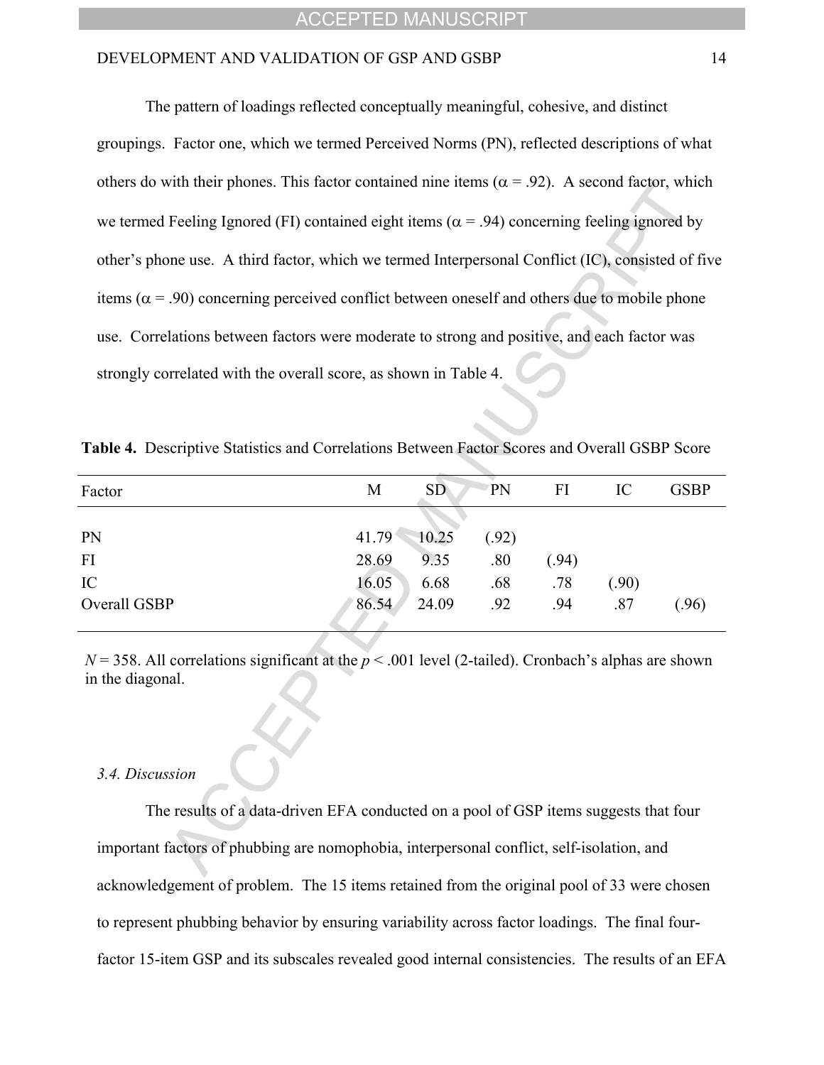The pattern of loadings reflected conceptually meaningful, cohesive, and distinct groupings. Factor one, which we termed Perceived Norms (PN), reflected descriptions of what others do with their phones. This factor contained nine items ($\alpha = .92$). A second factor, which we termed Feeling Ignored (FI) contained eight items ($\alpha = .94$) concerning feeling ignored by other's phone use. A third factor, which we termed Interpersonal Conflict (IC), consisted of five items ($\alpha = .90$) concerning perceived conflict between oneself and others due to mobile phone use. Correlations between factors were moderate to strong and positive, and each factor was strongly correlated with the overall score, as shown in Table 4.

**Table 4.** Descriptive Statistics and Correlations Between Factor Scores and Overall GSBP Score

| Factor | M | SD | PN | FI | IC | GSBP |
|---|---|---|---|---|---|---|
| PN | 41.79 | 10.25 | (.92) | | | |
| FI | 28.69 | 9.35 | .80 | (.94) | | |
| IC | 16.05 | 6.68 | .68 | .78 | (.90) | |
| Overall GSBP | 86.54 | 24.09 | .92 | .94 | .87 | (.96) |

*N* = 358. All correlations significant at the $p < .001$ level (2-tailed). Cronbach's alphas are shown in the diagonal.

### *3.4. Discussion*

The results of a data-driven EFA conducted on a pool of GSP items suggests that four important factors of phubbing are nomophobia, interpersonal conflict, self-isolation, and acknowledgement of problem. The 15 items retained from the original pool of 33 were chosen to represent phubbing behavior by ensuring variability across factor loadings. The final four-factor 15-item GSP and its subscales revealed good internal consistencies. The results of an EFA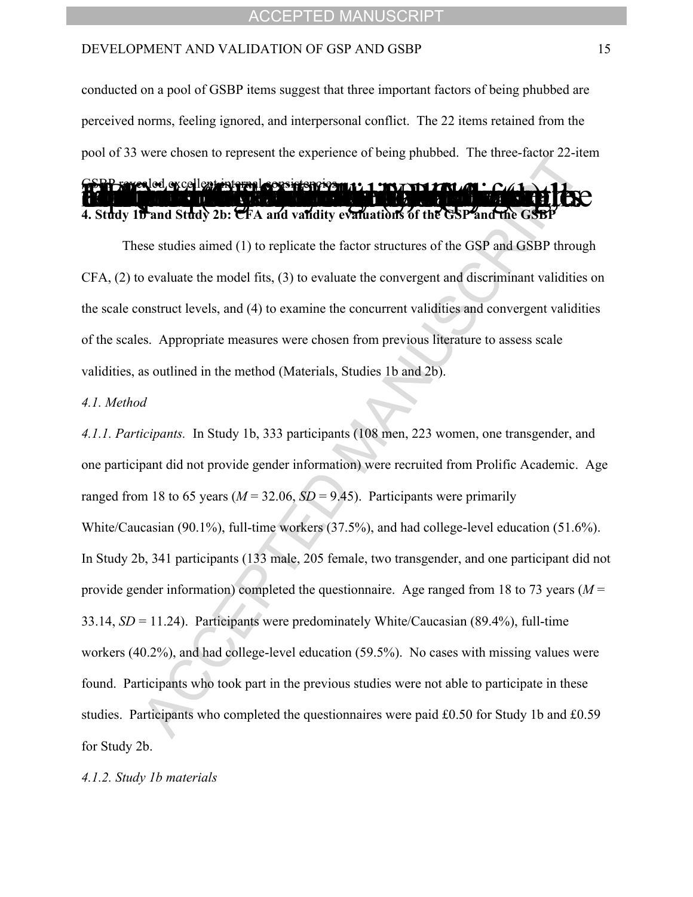conducted on a pool of GSBP items suggest that three important factors of being phubbed are perceived norms, feeling ignored, and interpersonal conflict. The 22 items retained from the pool of 33 were chosen to represent the experience of being phubbed. The three-factor 22-item GSBP revealed excellent internal consistencies.

## 4. Study 1b and Study 2b: CFA and validity evaluations of the GSP and the GSBP

These studies aimed (1) to replicate the factor structures of the GSP and GSBP through CFA, (2) to evaluate the model fits, (3) to evaluate the convergent and discriminant validities on the scale construct levels, and (4) to examine the concurrent validities and convergent validities of the scales. Appropriate measures were chosen from previous literature to assess scale validities, as outlined in the method (Materials, Studies 1b and 2b).

### *4.1. Method*

*4.1.1. Participants.* In Study 1b, 333 participants (108 men, 223 women, one transgender, and one participant did not provide gender information) were recruited from Prolific Academic. Age ranged from 18 to 65 years ($M$ = 32.06, $SD$ = 9.45). Participants were primarily White/Caucasian (90.1%), full-time workers (37.5%), and had college-level education (51.6%). In Study 2b, 341 participants (133 male, 205 female, two transgender, and one participant did not provide gender information) completed the questionnaire. Age ranged from 18 to 73 years ($M$ = 33.14, $SD$ = 11.24). Participants were predominately White/Caucasian (89.4%), full-time workers (40.2%), and had college-level education (59.5%). No cases with missing values were found. Participants who took part in the previous studies were not able to participate in these studies. Participants who completed the questionnaires were paid £0.50 for Study 1b and £0.59 for Study 2b.

*4.1.2. Study 1b materials*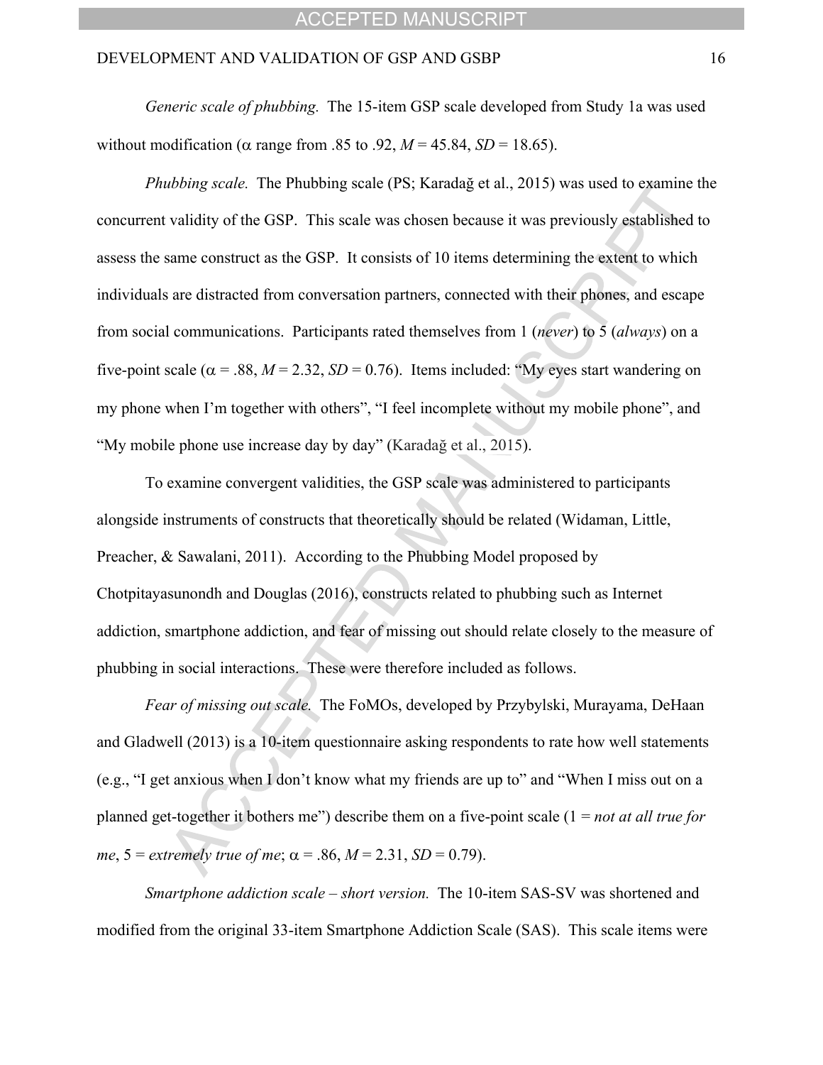*Generic scale of phubbing.* The 15-item GSP scale developed from Study 1a was used without modification ($\alpha$ range from .85 to .92, $M$ = 45.84, $SD$ = 18.65).

*Phubbing scale.* The Phubbing scale (PS; Karadağ et al., 2015) was used to examine the concurrent validity of the GSP. This scale was chosen because it was previously established to assess the same construct as the GSP. It consists of 10 items determining the extent to which individuals are distracted from conversation partners, connected with their phones, and escape from social communications. Participants rated themselves from 1 (*never*) to 5 (*always*) on a five-point scale ($\alpha$ = .88, $M$ = 2.32, $SD$ = 0.76). Items included: "My eyes start wandering on my phone when I'm together with others", "I feel incomplete without my mobile phone", and "My mobile phone use increase day by day" (Karadağ et al., 2015).

To examine convergent validities, the GSP scale was administered to participants alongside instruments of constructs that theoretically should be related (Widaman, Little, Preacher, & Sawalani, 2011). According to the Phubbing Model proposed by Chotpitayasunondh and Douglas (2016), constructs related to phubbing such as Internet addiction, smartphone addiction, and fear of missing out should relate closely to the measure of phubbing in social interactions. These were therefore included as follows.

*Fear of missing out scale.* The FoMOs, developed by Przybylski, Murayama, DeHaan and Gladwell (2013) is a 10-item questionnaire asking respondents to rate how well statements (e.g., "I get anxious when I don't know what my friends are up to" and "When I miss out on a planned get-together it bothers me") describe them on a five-point scale (1 = *not at all true for me*, 5 = *extremely true of me*; $\alpha$ = .86, $M$ = 2.31, $SD$ = 0.79).

*Smartphone addiction scale – short version.* The 10-item SAS-SV was shortened and modified from the original 33-item Smartphone Addiction Scale (SAS). This scale items were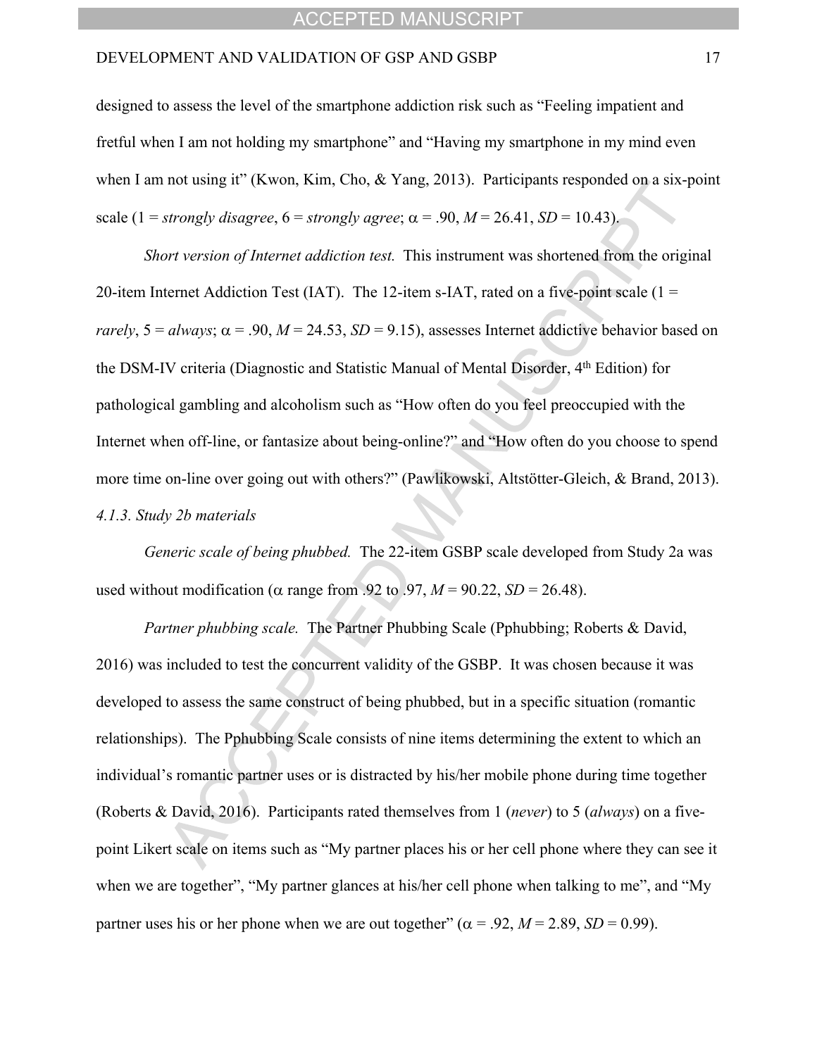designed to assess the level of the smartphone addiction risk such as "Feeling impatient and fretful when I am not holding my smartphone" and "Having my smartphone in my mind even when I am not using it" (Kwon, Kim, Cho, & Yang, 2013). Participants responded on a six-point scale (1 = *strongly disagree*, 6 = *strongly agree*; $\alpha = .90$, $M = 26.41$, $SD = 10.43$).

*Short version of Internet addiction test.* This instrument was shortened from the original 20-item Internet Addiction Test (IAT). The 12-item s-IAT, rated on a five-point scale (1 = *rarely*, 5 = *always*; $\alpha = .90$, $M = 24.53$, $SD = 9.15$), assesses Internet addictive behavior based on the DSM-IV criteria (Diagnostic and Statistic Manual of Mental Disorder, 4th Edition) for pathological gambling and alcoholism such as "How often do you feel preoccupied with the Internet when off-line, or fantasize about being-online?" and "How often do you choose to spend more time on-line over going out with others?" (Pawlikowski, Altstötter-Gleich, & Brand, 2013).

*4.1.3. Study 2b materials*

*Generic scale of being phubbed.* The 22-item GSBP scale developed from Study 2a was used without modification ($\alpha$ range from .92 to .97, $M = 90.22$, $SD = 26.48$).

*Partner phubbing scale.* The Partner Phubbing Scale (Pphubbing; Roberts & David, 2016) was included to test the concurrent validity of the GSBP. It was chosen because it was developed to assess the same construct of being phubbed, but in a specific situation (romantic relationships). The Pphubbing Scale consists of nine items determining the extent to which an individual's romantic partner uses or is distracted by his/her mobile phone during time together (Roberts & David, 2016). Participants rated themselves from 1 (*never*) to 5 (*always*) on a five-point Likert scale on items such as "My partner places his or her cell phone where they can see it when we are together", "My partner glances at his/her cell phone when talking to me", and "My partner uses his or her phone when we are out together" ($\alpha = .92$, $M = 2.89$, $SD = 0.99$).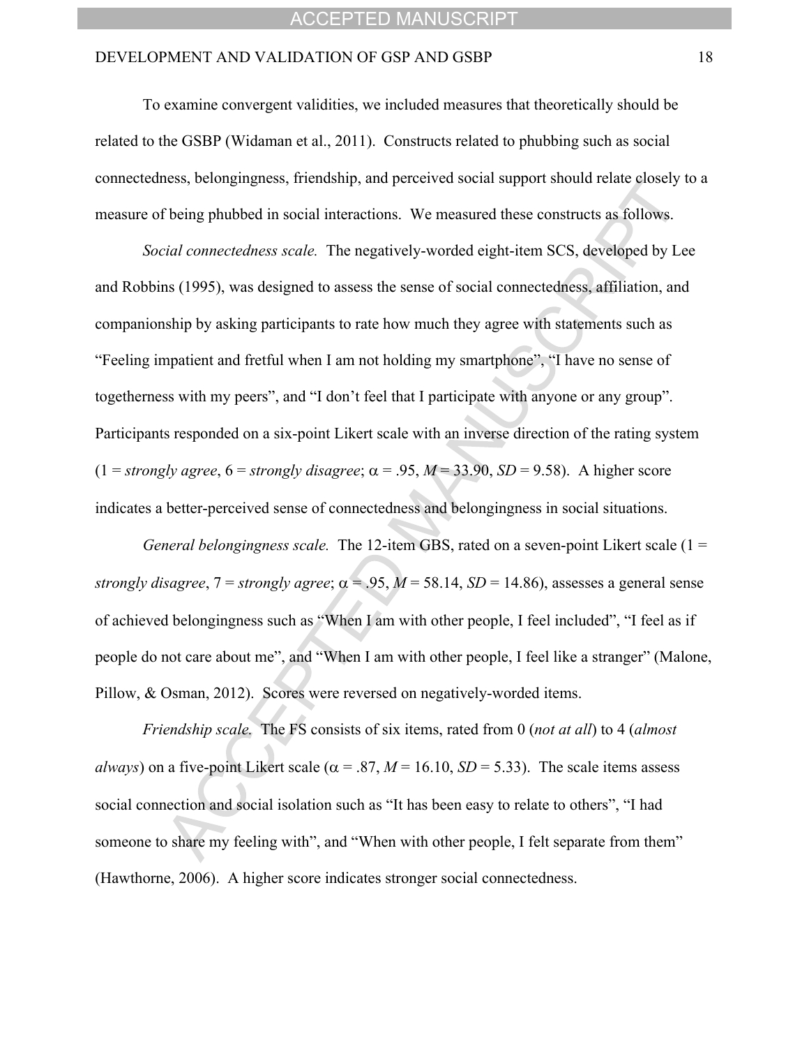To examine convergent validities, we included measures that theoretically should be related to the GSBP (Widaman et al., 2011). Constructs related to phubbing such as social connectedness, belongingness, friendship, and perceived social support should relate closely to a measure of being phubbed in social interactions. We measured these constructs as follows.

*Social connectedness scale.* The negatively-worded eight-item SCS, developed by Lee and Robbins (1995), was designed to assess the sense of social connectedness, affiliation, and companionship by asking participants to rate how much they agree with statements such as "Feeling impatient and fretful when I am not holding my smartphone", "I have no sense of togetherness with my peers", and "I don't feel that I participate with anyone or any group". Participants responded on a six-point Likert scale with an inverse direction of the rating system (1 = *strongly agree*, 6 = *strongly disagree*; $\alpha$ = .95, $M$ = 33.90, $SD$ = 9.58). A higher score indicates a better-perceived sense of connectedness and belongingness in social situations.

*General belongingness scale.* The 12-item GBS, rated on a seven-point Likert scale (1 = *strongly disagree*, 7 = *strongly agree*; $\alpha$ = .95, $M$ = 58.14, $SD$ = 14.86), assesses a general sense of achieved belongingness such as "When I am with other people, I feel included", "I feel as if people do not care about me", and "When I am with other people, I feel like a stranger" (Malone, Pillow, & Osman, 2012). Scores were reversed on negatively-worded items.

*Friendship scale.* The FS consists of six items, rated from 0 (*not at all*) to 4 (*almost always*) on a five-point Likert scale ($\alpha$ = .87, $M$ = 16.10, $SD$ = 5.33). The scale items assess social connection and social isolation such as "It has been easy to relate to others", "I had someone to share my feeling with", and "When with other people, I felt separate from them" (Hawthorne, 2006). A higher score indicates stronger social connectedness.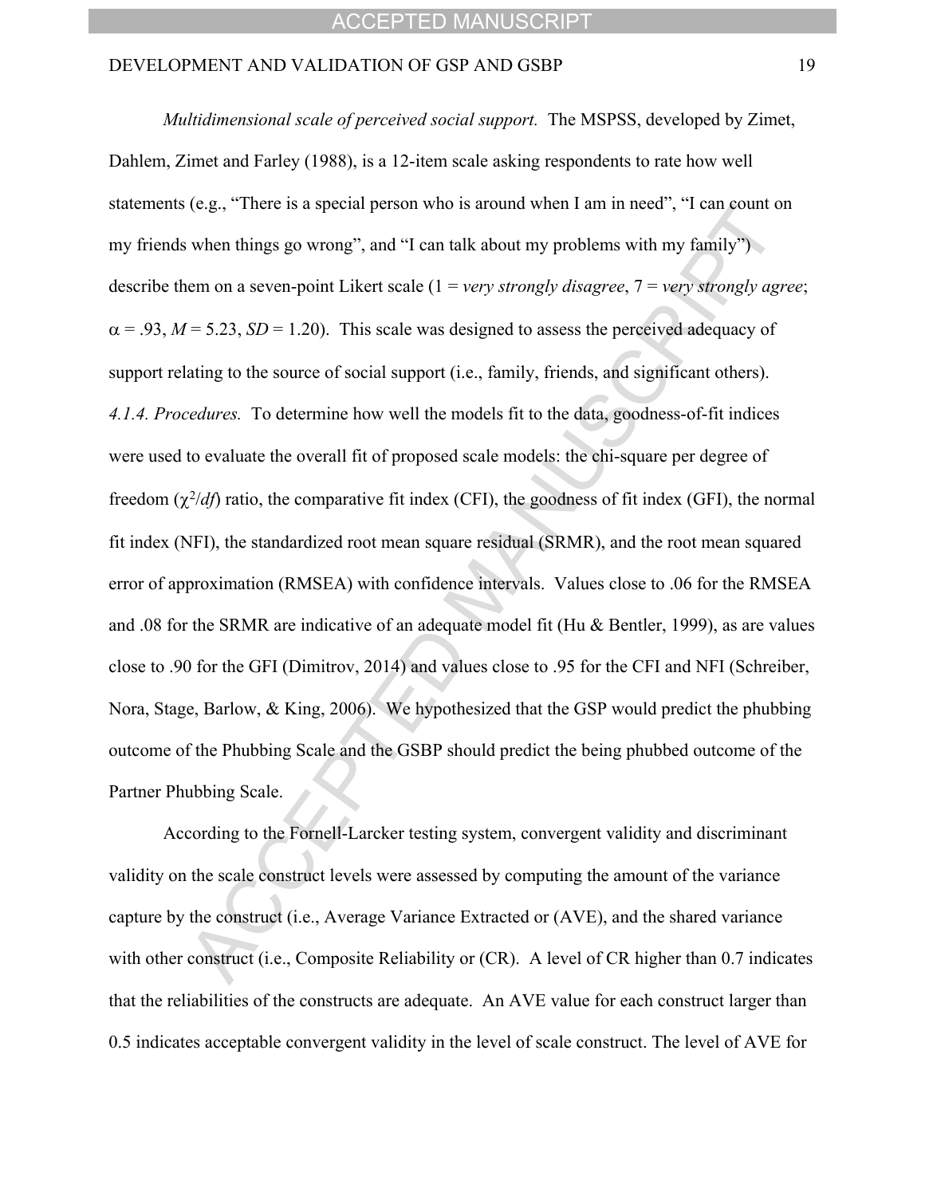*Multidimensional scale of perceived social support.* The MSPSS, developed by Zimet, Dahlem, Zimet and Farley (1988), is a 12-item scale asking respondents to rate how well statements (e.g., "There is a special person who is around when I am in need", "I can count on my friends when things go wrong", and "I can talk about my problems with my family") describe them on a seven-point Likert scale (1 = *very strongly disagree*, 7 = *very strongly agree*; $\alpha = .93$, $M = 5.23$, $SD = 1.20$). This scale was designed to assess the perceived adequacy of support relating to the source of social support (i.e., family, friends, and significant others).

*4.1.4. Procedures.* To determine how well the models fit to the data, goodness-of-fit indices were used to evaluate the overall fit of proposed scale models: the chi-square per degree of freedom ($\chi^2/df$) ratio, the comparative fit index (CFI), the goodness of fit index (GFI), the normal fit index (NFI), the standardized root mean square residual (SRMR), and the root mean squared error of approximation (RMSEA) with confidence intervals. Values close to .06 for the RMSEA and .08 for the SRMR are indicative of an adequate model fit (Hu & Bentler, 1999), as are values close to .90 for the GFI (Dimitrov, 2014) and values close to .95 for the CFI and NFI (Schreiber, Nora, Stage, Barlow, & King, 2006). We hypothesized that the GSP would predict the phubbing outcome of the Phubbing Scale and the GSBP should predict the being phubbed outcome of the Partner Phubbing Scale.

According to the Fornell-Larcker testing system, convergent validity and discriminant validity on the scale construct levels were assessed by computing the amount of the variance capture by the construct (i.e., Average Variance Extracted or (AVE), and the shared variance with other construct (i.e., Composite Reliability or (CR). A level of CR higher than 0.7 indicates that the reliabilities of the constructs are adequate. An AVE value for each construct larger than 0.5 indicates acceptable convergent validity in the level of scale construct. The level of AVE for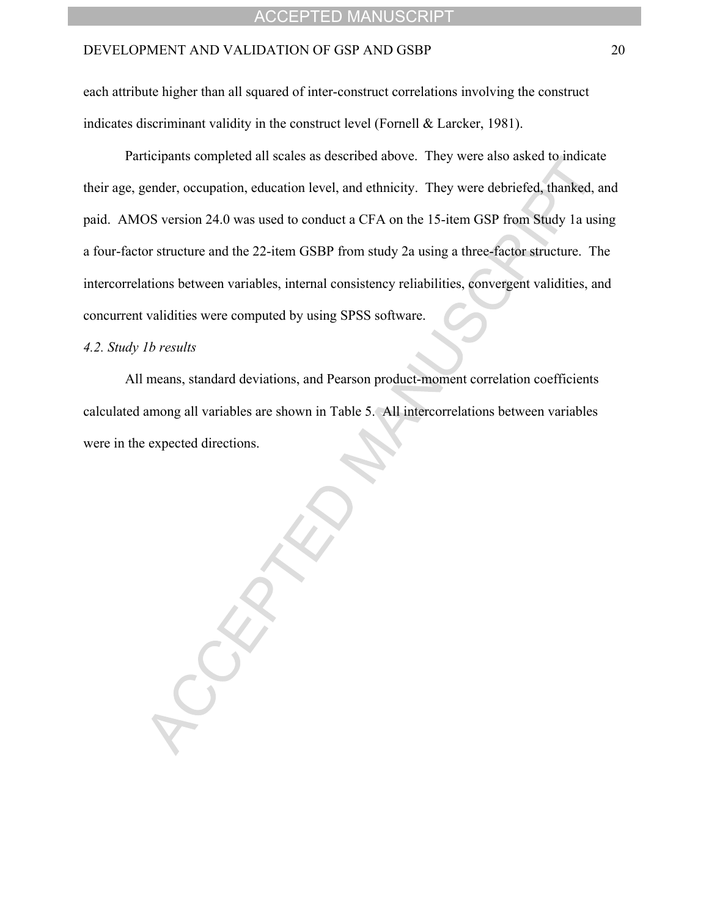each attribute higher than all squared of inter-construct correlations involving the construct indicates discriminant validity in the construct level (Fornell & Larcker, 1981).

Participants completed all scales as described above. They were also asked to indicate their age, gender, occupation, education level, and ethnicity. They were debriefed, thanked, and paid. AMOS version 24.0 was used to conduct a CFA on the 15-item GSP from Study 1a using a four-factor structure and the 22-item GSBP from study 2a using a three-factor structure. The intercorrelations between variables, internal consistency reliabilities, convergent validities, and concurrent validities were computed by using SPSS software.

*4.2. Study 1b results*

All means, standard deviations, and Pearson product-moment correlation coefficients calculated among all variables are shown in Table 5. All intercorrelations between variables were in the expected directions.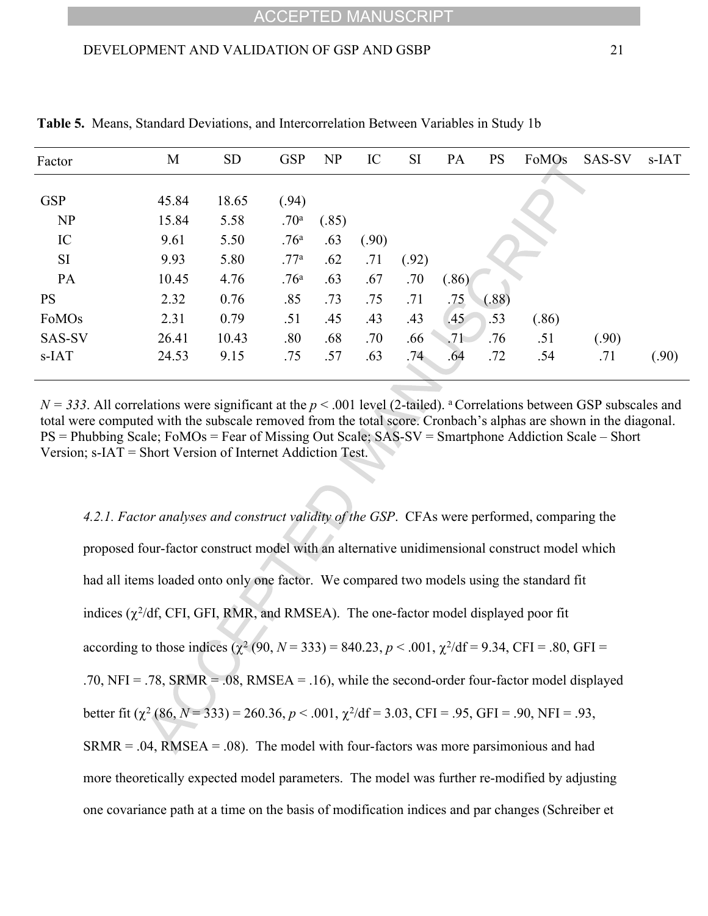**Table 5.** Means, Standard Deviations, and Intercorrelation Between Variables in Study 1b

| Factor | M | SD | GSP | NP | IC | SI | PA | PS | FoMOs | SAS-SV | s-IAT |
|---|---|---|---|---|---|---|---|---|---|---|---|
| GSP | 45.84 | 18.65 | (.94) | | | | | | | | |
| NP | 15.84 | 5.58 | .70[a] | (.85) | | | | | | | |
| IC | 9.61 | 5.50 | .76[a] | .63 | (.90) | | | | | | |
| SI | 9.93 | 5.80 | .77[a] | .62 | .71 | (.92) | | | | | |
| PA | 10.45 | 4.76 | .76[a] | .63 | .67 | .70 | (.86) | | | | |
| PS | 2.32 | 0.76 | .85 | .73 | .75 | .71 | .75 | (.88) | | | |
| FoMOs | 2.31 | 0.79 | .51 | .45 | .43 | .43 | .45 | .53 | (.86) | | |
| SAS-SV | 26.41 | 10.43 | .80 | .68 | .70 | .66 | .71 | .76 | .51 | (.90) | |
| s-IAT | 24.53 | 9.15 | .75 | .57 | .63 | .74 | .64 | .72 | .54 | .71 | (.90) |

*N = 333*. All correlations were significant at the $p < .001$ level (2-tailed). [a] Correlations between GSP subscales and total were computed with the subscale removed from the total score. Cronbach's alphas are shown in the diagonal. PS = Phubbing Scale; FoMOs = Fear of Missing Out Scale; SAS-SV = Smartphone Addiction Scale – Short Version; s-IAT = Short Version of Internet Addiction Test.

*4.2.1. Factor analyses and construct validity of the GSP*. CFAs were performed, comparing the proposed four-factor construct model with an alternative unidimensional construct model which had all items loaded onto only one factor. We compared two models using the standard fit indices ($\chi^2$/df, CFI, GFI, RMR, and RMSEA). The one-factor model displayed poor fit according to those indices ($\chi^2$ (90, $N$ = 333) = 840.23, $p < .001$, $\chi^2$/df = 9.34, CFI = .80, GFI = .70, NFI = .78, SRMR = .08, RMSEA = .16), while the second-order four-factor model displayed better fit ($\chi^2$ (86, $N$ = 333) = 260.36, $p < .001$, $\chi^2$/df = 3.03, CFI = .95, GFI = .90, NFI = .93, SRMR = .04, RMSEA = .08). The model with four-factors was more parsimonious and had more theoretically expected model parameters. The model was further re-modified by adjusting one covariance path at a time on the basis of modification indices and par changes (Schreiber et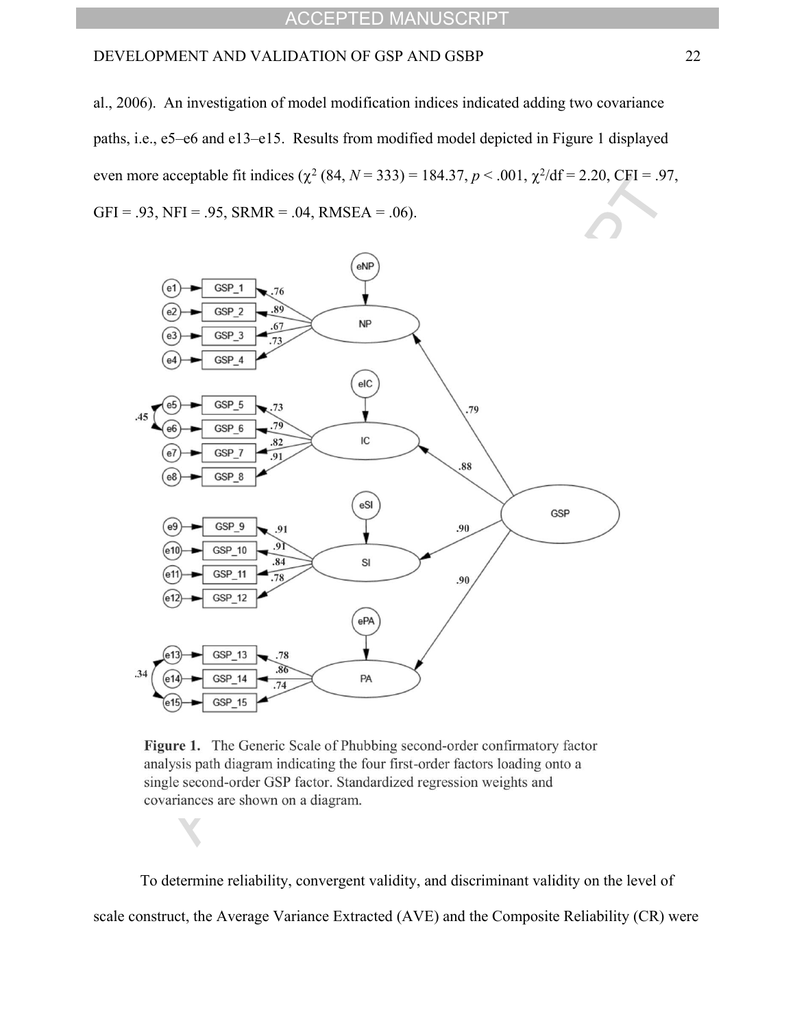al., 2006). An investigation of model modification indices indicated adding two covariance paths, i.e., e5–e6 and e13–e15. Results from modified model depicted in Figure 1 displayed even more acceptable fit indices ($\chi^2$ (84, $N$ = 333) = 184.37, $p$ < .001, $\chi^2$/df = 2.20, CFI = .97, GFI = .93, NFI = .95, SRMR = .04, RMSEA = .06).

**Figure 1.** The Generic Scale of Phubbing second-order confirmatory factor analysis path diagram indicating the four first-order factors loading onto a single second-order GSP factor. Standardized regression weights and covariances are shown on a diagram.

To determine reliability, convergent validity, and discriminant validity on the level of scale construct, the Average Variance Extracted (AVE) and the Composite Reliability (CR) were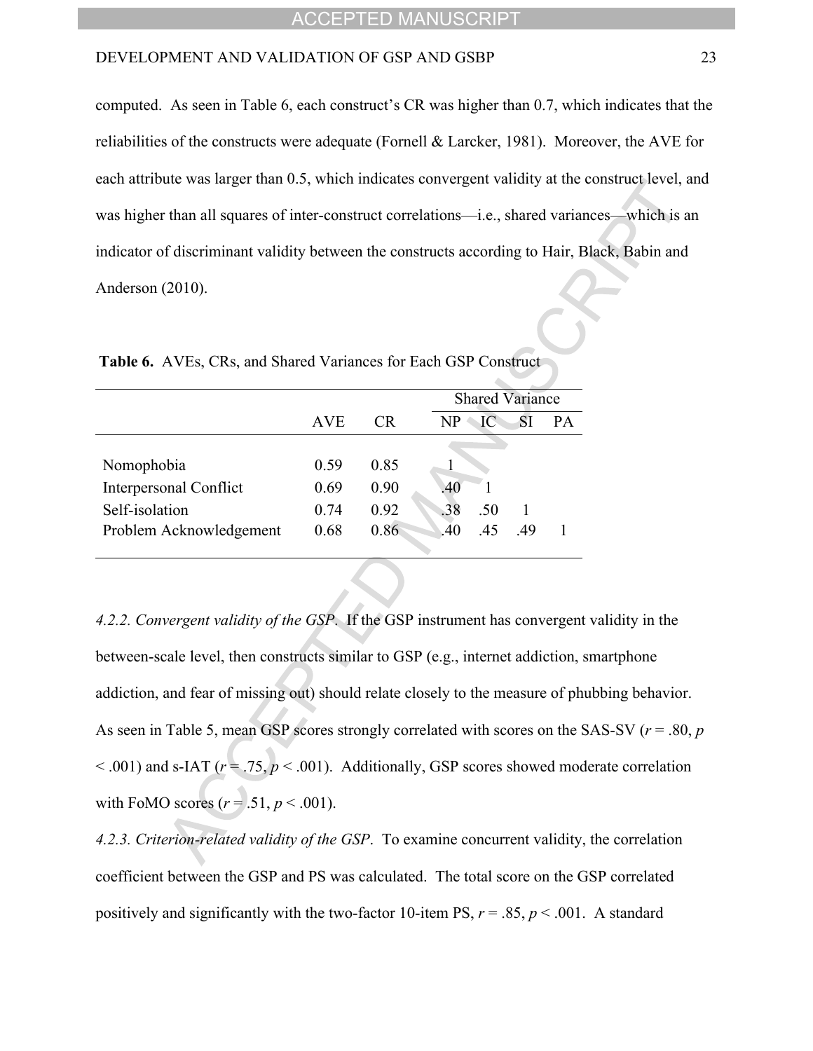computed. As seen in Table 6, each construct's CR was higher than 0.7, which indicates that the reliabilities of the constructs were adequate (Fornell & Larcker, 1981). Moreover, the AVE for each attribute was larger than 0.5, which indicates convergent validity at the construct level, and was higher than all squares of inter-construct correlations—i.e., shared variances—which is an indicator of discriminant validity between the constructs according to Hair, Black, Babin and Anderson (2010).

**Table 6.** AVEs, CRs, and Shared Variances for Each GSP Construct

| | | | Shared Variance | | | |
|---|---|---|---|---|---|---|
| | AVE | CR | NP | IC | SI | PA |
| Nomophobia | 0.59 | 0.85 | 1 | | | |
| Interpersonal Conflict | 0.69 | 0.90 | .40 | 1 | | |
| Self-isolation | 0.74 | 0.92 | .38 | .50 | 1 | |
| Problem Acknowledgement | 0.68 | 0.86 | .40 | .45 | .49 | 1 |

*4.2.2. Convergent validity of the GSP*. If the GSP instrument has convergent validity in the between-scale level, then constructs similar to GSP (e.g., internet addiction, smartphone addiction, and fear of missing out) should relate closely to the measure of phubbing behavior. As seen in Table 5, mean GSP scores strongly correlated with scores on the SAS-SV ($r = .80$, $p < .001$) and s-IAT ($r = .75$, $p < .001$). Additionally, GSP scores showed moderate correlation with FoMO scores ($r = .51$, $p < .001$).

*4.2.3. Criterion-related validity of the GSP*. To examine concurrent validity, the correlation coefficient between the GSP and PS was calculated. The total score on the GSP correlated positively and significantly with the two-factor 10-item PS, $r = .85$, $p < .001$. A standard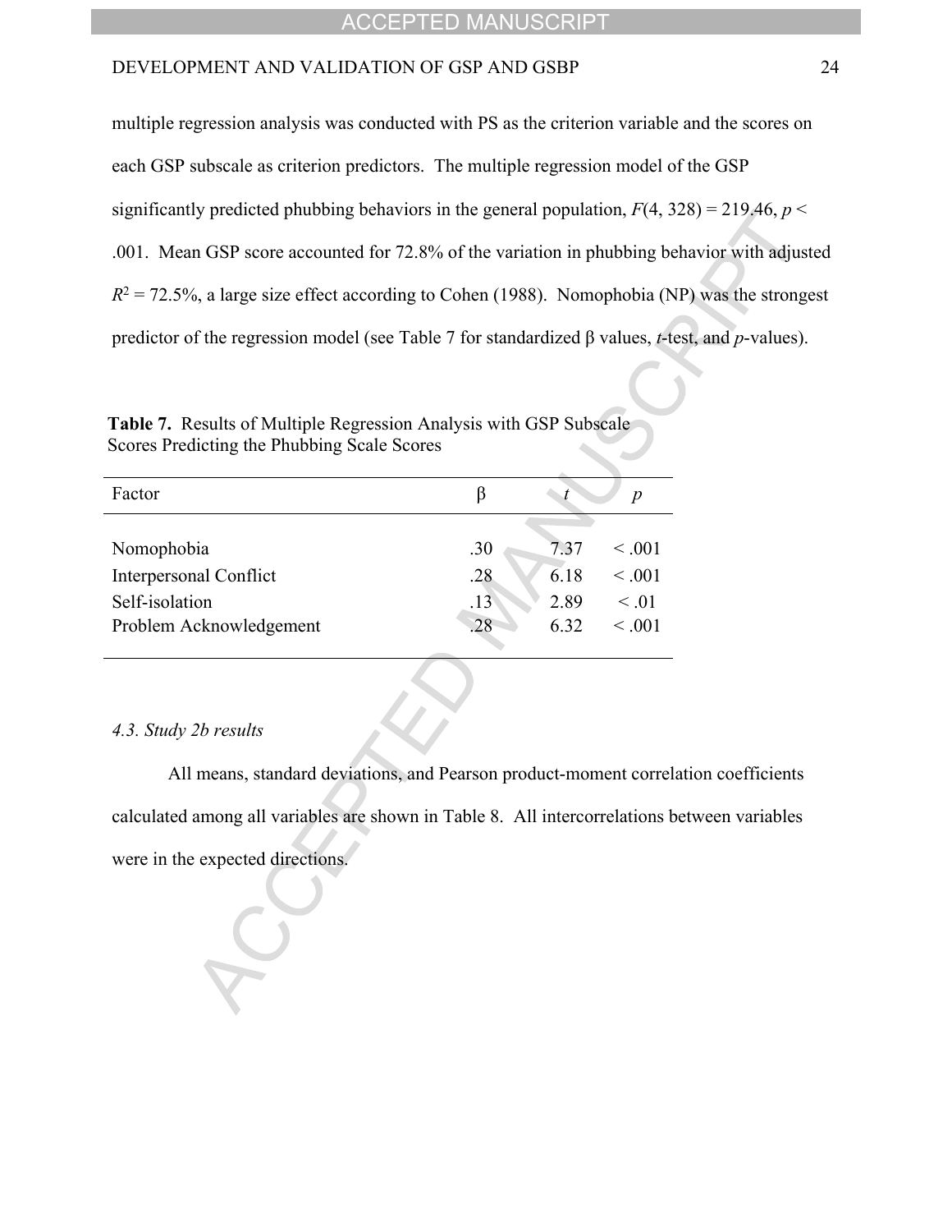multiple regression analysis was conducted with PS as the criterion variable and the scores on each GSP subscale as criterion predictors. The multiple regression model of the GSP significantly predicted phubbing behaviors in the general population, $F(4, 328) = 219.46$, $p < .001$. Mean GSP score accounted for 72.8% of the variation in phubbing behavior with adjusted $R^2 = 72.5\%$, a large size effect according to Cohen (1988). Nomophobia (NP) was the strongest predictor of the regression model (see Table 7 for standardized β values, *t*-test, and *p*-values).

**Table 7.** Results of Multiple Regression Analysis with GSP Subscale Scores Predicting the Phubbing Scale Scores

| Factor | β | *t* | *p* |
|---|---|---|---|
| Nomophobia | .30 | 7.37 | < .001 |
| Interpersonal Conflict | .28 | 6.18 | < .001 |
| Self-isolation | .13 | 2.89 | < .01 |
| Problem Acknowledgement | .28 | 6.32 | < .001 |

*4.3. Study 2b results*

All means, standard deviations, and Pearson product-moment correlation coefficients calculated among all variables are shown in Table 8. All intercorrelations between variables were in the expected directions.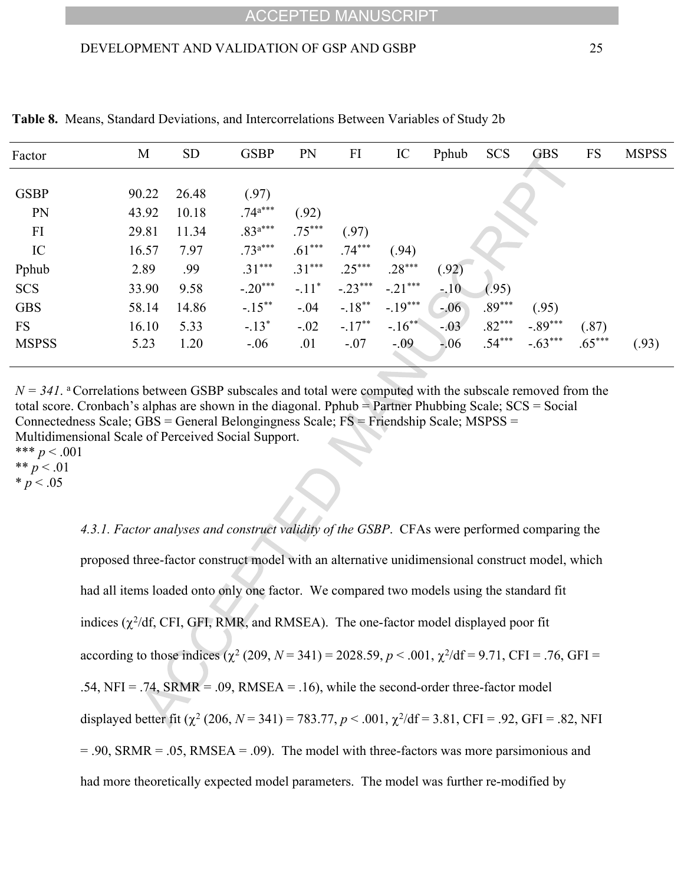**Table 8.** Means, Standard Deviations, and Intercorrelations Between Variables of Study 2b

| Factor | M | SD | GSBP | PN | FI | IC | Pphub | SCS | GBS | FS | MSPSS |
|---|---|---|---|---|---|---|---|---|---|---|---|
| GSBP | 90.22 | 26.48 | (.97) | | | | | | | | |
| PN | 43.92 | 10.18 | .74[a]*** | (.92) | | | | | | | |
| FI | 29.81 | 11.34 | .83[a]*** | .75*** | (.97) | | | | | | |
| IC | 16.57 | 7.97 | .73[a]*** | .61*** | .74*** | (.94) | | | | | |
| Pphub | 2.89 | .99 | .31*** | .31*** | .25*** | .28*** | (.92) | | | | |
| SCS | 33.90 | 9.58 | -.20*** | -.11* | -.23*** | -.21*** | -.10 | (.95) | | | |
| GBS | 58.14 | 14.86 | -.15** | -.04 | -.18** | -.19*** | -.06 | .89*** | (.95) | | |
| FS | 16.10 | 5.33 | -.13* | -.02 | -.17** | -.16** | -.03 | .82*** | -.89*** | (.87) | |
| MSPSS | 5.23 | 1.20 | -.06 | .01 | -.07 | -.09 | -.06 | .54*** | -.63*** | .65*** | (.93) |

*N = 341*. [a] Correlations between GSBP subscales and total were computed with the subscale removed from the total score. Cronbach's alphas are shown in the diagonal. Pphub = Partner Phubbing Scale; SCS = Social Connectedness Scale; GBS = General Belongingness Scale; FS = Friendship Scale; MSPSS = Multidimensional Scale of Perceived Social Support.
*** $p < .001$
** $p < .01$
* $p < .05$

*4.3.1. Factor analyses and construct validity of the GSBP*. CFAs were performed comparing the proposed three-factor construct model with an alternative unidimensional construct model, which had all items loaded onto only one factor. We compared two models using the standard fit indices ($\chi^2$/df, CFI, GFI, RMR, and RMSEA). The one-factor model displayed poor fit according to those indices ($\chi^2$ (209, $N$ = 341) = 2028.59, $p < .001$, $\chi^2$/df = 9.71, CFI = .76, GFI = .54, NFI = .74, SRMR = .09, RMSEA = .16), while the second-order three-factor model displayed better fit ($\chi^2$ (206, $N$ = 341) = 783.77, $p < .001$, $\chi^2$/df = 3.81, CFI = .92, GFI = .82, NFI = .90, SRMR = .05, RMSEA = .09). The model with three-factors was more parsimonious and had more theoretically expected model parameters. The model was further re-modified by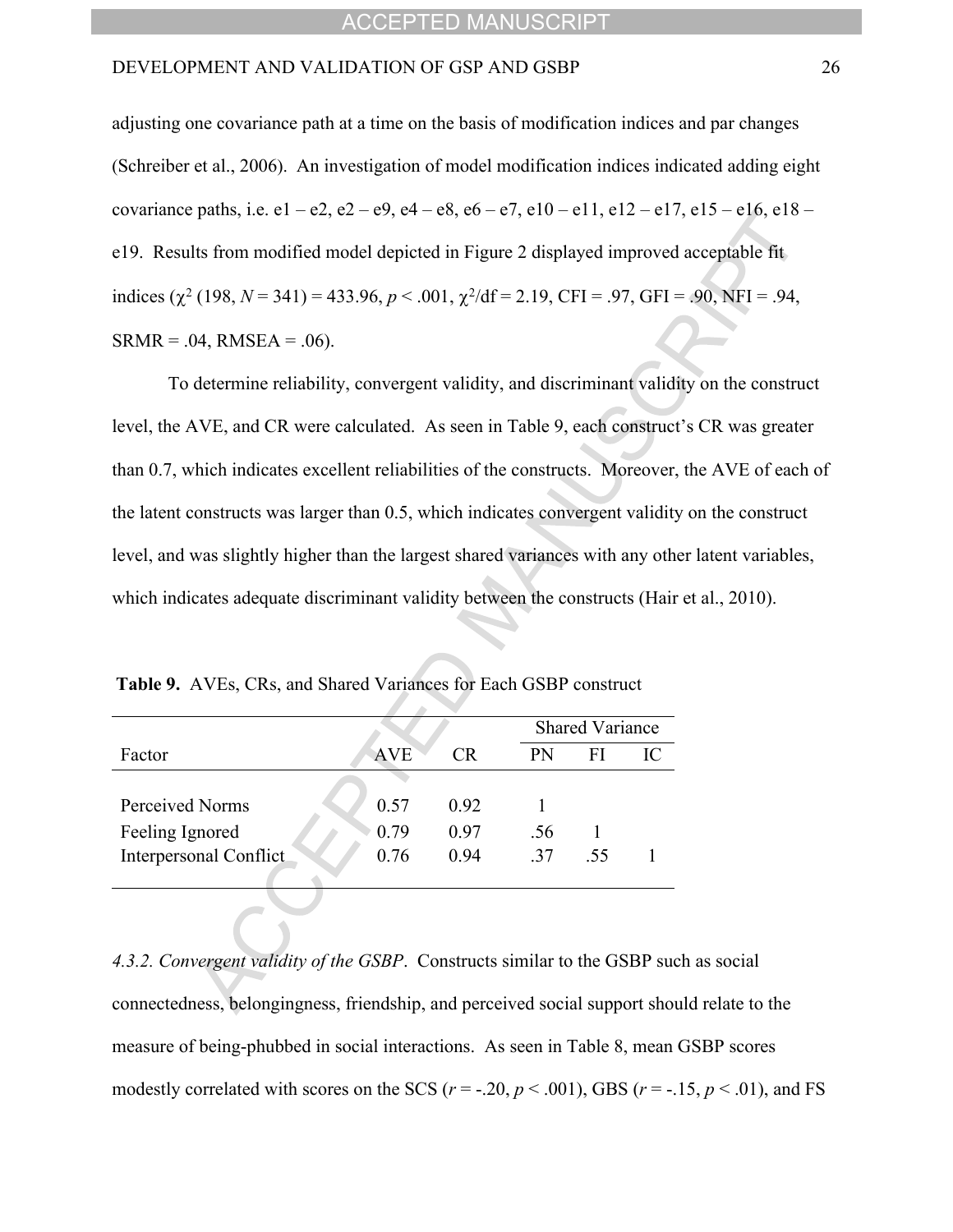adjusting one covariance path at a time on the basis of modification indices and par changes (Schreiber et al., 2006). An investigation of model modification indices indicated adding eight covariance paths, i.e. e1 – e2, e2 – e9, e4 – e8, e6 – e7, e10 – e11, e12 – e17, e15 – e16, e18 – e19. Results from modified model depicted in Figure 2 displayed improved acceptable fit indices ($\chi^2$ (198, $N$ = 341) = 433.96, $p < .001$, $\chi^2/df = 2.19$, CFI = .97, GFI = .90, NFI = .94, SRMR = .04, RMSEA = .06).

To determine reliability, convergent validity, and discriminant validity on the construct level, the AVE, and CR were calculated. As seen in Table 9, each construct's CR was greater than 0.7, which indicates excellent reliabilities of the constructs. Moreover, the AVE of each of the latent constructs was larger than 0.5, which indicates convergent validity on the construct level, and was slightly higher than the largest shared variances with any other latent variables, which indicates adequate discriminant validity between the constructs (Hair et al., 2010).

**Table 9.** AVEs, CRs, and Shared Variances for Each GSBP construct

| | | | Shared Variance | | |
|---|---|---|---|---|---|
| Factor | AVE | CR | PN | FI | IC |
| Perceived Norms | 0.57 | 0.92 | 1 | | |
| Feeling Ignored | 0.79 | 0.97 | .56 | 1 | |
| Interpersonal Conflict | 0.76 | 0.94 | .37 | .55 | 1 |

*4.3.2. Convergent validity of the GSBP*. Constructs similar to the GSBP such as social connectedness, belongingness, friendship, and perceived social support should relate to the measure of being-phubbed in social interactions. As seen in Table 8, mean GSBP scores modestly correlated with scores on the SCS ($r = -.20$, $p < .001$), GBS ($r = -.15$, $p < .01$), and FS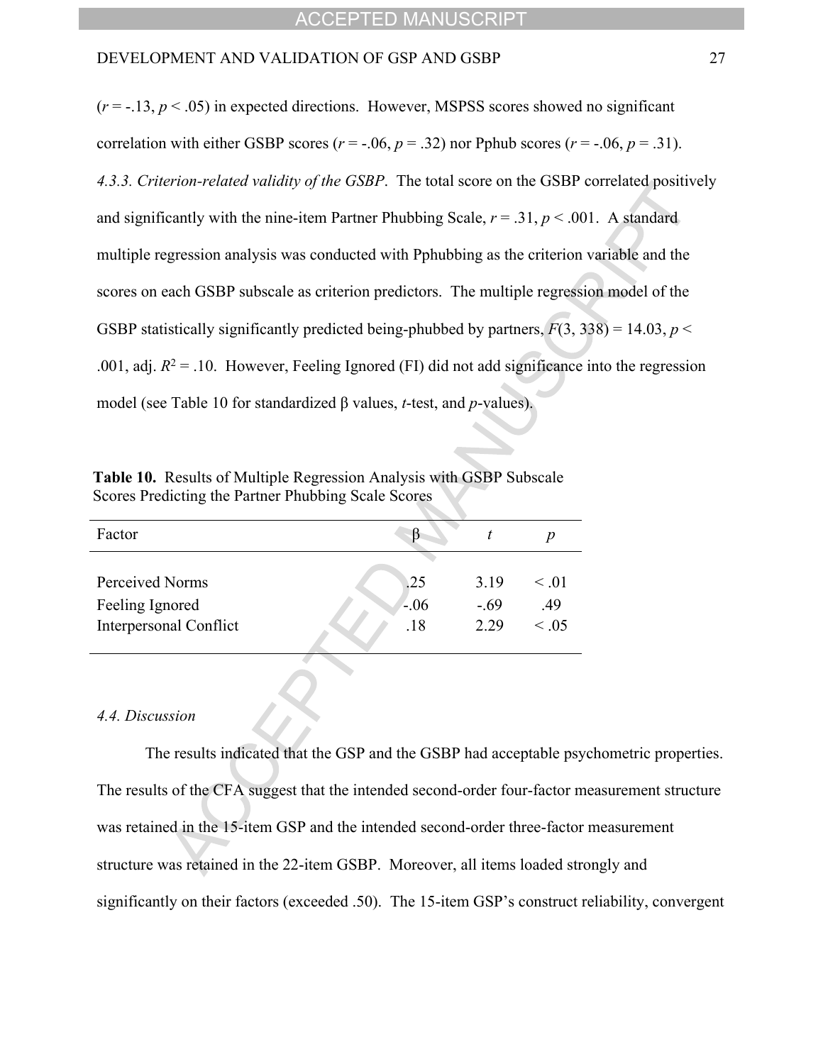($r = -.13$, $p < .05$) in expected directions. However, MSPSS scores showed no significant correlation with either GSBP scores ($r = -.06$, $p = .32$) nor Pphub scores ($r = -.06$, $p = .31$).

*4.3.3. Criterion-related validity of the GSBP.* The total score on the GSBP correlated positively and significantly with the nine-item Partner Phubbing Scale, $r = .31$, $p < .001$. A standard multiple regression analysis was conducted with Pphubbing as the criterion variable and the scores on each GSBP subscale as criterion predictors. The multiple regression model of the GSBP statistically significantly predicted being-phubbed by partners, $F(3, 338) = 14.03$, $p < .001$, adj. $R^2 = .10$. However, Feeling Ignored (FI) did not add significance into the regression model (see Table 10 for standardized β values, *t*-test, and *p*-values).

**Table 10.** Results of Multiple Regression Analysis with GSBP Subscale Scores Predicting the Partner Phubbing Scale Scores

| Factor | β | *t* | *p* |
|---|---|---|---|
| Perceived Norms | .25 | 3.19 | < .01 |
| Feeling Ignored | -.06 | -.69 | .49 |
| Interpersonal Conflict | .18 | 2.29 | < .05 |

*4.4. Discussion*

The results indicated that the GSP and the GSBP had acceptable psychometric properties. The results of the CFA suggest that the intended second-order four-factor measurement structure was retained in the 15-item GSP and the intended second-order three-factor measurement structure was retained in the 22-item GSBP. Moreover, all items loaded strongly and significantly on their factors (exceeded .50). The 15-item GSP's construct reliability, convergent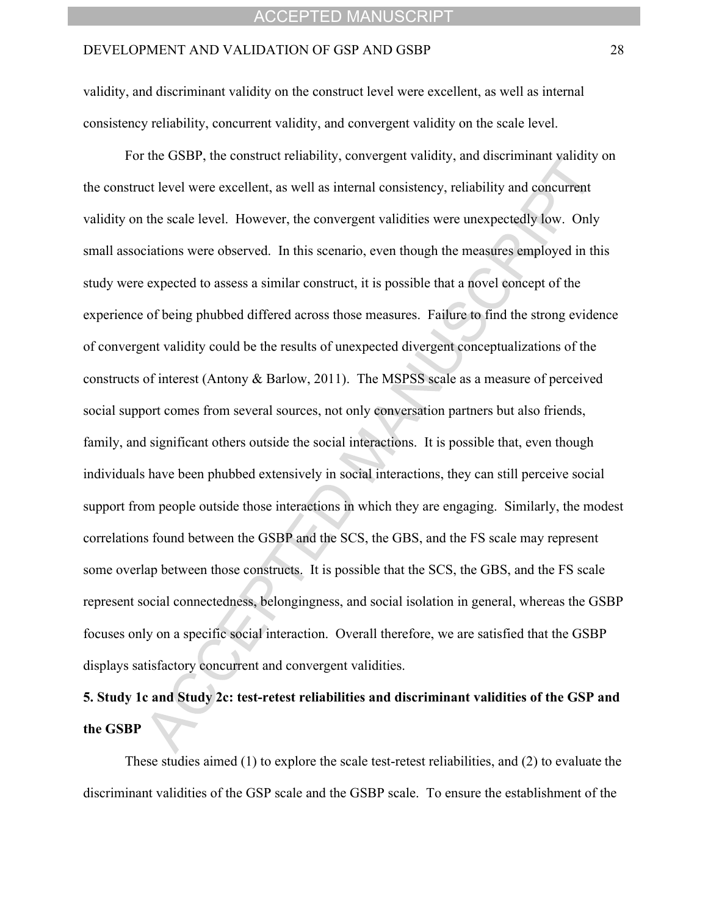validity, and discriminant validity on the construct level were excellent, as well as internal consistency reliability, concurrent validity, and convergent validity on the scale level.

For the GSBP, the construct reliability, convergent validity, and discriminant validity on the construct level were excellent, as well as internal consistency, reliability and concurrent validity on the scale level. However, the convergent validities were unexpectedly low. Only small associations were observed. In this scenario, even though the measures employed in this study were expected to assess a similar construct, it is possible that a novel concept of the experience of being phubbed differed across those measures. Failure to find the strong evidence of convergent validity could be the results of unexpected divergent conceptualizations of the constructs of interest (Antony & Barlow, 2011). The MSPSS scale as a measure of perceived social support comes from several sources, not only conversation partners but also friends, family, and significant others outside the social interactions. It is possible that, even though individuals have been phubbed extensively in social interactions, they can still perceive social support from people outside those interactions in which they are engaging. Similarly, the modest correlations found between the GSBP and the SCS, the GBS, and the FS scale may represent some overlap between those constructs. It is possible that the SCS, the GBS, and the FS scale represent social connectedness, belongingness, and social isolation in general, whereas the GSBP focuses only on a specific social interaction. Overall therefore, we are satisfied that the GSBP displays satisfactory concurrent and convergent validities.

## 5. Study 1c and Study 2c: test-retest reliabilities and discriminant validities of the GSP and the GSBP

These studies aimed (1) to explore the scale test-retest reliabilities, and (2) to evaluate the discriminant validities of the GSP scale and the GSBP scale. To ensure the establishment of the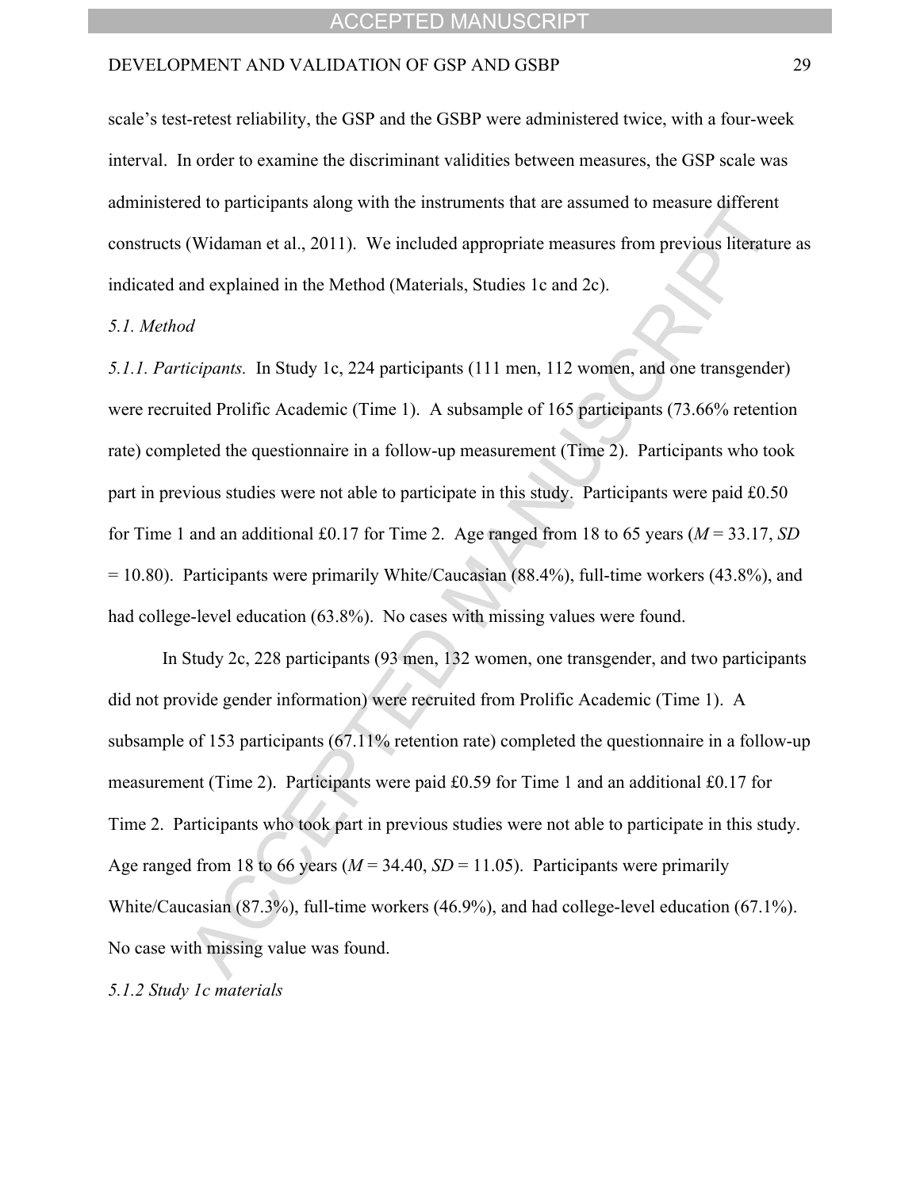scale's test-retest reliability, the GSP and the GSBP were administered twice, with a four-week interval. In order to examine the discriminant validities between measures, the GSP scale was administered to participants along with the instruments that are assumed to measure different constructs (Widaman et al., 2011). We included appropriate measures from previous literature as indicated and explained in the Method (Materials, Studies 1c and 2c).

*5.1. Method*

*5.1.1. Participants.* In Study 1c, 224 participants (111 men, 112 women, and one transgender) were recruited Prolific Academic (Time 1). A subsample of 165 participants (73.66% retention rate) completed the questionnaire in a follow-up measurement (Time 2). Participants who took part in previous studies were not able to participate in this study. Participants were paid £0.50 for Time 1 and an additional £0.17 for Time 2. Age ranged from 18 to 65 years ($M$ = 33.17, $SD$ = 10.80). Participants were primarily White/Caucasian (88.4%), full-time workers (43.8%), and had college-level education (63.8%). No cases with missing values were found.

In Study 2c, 228 participants (93 men, 132 women, one transgender, and two participants did not provide gender information) were recruited from Prolific Academic (Time 1). A subsample of 153 participants (67.11% retention rate) completed the questionnaire in a follow-up measurement (Time 2). Participants were paid £0.59 for Time 1 and an additional £0.17 for Time 2. Participants who took part in previous studies were not able to participate in this study. Age ranged from 18 to 66 years ($M$ = 34.40, $SD$ = 11.05). Participants were primarily White/Caucasian (87.3%), full-time workers (46.9%), and had college-level education (67.1%). No case with missing value was found.

*5.1.2 Study 1c materials*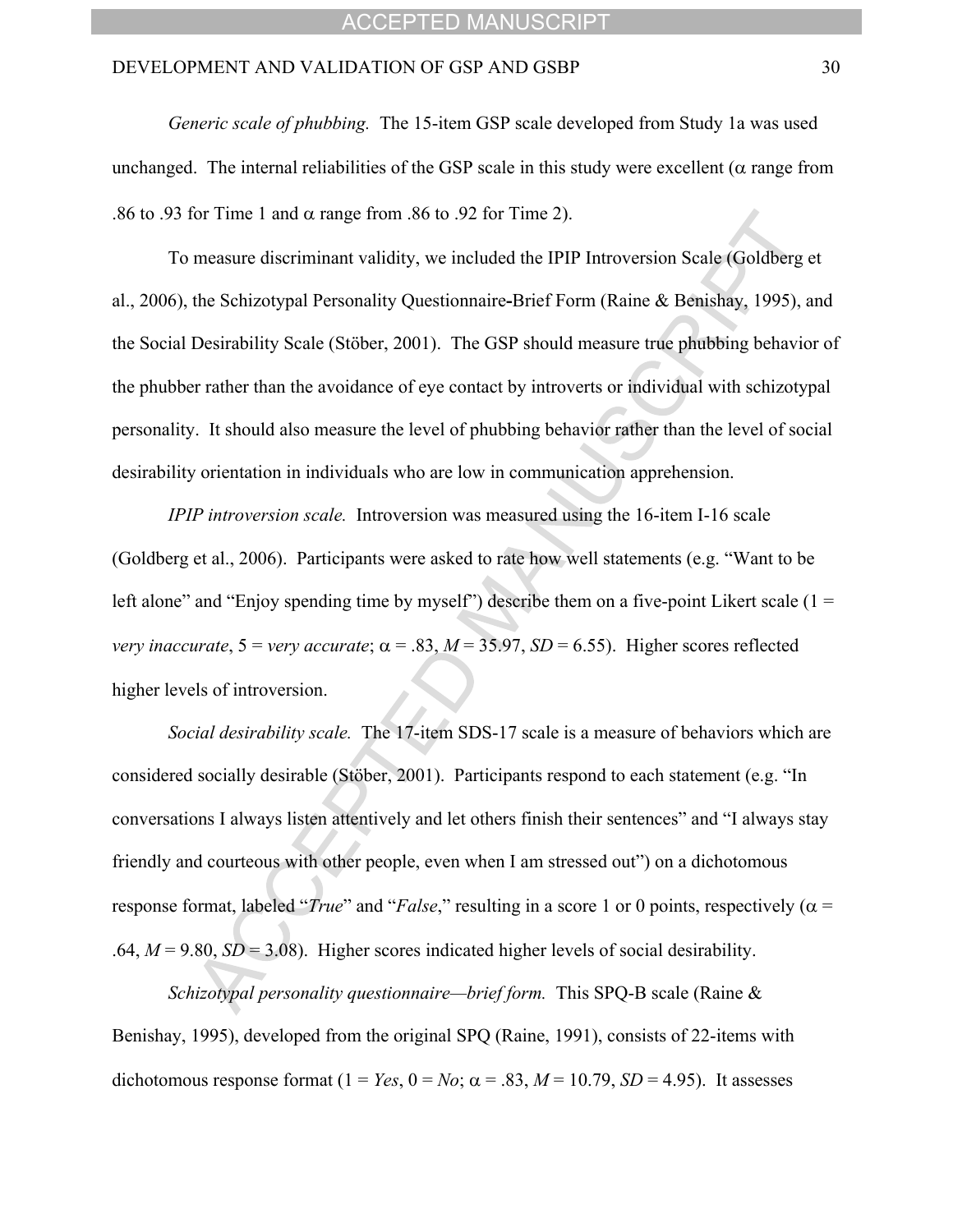*Generic scale of phubbing.* The 15-item GSP scale developed from Study 1a was used unchanged. The internal reliabilities of the GSP scale in this study were excellent ($\alpha$ range from .86 to .93 for Time 1 and $\alpha$ range from .86 to .92 for Time 2).

To measure discriminant validity, we included the IPIP Introversion Scale (Goldberg et al., 2006), the Schizotypal Personality Questionnaire-Brief Form (Raine & Benishay, 1995), and the Social Desirability Scale (Stöber, 2001). The GSP should measure true phubbing behavior of the phubber rather than the avoidance of eye contact by introverts or individual with schizotypal personality. It should also measure the level of phubbing behavior rather than the level of social desirability orientation in individuals who are low in communication apprehension.

*IPIP introversion scale.* Introversion was measured using the 16-item I-16 scale (Goldberg et al., 2006). Participants were asked to rate how well statements (e.g. "Want to be left alone" and "Enjoy spending time by myself") describe them on a five-point Likert scale (1 = *very inaccurate*, 5 = *very accurate*; $\alpha$ = .83, $M$ = 35.97, $SD$ = 6.55). Higher scores reflected higher levels of introversion.

*Social desirability scale.* The 17-item SDS-17 scale is a measure of behaviors which are considered socially desirable (Stöber, 2001). Participants respond to each statement (e.g. "In conversations I always listen attentively and let others finish their sentences" and "I always stay friendly and courteous with other people, even when I am stressed out") on a dichotomous response format, labeled "*True*" and "*False*," resulting in a score 1 or 0 points, respectively ($\alpha$ = .64, $M$ = 9.80, $SD$ = 3.08). Higher scores indicated higher levels of social desirability.

*Schizotypal personality questionnaire—brief form.* This SPQ-B scale (Raine & Benishay, 1995), developed from the original SPQ (Raine, 1991), consists of 22-items with dichotomous response format (1 = *Yes*, 0 = *No*; $\alpha$ = .83, $M$ = 10.79, $SD$ = 4.95). It assesses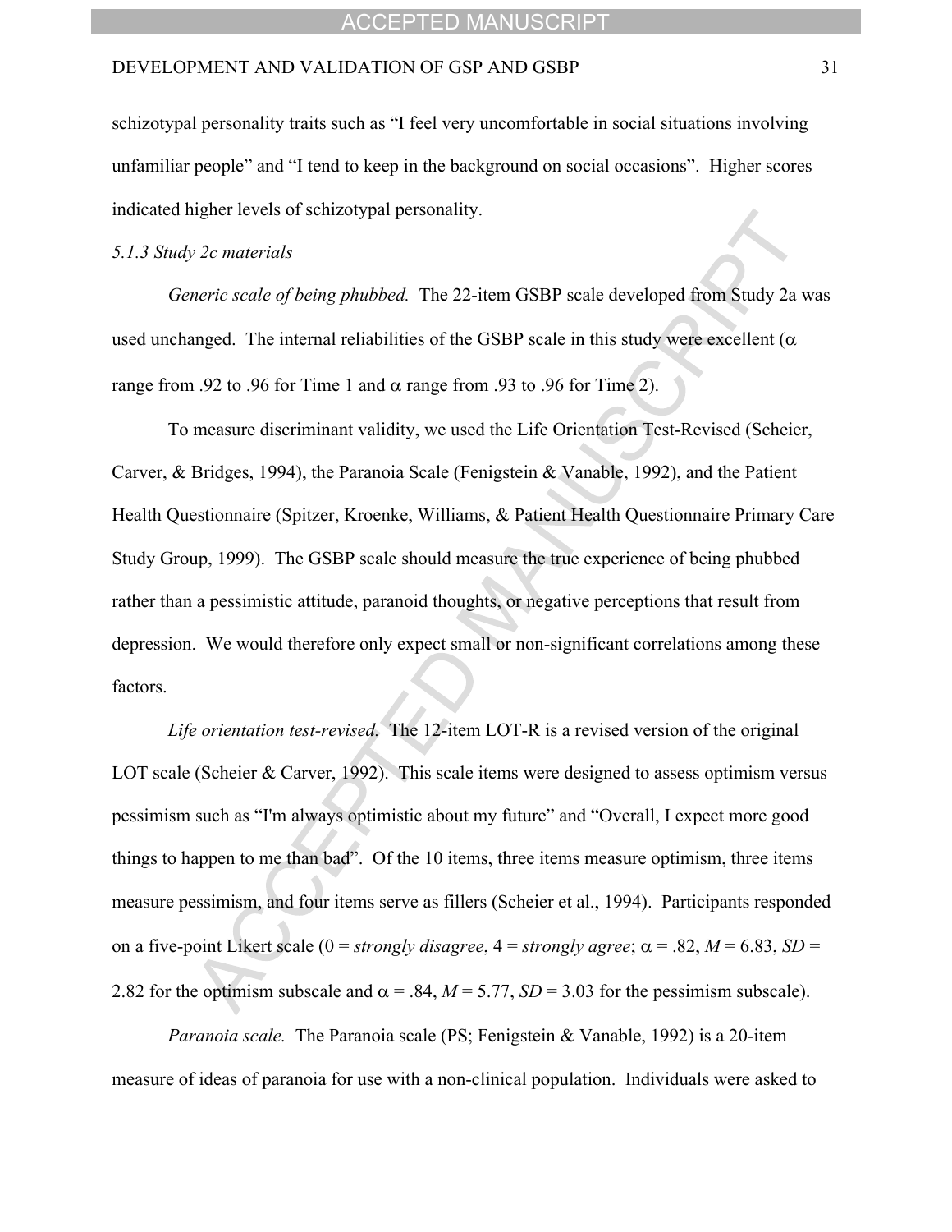schizotypal personality traits such as "I feel very uncomfortable in social situations involving unfamiliar people" and "I tend to keep in the background on social occasions". Higher scores indicated higher levels of schizotypal personality.

*5.1.3 Study 2c materials*

*Generic scale of being phubbed.* The 22-item GSBP scale developed from Study 2a was used unchanged. The internal reliabilities of the GSBP scale in this study were excellent ($\alpha$ range from .92 to .96 for Time 1 and $\alpha$ range from .93 to .96 for Time 2).

To measure discriminant validity, we used the Life Orientation Test-Revised (Scheier, Carver, & Bridges, 1994), the Paranoia Scale (Fenigstein & Vanable, 1992), and the Patient Health Questionnaire (Spitzer, Kroenke, Williams, & Patient Health Questionnaire Primary Care Study Group, 1999). The GSBP scale should measure the true experience of being phubbed rather than a pessimistic attitude, paranoid thoughts, or negative perceptions that result from depression. We would therefore only expect small or non-significant correlations among these factors.

*Life orientation test-revised.* The 12-item LOT-R is a revised version of the original LOT scale (Scheier & Carver, 1992). This scale items were designed to assess optimism versus pessimism such as "I'm always optimistic about my future" and "Overall, I expect more good things to happen to me than bad". Of the 10 items, three items measure optimism, three items measure pessimism, and four items serve as fillers (Scheier et al., 1994). Participants responded on a five-point Likert scale (0 = *strongly disagree*, 4 = *strongly agree*; $\alpha$ = .82, $M$ = 6.83, $SD$ = 2.82 for the optimism subscale and $\alpha$ = .84, $M$ = 5.77, $SD$ = 3.03 for the pessimism subscale).

*Paranoia scale.* The Paranoia scale (PS; Fenigstein & Vanable, 1992) is a 20-item measure of ideas of paranoia for use with a non-clinical population. Individuals were asked to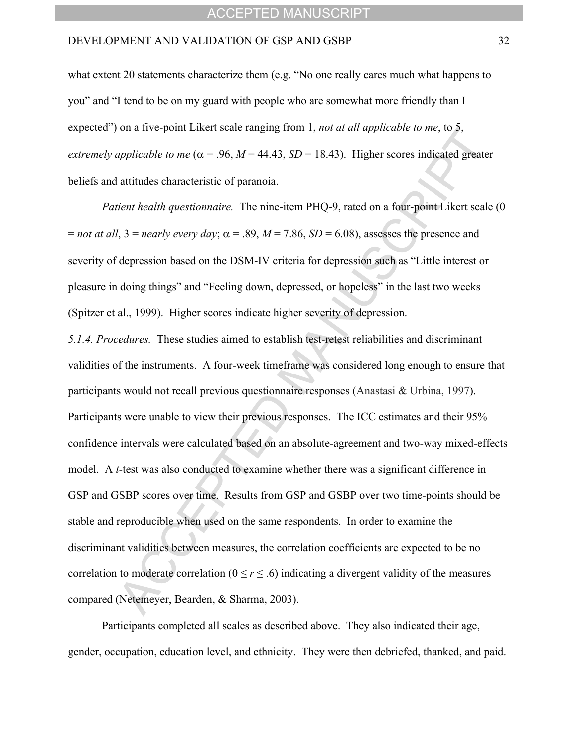what extent 20 statements characterize them (e.g. “No one really cares much what happens to you” and “I tend to be on my guard with people who are somewhat more friendly than I expected”) on a five-point Likert scale ranging from 1, *not at all applicable to me*, to 5, *extremely applicable to me* ($\alpha$ = .96, $M$ = 44.43, $SD$ = 18.43). Higher scores indicated greater beliefs and attitudes characteristic of paranoia.

*Patient health questionnaire.* The nine-item PHQ-9, rated on a four-point Likert scale (0 = *not at all*, 3 = *nearly every day*; $\alpha$ = .89, $M$ = 7.86, $SD$ = 6.08), assesses the presence and severity of depression based on the DSM-IV criteria for depression such as “Little interest or pleasure in doing things” and “Feeling down, depressed, or hopeless” in the last two weeks (Spitzer et al., 1999). Higher scores indicate higher severity of depression.

*5.1.4. Procedures.* These studies aimed to establish test-retest reliabilities and discriminant validities of the instruments. A four-week timeframe was considered long enough to ensure that participants would not recall previous questionnaire responses (Anastasi & Urbina, 1997). Participants were unable to view their previous responses. The ICC estimates and their 95% confidence intervals were calculated based on an absolute-agreement and two-way mixed-effects model. A $t$-test was also conducted to examine whether there was a significant difference in GSP and GSBP scores over time. Results from GSP and GSBP over two time-points should be stable and reproducible when used on the same respondents. In order to examine the discriminant validities between measures, the correlation coefficients are expected to be no correlation to moderate correlation ($0 \leq r \leq .6$) indicating a divergent validity of the measures compared (Netemeyer, Bearden, & Sharma, 2003).

Participants completed all scales as described above. They also indicated their age, gender, occupation, education level, and ethnicity. They were then debriefed, thanked, and paid.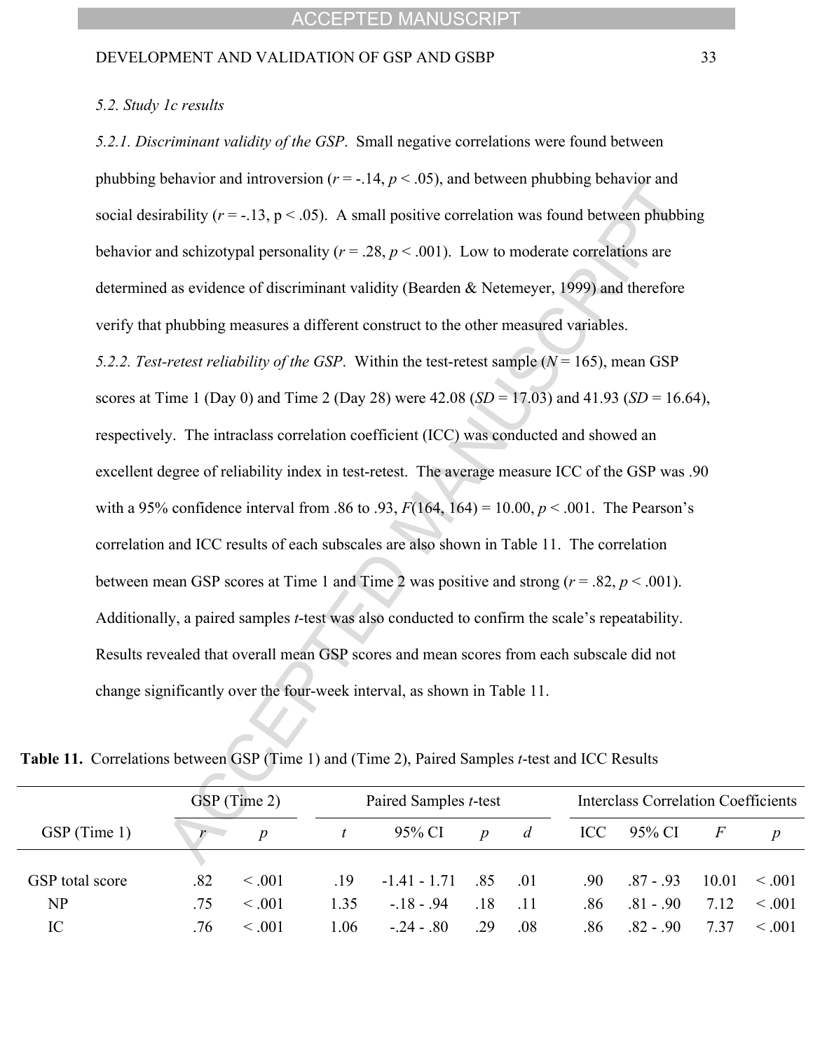*5.2. Study 1c results*

*5.2.1. Discriminant validity of the GSP*. Small negative correlations were found between phubbing behavior and introversion ($r = -.14$, $p < .05$), and between phubbing behavior and social desirability ($r = -.13$, $p < .05$). A small positive correlation was found between phubbing behavior and schizotypal personality ($r = .28$, $p < .001$). Low to moderate correlations are determined as evidence of discriminant validity (Bearden & Netemeyer, 1999) and therefore verify that phubbing measures a different construct to the other measured variables.

*5.2.2. Test-retest reliability of the GSP*. Within the test-retest sample ($N = 165$), mean GSP scores at Time 1 (Day 0) and Time 2 (Day 28) were 42.08 ($SD = 17.03$) and 41.93 ($SD = 16.64$), respectively. The intraclass correlation coefficient (ICC) was conducted and showed an excellent degree of reliability index in test-retest. The average measure ICC of the GSP was .90 with a 95% confidence interval from .86 to .93, $F(164, 164) = 10.00$, $p < .001$. The Pearson's correlation and ICC results of each subscales are also shown in Table 11. The correlation between mean GSP scores at Time 1 and Time 2 was positive and strong ($r = .82$, $p < .001$). Additionally, a paired samples *t*-test was also conducted to confirm the scale's repeatability. Results revealed that overall mean GSP scores and mean scores from each subscale did not change significantly over the four-week interval, as shown in Table 11.

**Table 11.** Correlations between GSP (Time 1) and (Time 2), Paired Samples *t*-test and ICC Results

| | GSP (Time 2) | | Paired Samples *t*-test | | | | Interclass Correlation Coefficients | | | |
|---|---|---|---|---|---|---|---|---|---|---|
| GSP (Time 1) | *r* | *p* | *t* | 95% CI | *p* | *d* | ICC | 95% CI | *F* | *p* |
| GSP total score | .82 | < .001 | .19 | -1.41 - 1.71 | .85 | .01 | .90 | .87 - .93 | 10.01 | < .001 |
| NP | .75 | < .001 | 1.35 | -.18 - .94 | .18 | .11 | .86 | .81 - .90 | 7.12 | < .001 |
| IC | .76 | < .001 | 1.06 | -.24 - .80 | .29 | .08 | .86 | .82 - .90 | 7.37 | < .001 |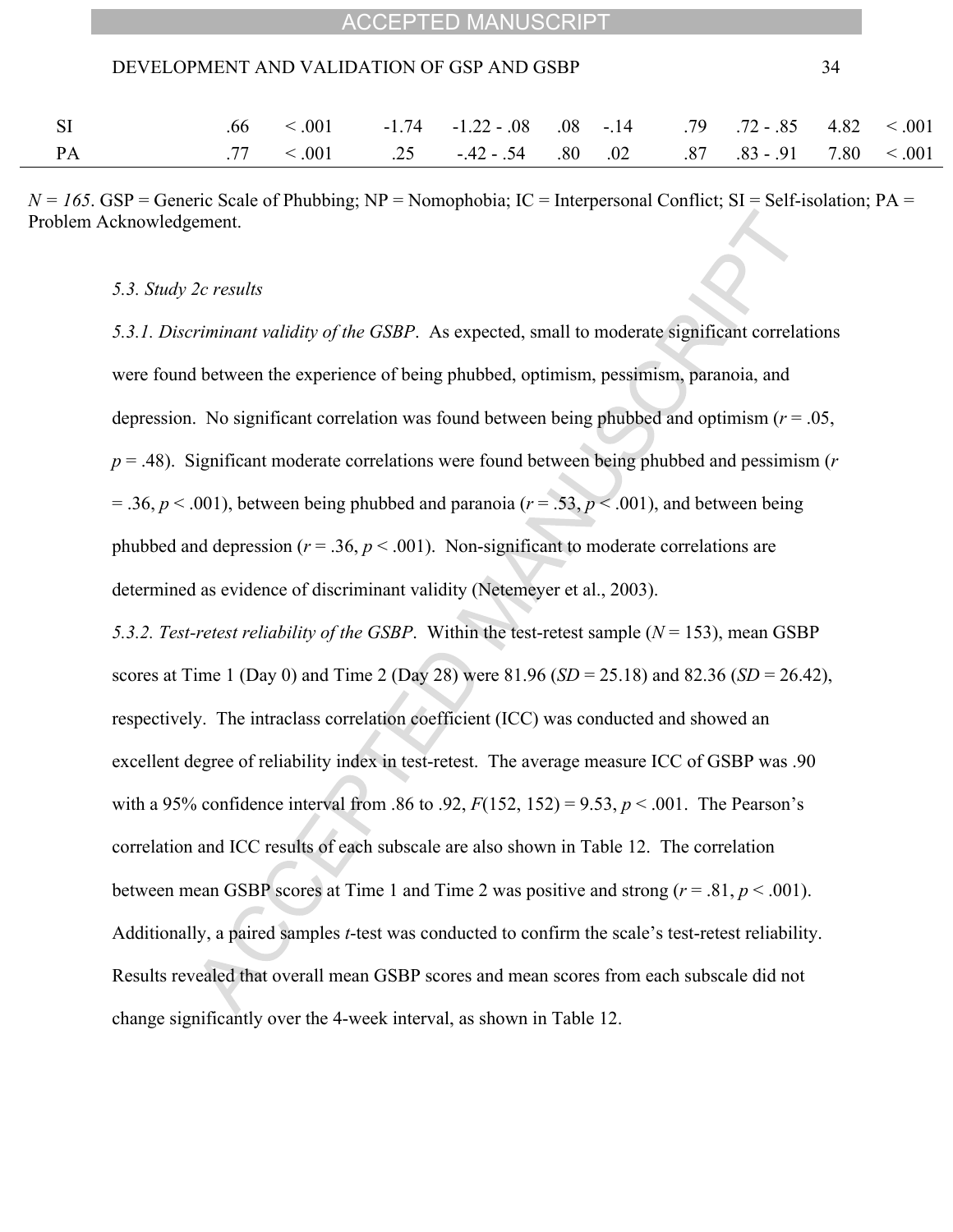| SI | .66 | < .001 | -1.74 | -1.22 - .08 | .08 | -.14 | .79 | .72 - .85 | 4.82 | < .001 |
|---|---|---|---|---|---|---|---|---|---|---|
| PA | .77 | < .001 | .25 | -.42 - .54 | .80 | .02 | .87 | .83 - .91 | 7.80 | < .001 |

*N = 165*. GSP = Generic Scale of Phubbing; NP = Nomophobia; IC = Interpersonal Conflict; SI = Self-isolation; PA = Problem Acknowledgement.

*5.3. Study 2c results*

*5.3.1. Discriminant validity of the GSBP*. As expected, small to moderate significant correlations were found between the experience of being phubbed, optimism, pessimism, paranoia, and depression. No significant correlation was found between being phubbed and optimism ($r = .05$, $p = .48$). Significant moderate correlations were found between being phubbed and pessimism ($r = .36$, $p < .001$), between being phubbed and paranoia ($r = .53$, $p < .001$), and between being phubbed and depression ($r = .36$, $p < .001$). Non-significant to moderate correlations are determined as evidence of discriminant validity (Netemeyer et al., 2003).

*5.3.2. Test-retest reliability of the GSBP*. Within the test-retest sample ($N = 153$), mean GSBP scores at Time 1 (Day 0) and Time 2 (Day 28) were 81.96 ($SD = 25.18$) and 82.36 ($SD = 26.42$), respectively. The intraclass correlation coefficient (ICC) was conducted and showed an excellent degree of reliability index in test-retest. The average measure ICC of GSBP was .90 with a 95% confidence interval from .86 to .92, $F(152, 152) = 9.53$, $p < .001$. The Pearson's correlation and ICC results of each subscale are also shown in Table 12. The correlation between mean GSBP scores at Time 1 and Time 2 was positive and strong ($r = .81$, $p < .001$). Additionally, a paired samples *t*-test was conducted to confirm the scale's test-retest reliability. Results revealed that overall mean GSBP scores and mean scores from each subscale did not change significantly over the 4-week interval, as shown in Table 12.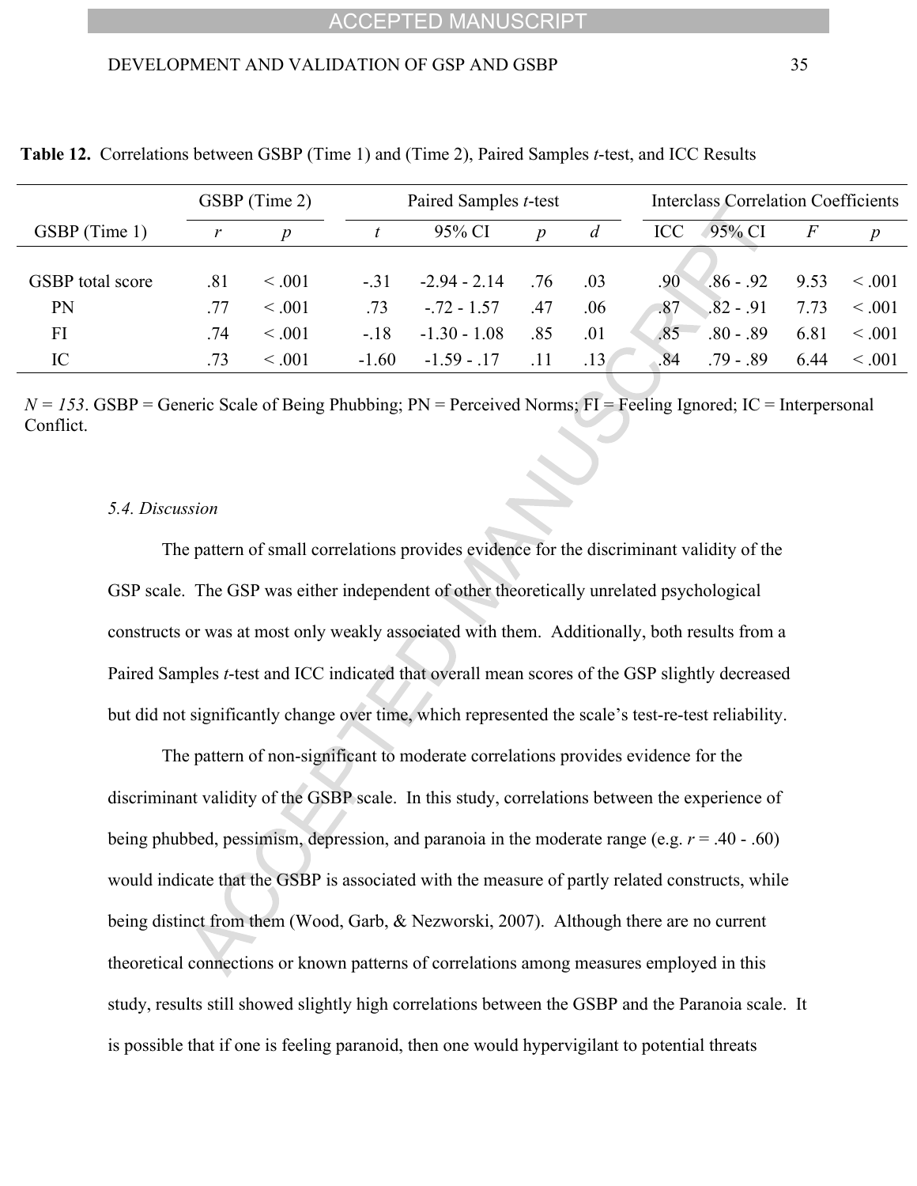**Table 12.** Correlations between GSBP (Time 1) and (Time 2), Paired Samples *t*-test, and ICC Results

| | GSBP (Time 2) | | Paired Samples *t*-test | | | | Interclass Correlation Coefficients | | | |
|---|---|---|---|---|---|---|---|---|---|---|
| GSBP (Time 1) | *r* | *p* | *t* | 95% CI | *p* | *d* | ICC | 95% CI | *F* | *p* |
| GSBP total score | .81 | < .001 | -.31 | -2.94 - 2.14 | .76 | .03 | .90 | .86 - .92 | 9.53 | < .001 |
| PN | .77 | < .001 | .73 | -.72 - 1.57 | .47 | .06 | .87 | .82 - .91 | 7.73 | < .001 |
| FI | .74 | < .001 | -.18 | -1.30 - 1.08 | .85 | .01 | .85 | .80 - .89 | 6.81 | < .001 |
| IC | .73 | < .001 | -1.60 | -1.59 - .17 | .11 | .13 | .84 | .79 - .89 | 6.44 | < .001 |

*N = 153*. GSBP = Generic Scale of Being Phubbing; PN = Perceived Norms; FI = Feeling Ignored; IC = Interpersonal Conflict.

### *5.4. Discussion*

The pattern of small correlations provides evidence for the discriminant validity of the GSP scale. The GSP was either independent of other theoretically unrelated psychological constructs or was at most only weakly associated with them. Additionally, both results from a Paired Samples *t*-test and ICC indicated that overall mean scores of the GSP slightly decreased but did not significantly change over time, which represented the scale's test-re-test reliability.

The pattern of non-significant to moderate correlations provides evidence for the discriminant validity of the GSBP scale. In this study, correlations between the experience of being phubbed, pessimism, depression, and paranoia in the moderate range (e.g. $r$ = .40 - .60) would indicate that the GSBP is associated with the measure of partly related constructs, while being distinct from them (Wood, Garb, & Nezworski, 2007). Although there are no current theoretical connections or known patterns of correlations among measures employed in this study, results still showed slightly high correlations between the GSBP and the Paranoia scale. It is possible that if one is feeling paranoid, then one would hypervigilant to potential threats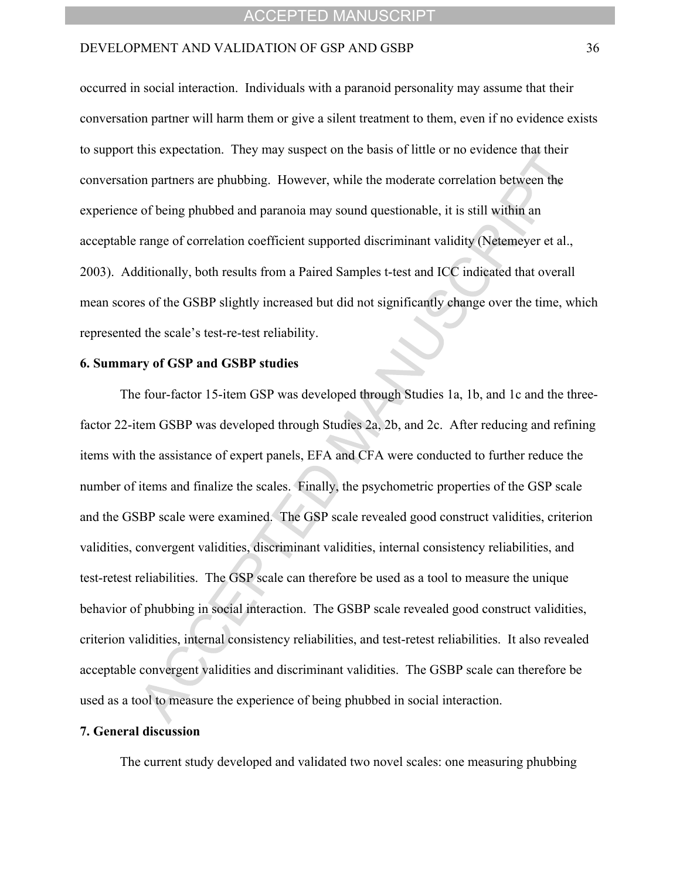occurred in social interaction. Individuals with a paranoid personality may assume that their conversation partner will harm them or give a silent treatment to them, even if no evidence exists to support this expectation. They may suspect on the basis of little or no evidence that their conversation partners are phubbing. However, while the moderate correlation between the experience of being phubbed and paranoia may sound questionable, it is still within an acceptable range of correlation coefficient supported discriminant validity (Netemeyer et al., 2003). Additionally, both results from a Paired Samples t-test and ICC indicated that overall mean scores of the GSBP slightly increased but did not significantly change over the time, which represented the scale's test-re-test reliability.

## 6. Summary of GSP and GSBP studies

The four-factor 15-item GSP was developed through Studies 1a, 1b, and 1c and the three-factor 22-item GSBP was developed through Studies 2a, 2b, and 2c. After reducing and refining items with the assistance of expert panels, EFA and CFA were conducted to further reduce the number of items and finalize the scales. Finally, the psychometric properties of the GSP scale and the GSBP scale were examined. The GSP scale revealed good construct validities, criterion validities, convergent validities, discriminant validities, internal consistency reliabilities, and test-retest reliabilities. The GSP scale can therefore be used as a tool to measure the unique behavior of phubbing in social interaction. The GSBP scale revealed good construct validities, criterion validities, internal consistency reliabilities, and test-retest reliabilities. It also revealed acceptable convergent validities and discriminant validities. The GSBP scale can therefore be used as a tool to measure the experience of being phubbed in social interaction.

## 7. General discussion

The current study developed and validated two novel scales: one measuring phubbing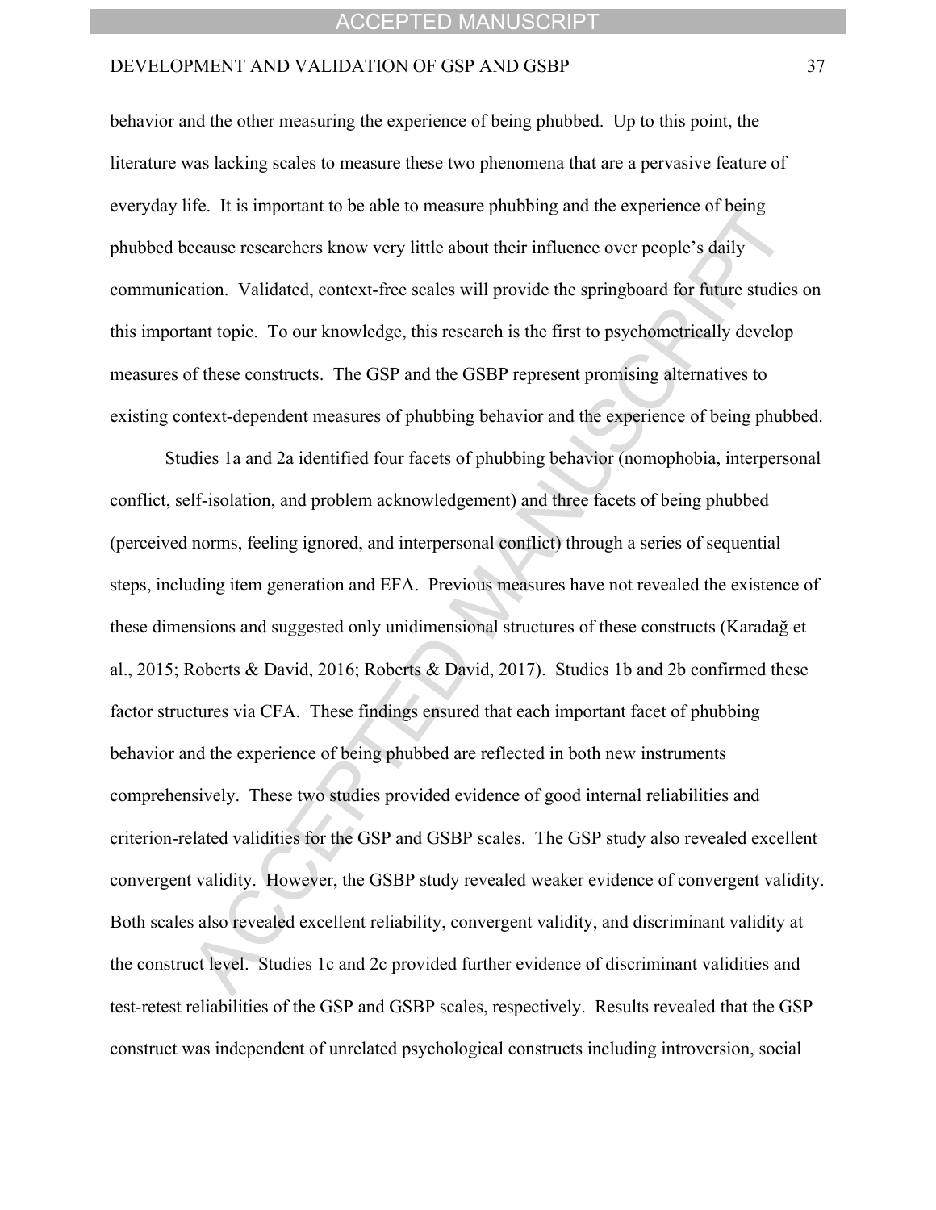behavior and the other measuring the experience of being phubbed. Up to this point, the literature was lacking scales to measure these two phenomena that are a pervasive feature of everyday life. It is important to be able to measure phubbing and the experience of being phubbed because researchers know very little about their influence over people's daily communication. Validated, context-free scales will provide the springboard for future studies on this important topic. To our knowledge, this research is the first to psychometrically develop measures of these constructs. The GSP and the GSBP represent promising alternatives to existing context-dependent measures of phubbing behavior and the experience of being phubbed.

Studies 1a and 2a identified four facets of phubbing behavior (nomophobia, interpersonal conflict, self-isolation, and problem acknowledgement) and three facets of being phubbed (perceived norms, feeling ignored, and interpersonal conflict) through a series of sequential steps, including item generation and EFA. Previous measures have not revealed the existence of these dimensions and suggested only unidimensional structures of these constructs (Karadağ et al., 2015; Roberts & David, 2016; Roberts & David, 2017). Studies 1b and 2b confirmed these factor structures via CFA. These findings ensured that each important facet of phubbing behavior and the experience of being phubbed are reflected in both new instruments comprehensively. These two studies provided evidence of good internal reliabilities and criterion-related validities for the GSP and GSBP scales. The GSP study also revealed excellent convergent validity. However, the GSBP study revealed weaker evidence of convergent validity. Both scales also revealed excellent reliability, convergent validity, and discriminant validity at the construct level. Studies 1c and 2c provided further evidence of discriminant validities and test-retest reliabilities of the GSP and GSBP scales, respectively. Results revealed that the GSP construct was independent of unrelated psychological constructs including introversion, social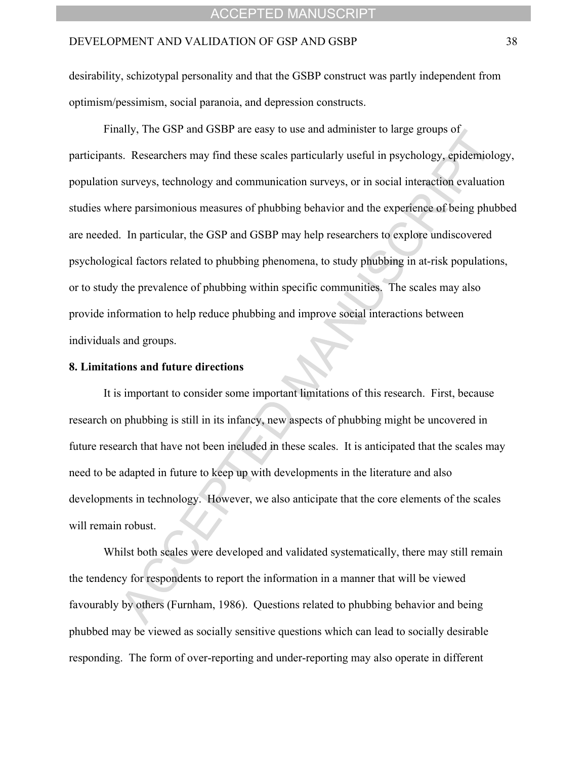desirability, schizotypal personality and that the GSBP construct was partly independent from optimism/pessimism, social paranoia, and depression constructs.

Finally, The GSP and GSBP are easy to use and administer to large groups of participants. Researchers may find these scales particularly useful in psychology, epidemiology, population surveys, technology and communication surveys, or in social interaction evaluation studies where parsimonious measures of phubbing behavior and the experience of being phubbed are needed. In particular, the GSP and GSBP may help researchers to explore undiscovered psychological factors related to phubbing phenomena, to study phubbing in at-risk populations, or to study the prevalence of phubbing within specific communities. The scales may also provide information to help reduce phubbing and improve social interactions between individuals and groups.

## 8. Limitations and future directions

It is important to consider some important limitations of this research. First, because research on phubbing is still in its infancy, new aspects of phubbing might be uncovered in future research that have not been included in these scales. It is anticipated that the scales may need to be adapted in future to keep up with developments in the literature and also developments in technology. However, we also anticipate that the core elements of the scales will remain robust.

Whilst both scales were developed and validated systematically, there may still remain the tendency for respondents to report the information in a manner that will be viewed favourably by others (Furnham, 1986). Questions related to phubbing behavior and being phubbed may be viewed as socially sensitive questions which can lead to socially desirable responding. The form of over-reporting and under-reporting may also operate in different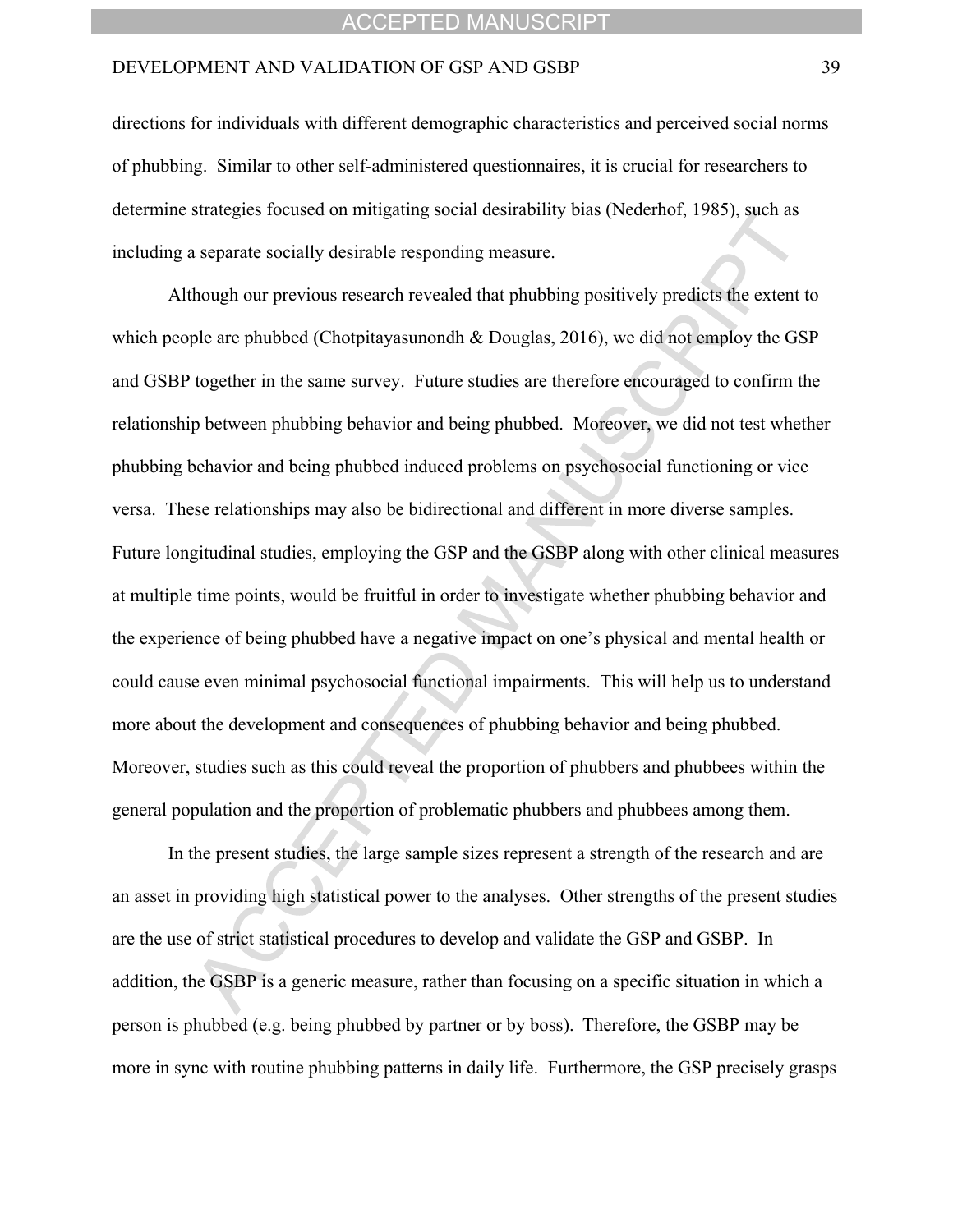directions for individuals with different demographic characteristics and perceived social norms of phubbing. Similar to other self-administered questionnaires, it is crucial for researchers to determine strategies focused on mitigating social desirability bias (Nederhof, 1985), such as including a separate socially desirable responding measure.

Although our previous research revealed that phubbing positively predicts the extent to which people are phubbed (Chotpitayasunondh & Douglas, 2016), we did not employ the GSP and GSBP together in the same survey. Future studies are therefore encouraged to confirm the relationship between phubbing behavior and being phubbed. Moreover, we did not test whether phubbing behavior and being phubbed induced problems on psychosocial functioning or vice versa. These relationships may also be bidirectional and different in more diverse samples. Future longitudinal studies, employing the GSP and the GSBP along with other clinical measures at multiple time points, would be fruitful in order to investigate whether phubbing behavior and the experience of being phubbed have a negative impact on one's physical and mental health or could cause even minimal psychosocial functional impairments. This will help us to understand more about the development and consequences of phubbing behavior and being phubbed. Moreover, studies such as this could reveal the proportion of phubbers and phubbees within the general population and the proportion of problematic phubbers and phubbees among them.

In the present studies, the large sample sizes represent a strength of the research and are an asset in providing high statistical power to the analyses. Other strengths of the present studies are the use of strict statistical procedures to develop and validate the GSP and GSBP. In addition, the GSBP is a generic measure, rather than focusing on a specific situation in which a person is phubbed (e.g. being phubbed by partner or by boss). Therefore, the GSBP may be more in sync with routine phubbing patterns in daily life. Furthermore, the GSP precisely grasps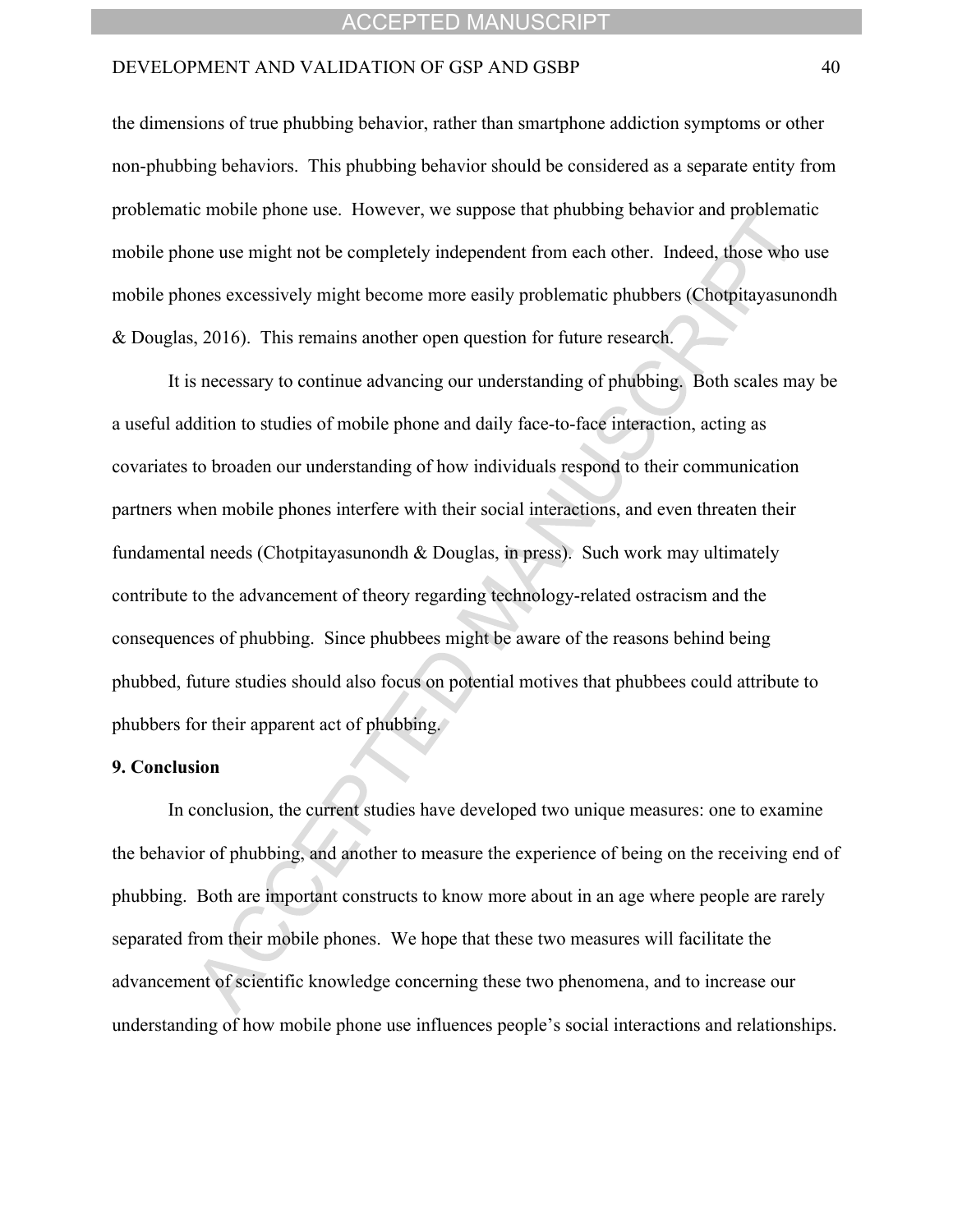the dimensions of true phubbing behavior, rather than smartphone addiction symptoms or other non-phubbing behaviors. This phubbing behavior should be considered as a separate entity from problematic mobile phone use. However, we suppose that phubbing behavior and problematic mobile phone use might not be completely independent from each other. Indeed, those who use mobile phones excessively might become more easily problematic phubbers (Chotpitayasunondh & Douglas, 2016). This remains another open question for future research.

It is necessary to continue advancing our understanding of phubbing. Both scales may be a useful addition to studies of mobile phone and daily face-to-face interaction, acting as covariates to broaden our understanding of how individuals respond to their communication partners when mobile phones interfere with their social interactions, and even threaten their fundamental needs (Chotpitayasunondh & Douglas, in press). Such work may ultimately contribute to the advancement of theory regarding technology-related ostracism and the consequences of phubbing. Since phubbees might be aware of the reasons behind being phubbed, future studies should also focus on potential motives that phubbees could attribute to phubbers for their apparent act of phubbing.

## 9. Conclusion

In conclusion, the current studies have developed two unique measures: one to examine the behavior of phubbing, and another to measure the experience of being on the receiving end of phubbing. Both are important constructs to know more about in an age where people are rarely separated from their mobile phones. We hope that these two measures will facilitate the advancement of scientific knowledge concerning these two phenomena, and to increase our understanding of how mobile phone use influences people's social interactions and relationships.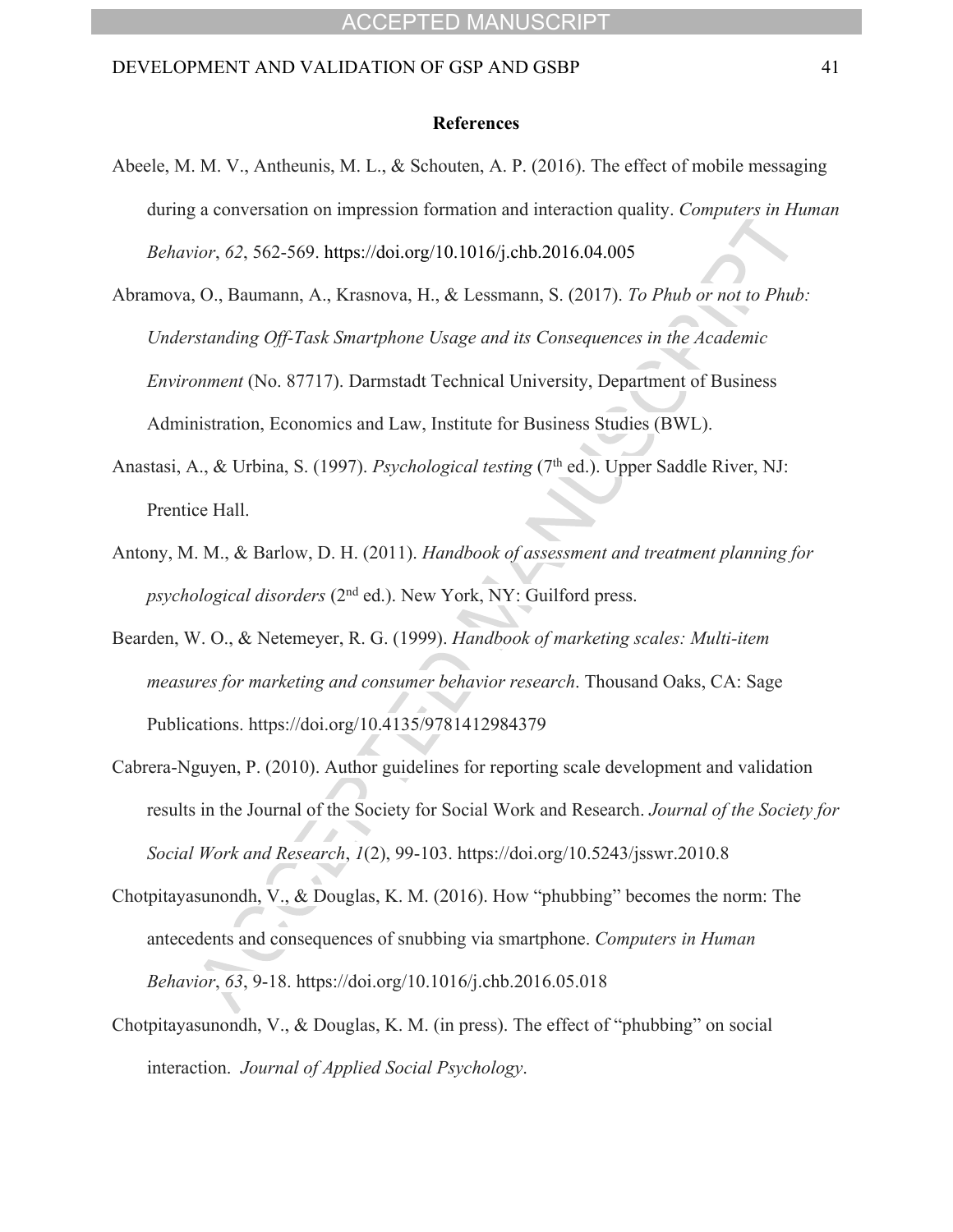## References

Abeele, M. M. V., Antheunis, M. L., & Schouten, A. P. (2016). The effect of mobile messaging during a conversation on impression formation and interaction quality. *Computers in Human Behavior*, *62*, 562-569. https://doi.org/10.1016/j.chb.2016.04.005

Abramova, O., Baumann, A., Krasnova, H., & Lessmann, S. (2017). *To Phub or not to Phub: Understanding Off-Task Smartphone Usage and its Consequences in the Academic Environment* (No. 87717). Darmstadt Technical University, Department of Business Administration, Economics and Law, Institute for Business Studies (BWL).

Anastasi, A., & Urbina, S. (1997). *Psychological testing* (7th ed.). Upper Saddle River, NJ: Prentice Hall.

Antony, M. M., & Barlow, D. H. (2011). *Handbook of assessment and treatment planning for psychological disorders* (2nd ed.). New York, NY: Guilford press.

Bearden, W. O., & Netemeyer, R. G. (1999). *Handbook of marketing scales: Multi-item measures for marketing and consumer behavior research*. Thousand Oaks, CA: Sage Publications. https://doi.org/10.4135/9781412984379

Cabrera-Nguyen, P. (2010). Author guidelines for reporting scale development and validation results in the Journal of the Society for Social Work and Research. *Journal of the Society for Social Work and Research*, *1*(2), 99-103. https://doi.org/10.5243/jsswr.2010.8

Chotpitayasunondh, V., & Douglas, K. M. (2016). How "phubbing" becomes the norm: The antecedents and consequences of snubbing via smartphone. *Computers in Human Behavior*, *63*, 9-18. https://doi.org/10.1016/j.chb.2016.05.018

Chotpitayasunondh, V., & Douglas, K. M. (in press). The effect of "phubbing" on social interaction. *Journal of Applied Social Psychology*.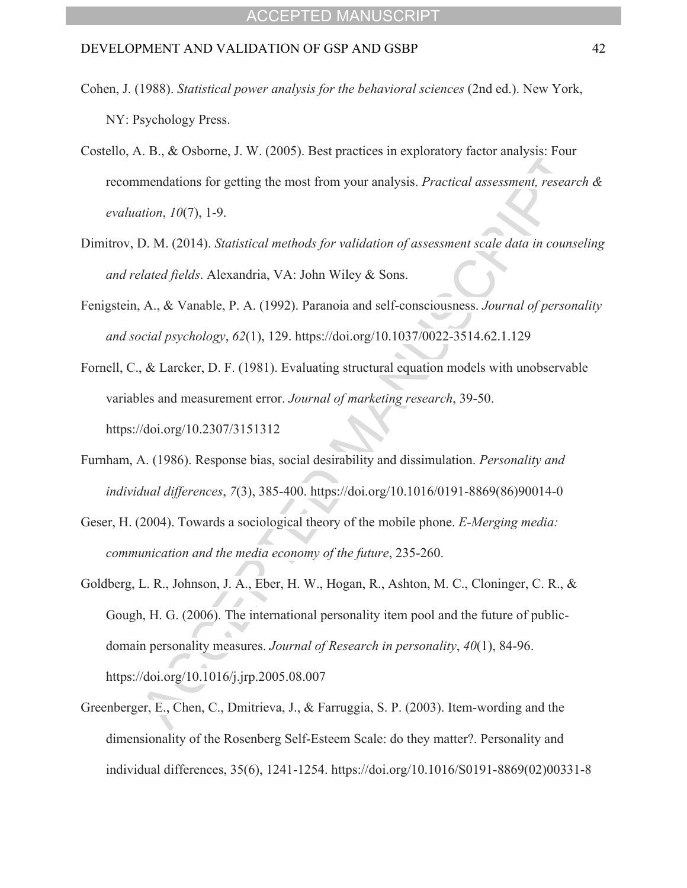Cohen, J. (1988). *Statistical power analysis for the behavioral sciences* (2nd ed.). New York, NY: Psychology Press.

Costello, A. B., & Osborne, J. W. (2005). Best practices in exploratory factor analysis: Four recommendations for getting the most from your analysis. *Practical assessment, research & evaluation*, *10*(7), 1-9.

Dimitrov, D. M. (2014). *Statistical methods for validation of assessment scale data in counseling and related fields*. Alexandria, VA: John Wiley & Sons.

Fenigstein, A., & Vanable, P. A. (1992). Paranoia and self-consciousness. *Journal of personality and social psychology*, *62*(1), 129. https://doi.org/10.1037/0022-3514.62.1.129

Fornell, C., & Larcker, D. F. (1981). Evaluating structural equation models with unobservable variables and measurement error. *Journal of marketing research*, 39-50. https://doi.org/10.2307/3151312

Furnham, A. (1986). Response bias, social desirability and dissimulation. *Personality and individual differences*, *7*(3), 385-400. https://doi.org/10.1016/0191-8869(86)90014-0

Geser, H. (2004). Towards a sociological theory of the mobile phone. *E-Merging media: communication and the media economy of the future*, 235-260.

Goldberg, L. R., Johnson, J. A., Eber, H. W., Hogan, R., Ashton, M. C., Cloninger, C. R., & Gough, H. G. (2006). The international personality item pool and the future of public-domain personality measures. *Journal of Research in personality*, *40*(1), 84-96. https://doi.org/10.1016/j.jrp.2005.08.007

Greenberger, E., Chen, C., Dmitrieva, J., & Farruggia, S. P. (2003). Item-wording and the dimensionality of the Rosenberg Self-Esteem Scale: do they matter?. Personality and individual differences, 35(6), 1241-1254. https://doi.org/10.1016/S0191-8869(02)00331-8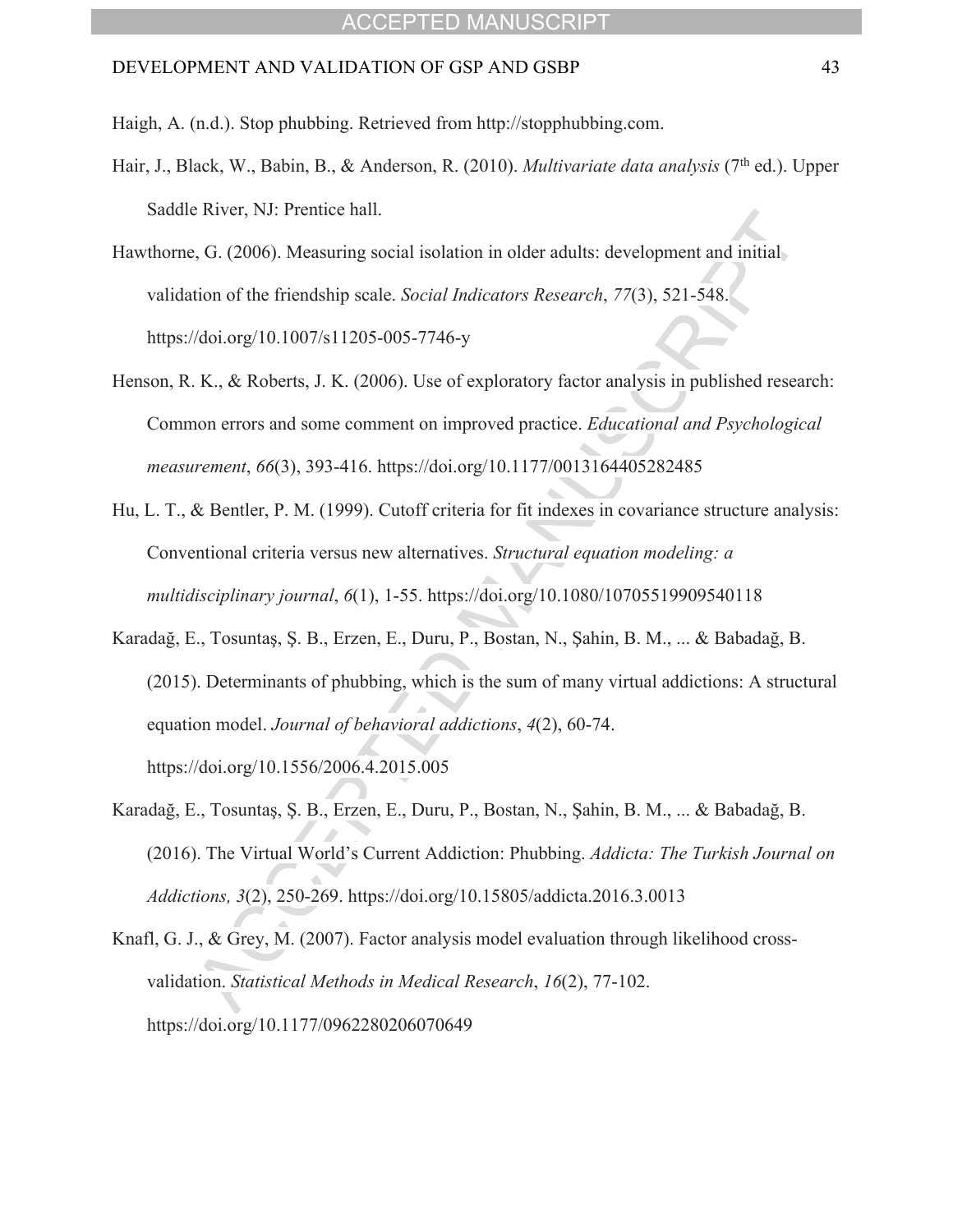Haigh, A. (n.d.). Stop phubbing. Retrieved from http://stopphubbing.com.

Hair, J., Black, W., Babin, B., & Anderson, R. (2010). *Multivariate data analysis* (7th ed.). Upper Saddle River, NJ: Prentice hall.

Hawthorne, G. (2006). Measuring social isolation in older adults: development and initial validation of the friendship scale. *Social Indicators Research*, *77*(3), 521-548. https://doi.org/10.1007/s11205-005-7746-y

Henson, R. K., & Roberts, J. K. (2006). Use of exploratory factor analysis in published research: Common errors and some comment on improved practice. *Educational and Psychological measurement*, *66*(3), 393-416. https://doi.org/10.1177/0013164405282485

Hu, L. T., & Bentler, P. M. (1999). Cutoff criteria for fit indexes in covariance structure analysis: Conventional criteria versus new alternatives. *Structural equation modeling: a multidisciplinary journal*, *6*(1), 1-55. https://doi.org/10.1080/10705519909540118

Karadağ, E., Tosuntaş, Ş. B., Erzen, E., Duru, P., Bostan, N., Şahin, B. M., ... & Babadağ, B. (2015). Determinants of phubbing, which is the sum of many virtual addictions: A structural equation model. *Journal of behavioral addictions*, *4*(2), 60-74. https://doi.org/10.1556/2006.4.2015.005

Karadağ, E., Tosuntaş, Ş. B., Erzen, E., Duru, P., Bostan, N., Şahin, B. M., ... & Babadağ, B. (2016). The Virtual World's Current Addiction: Phubbing. *Addicta: The Turkish Journal on Addictions, 3*(2), 250-269. https://doi.org/10.15805/addicta.2016.3.0013

Knafl, G. J., & Grey, M. (2007). Factor analysis model evaluation through likelihood cross-validation. *Statistical Methods in Medical Research*, *16*(2), 77-102. https://doi.org/10.1177/0962280206070649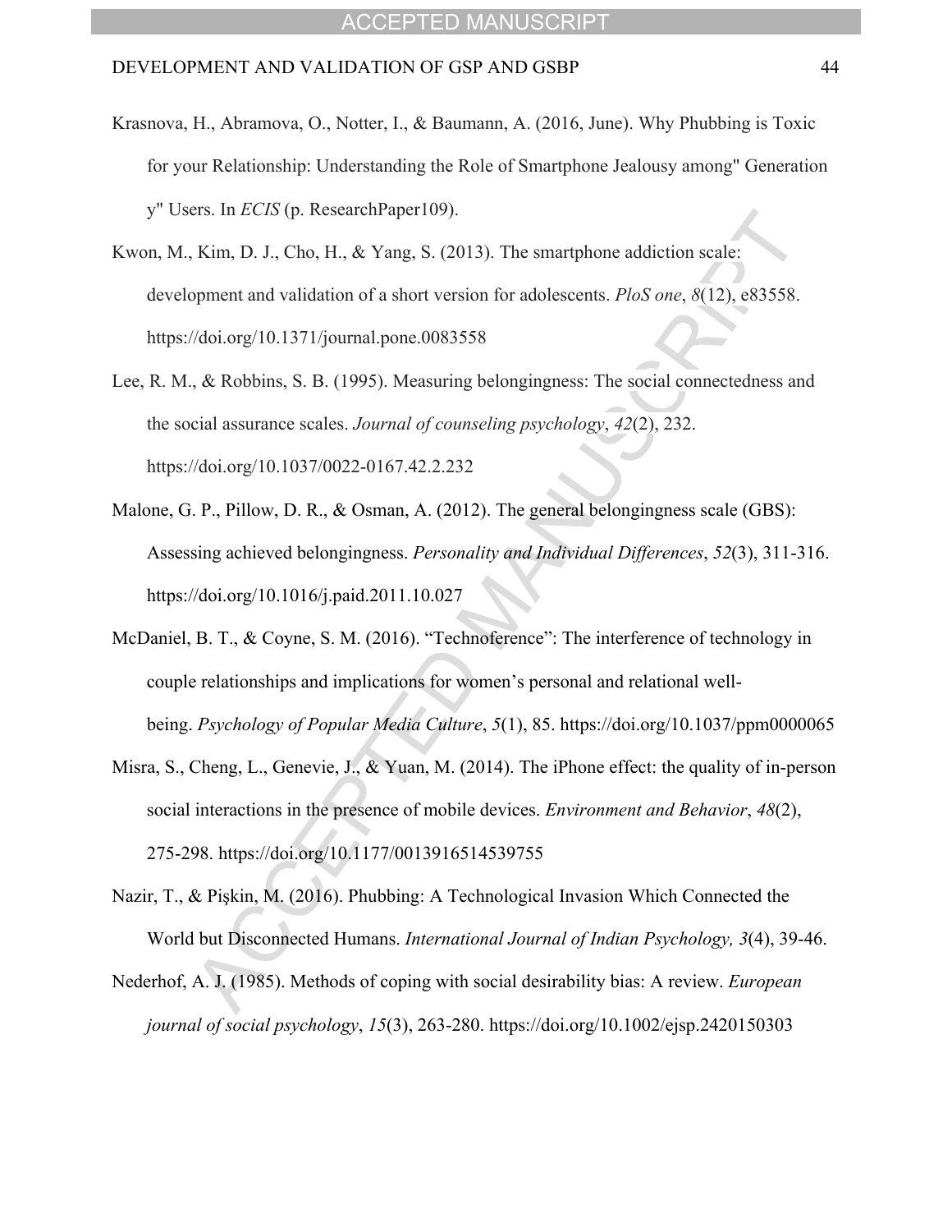Krasnova, H., Abramova, O., Notter, I., & Baumann, A. (2016, June). Why Phubbing is Toxic for your Relationship: Understanding the Role of Smartphone Jealousy among" Generation y" Users. In *ECIS* (p. ResearchPaper109).

Kwon, M., Kim, D. J., Cho, H., & Yang, S. (2013). The smartphone addiction scale: development and validation of a short version for adolescents. *PloS one*, *8*(12), e83558. https://doi.org/10.1371/journal.pone.0083558

Lee, R. M., & Robbins, S. B. (1995). Measuring belongingness: The social connectedness and the social assurance scales. *Journal of counseling psychology*, *42*(2), 232. https://doi.org/10.1037/0022-0167.42.2.232

Malone, G. P., Pillow, D. R., & Osman, A. (2012). The general belongingness scale (GBS): Assessing achieved belongingness. *Personality and Individual Differences*, *52*(3), 311-316. https://doi.org/10.1016/j.paid.2011.10.027

McDaniel, B. T., & Coyne, S. M. (2016). "Technoference": The interference of technology in couple relationships and implications for women's personal and relational well-being. *Psychology of Popular Media Culture*, *5*(1), 85. https://doi.org/10.1037/ppm0000065

Misra, S., Cheng, L., Genevie, J., & Yuan, M. (2014). The iPhone effect: the quality of in-person social interactions in the presence of mobile devices. *Environment and Behavior*, *48*(2), 275-298. https://doi.org/10.1177/0013916514539755

Nazir, T., & Pişkin, M. (2016). Phubbing: A Technological Invasion Which Connected the World but Disconnected Humans. *International Journal of Indian Psychology, 3*(4), 39-46.

Nederhof, A. J. (1985). Methods of coping with social desirability bias: A review. *European journal of social psychology*, *15*(3), 263-280. https://doi.org/10.1002/ejsp.2420150303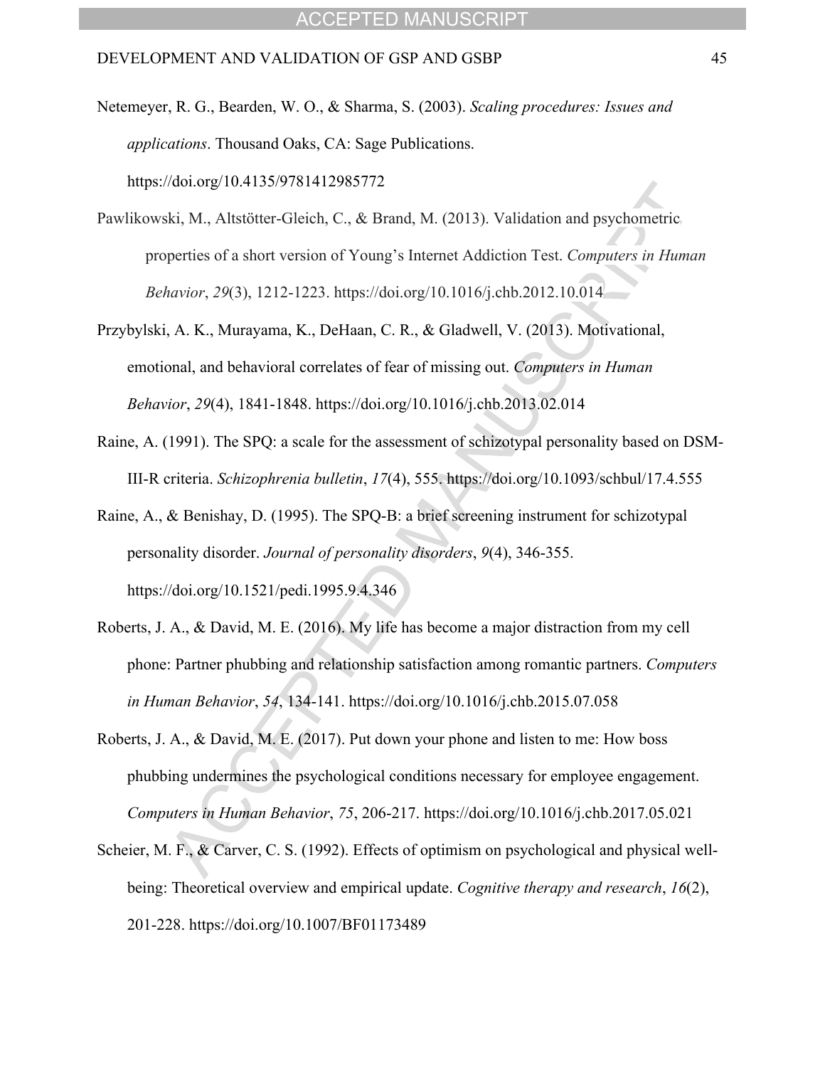Netemeyer, R. G., Bearden, W. O., & Sharma, S. (2003). *Scaling procedures: Issues and applications*. Thousand Oaks, CA: Sage Publications. https://doi.org/10.4135/9781412985772

Pawlikowski, M., Altstötter-Gleich, C., & Brand, M. (2013). Validation and psychometric properties of a short version of Young's Internet Addiction Test. *Computers in Human Behavior*, *29*(3), 1212-1223. https://doi.org/10.1016/j.chb.2012.10.014

Przybylski, A. K., Murayama, K., DeHaan, C. R., & Gladwell, V. (2013). Motivational, emotional, and behavioral correlates of fear of missing out. *Computers in Human Behavior*, *29*(4), 1841-1848. https://doi.org/10.1016/j.chb.2013.02.014

Raine, A. (1991). The SPQ: a scale for the assessment of schizotypal personality based on DSM-III-R criteria. *Schizophrenia bulletin*, *17*(4), 555. https://doi.org/10.1093/schbul/17.4.555

Raine, A., & Benishay, D. (1995). The SPQ-B: a brief screening instrument for schizotypal personality disorder. *Journal of personality disorders*, *9*(4), 346-355. https://doi.org/10.1521/pedi.1995.9.4.346

Roberts, J. A., & David, M. E. (2016). My life has become a major distraction from my cell phone: Partner phubbing and relationship satisfaction among romantic partners. *Computers in Human Behavior*, *54*, 134-141. https://doi.org/10.1016/j.chb.2015.07.058

Roberts, J. A., & David, M. E. (2017). Put down your phone and listen to me: How boss phubbing undermines the psychological conditions necessary for employee engagement. *Computers in Human Behavior*, *75*, 206-217. https://doi.org/10.1016/j.chb.2017.05.021

Scheier, M. F., & Carver, C. S. (1992). Effects of optimism on psychological and physical well-being: Theoretical overview and empirical update. *Cognitive therapy and research*, *16*(2), 201-228. https://doi.org/10.1007/BF01173489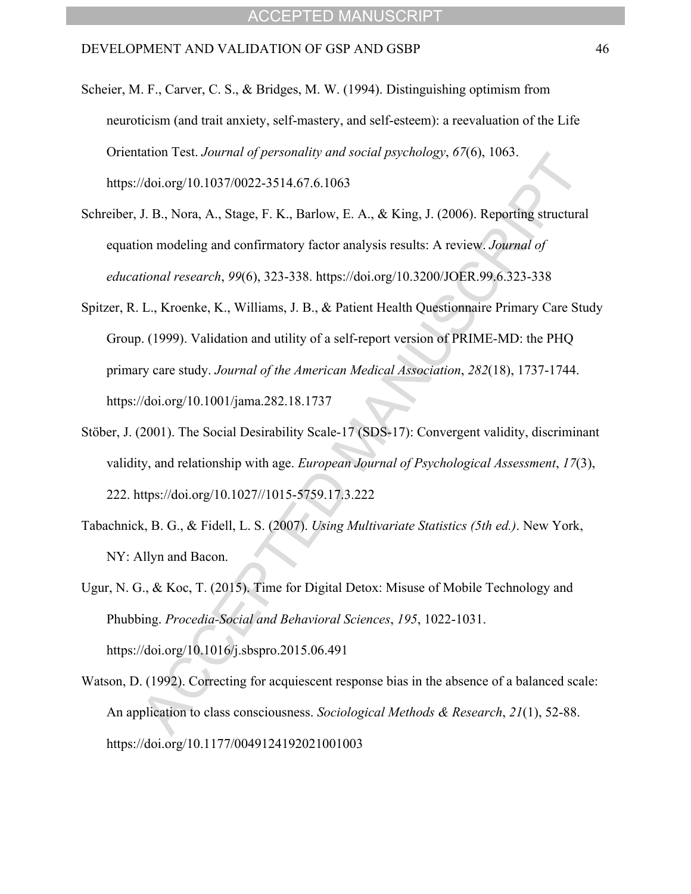Scheier, M. F., Carver, C. S., & Bridges, M. W. (1994). Distinguishing optimism from neuroticism (and trait anxiety, self-mastery, and self-esteem): a reevaluation of the Life Orientation Test. *Journal of personality and social psychology*, *67*(6), 1063. https://doi.org/10.1037/0022-3514.67.6.1063

Schreiber, J. B., Nora, A., Stage, F. K., Barlow, E. A., & King, J. (2006). Reporting structural equation modeling and confirmatory factor analysis results: A review. *Journal of educational research*, *99*(6), 323-338. https://doi.org/10.3200/JOER.99.6.323-338

Spitzer, R. L., Kroenke, K., Williams, J. B., & Patient Health Questionnaire Primary Care Study Group. (1999). Validation and utility of a self-report version of PRIME-MD: the PHQ primary care study. *Journal of the American Medical Association*, *282*(18), 1737-1744. https://doi.org/10.1001/jama.282.18.1737

Stöber, J. (2001). The Social Desirability Scale-17 (SDS-17): Convergent validity, discriminant validity, and relationship with age. *European Journal of Psychological Assessment*, *17*(3), 222. https://doi.org/10.1027//1015-5759.17.3.222

Tabachnick, B. G., & Fidell, L. S. (2007). *Using Multivariate Statistics (5th ed.)*. New York, NY: Allyn and Bacon.

Ugur, N. G., & Koc, T. (2015). Time for Digital Detox: Misuse of Mobile Technology and Phubbing. *Procedia-Social and Behavioral Sciences*, *195*, 1022-1031. https://doi.org/10.1016/j.sbspro.2015.06.491

Watson, D. (1992). Correcting for acquiescent response bias in the absence of a balanced scale: An application to class consciousness. *Sociological Methods & Research*, *21*(1), 52-88. https://doi.org/10.1177/0049124192021001003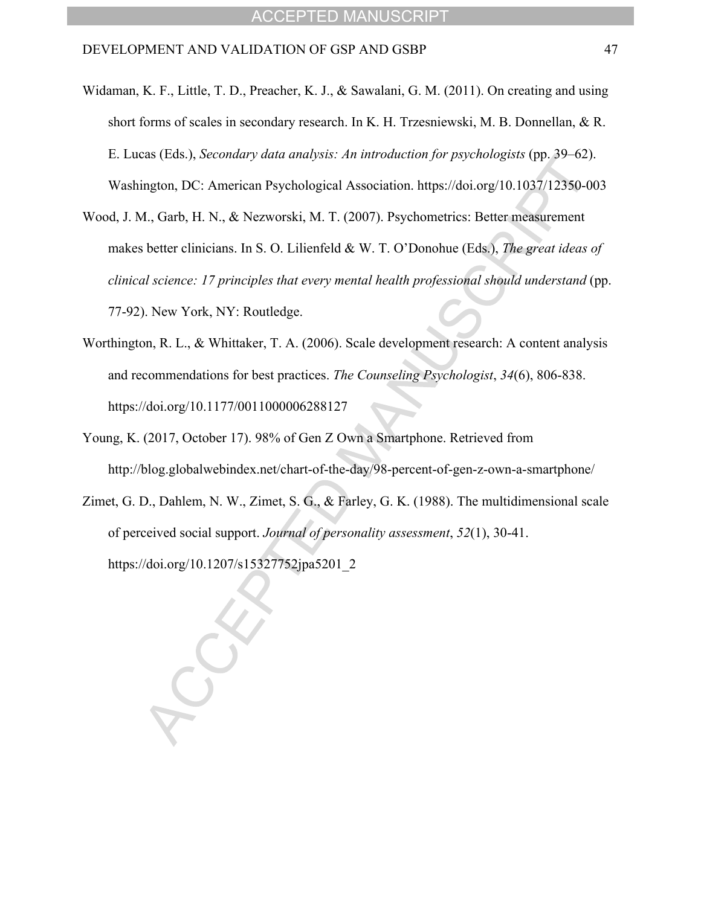Widaman, K. F., Little, T. D., Preacher, K. J., & Sawalani, G. M. (2011). On creating and using short forms of scales in secondary research. In K. H. Trzesniewski, M. B. Donnellan, & R. E. Lucas (Eds.), *Secondary data analysis: An introduction for psychologists* (pp. 39–62). Washington, DC: American Psychological Association. https://doi.org/10.1037/12350-003

Wood, J. M., Garb, H. N., & Nezworski, M. T. (2007). Psychometrics: Better measurement makes better clinicians. In S. O. Lilienfeld & W. T. O'Donohue (Eds.), *The great ideas of clinical science: 17 principles that every mental health professional should understand* (pp. 77-92). New York, NY: Routledge.

Worthington, R. L., & Whittaker, T. A. (2006). Scale development research: A content analysis and recommendations for best practices. *The Counseling Psychologist*, *34*(6), 806-838. https://doi.org/10.1177/0011000006288127

Young, K. (2017, October 17). 98% of Gen Z Own a Smartphone. Retrieved from http://blog.globalwebindex.net/chart-of-the-day/98-percent-of-gen-z-own-a-smartphone/

Zimet, G. D., Dahlem, N. W., Zimet, S. G., & Farley, G. K. (1988). The multidimensional scale of perceived social support. *Journal of personality assessment*, *52*(1), 30-41. https://doi.org/10.1207/s15327752jpa5201_2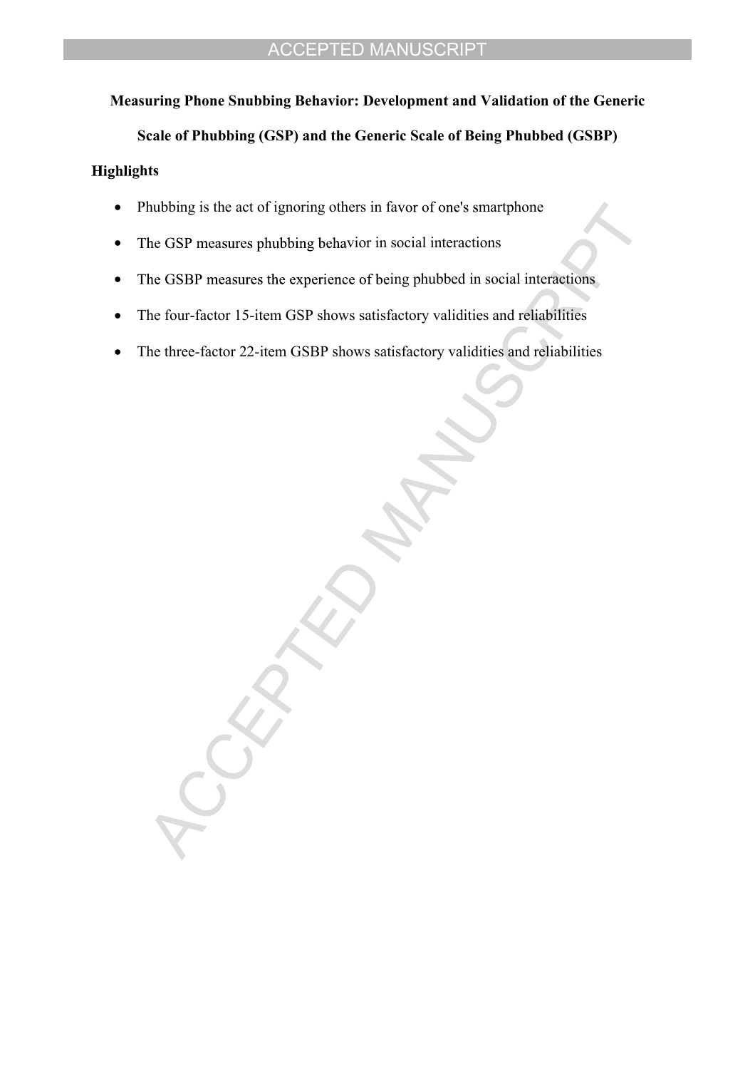**Measuring Phone Snubbing Behavior: Development and Validation of the Generic Scale of Phubbing (GSP) and the Generic Scale of Being Phubbed (GSBP)**

**Highlights**

- Phubbing is the act of ignoring others in favor of one's smartphone
- The GSP measures phubbing behavior in social interactions
- The GSBP measures the experience of being phubbed in social interactions
- The four-factor 15-item GSP shows satisfactory validities and reliabilities
- The three-factor 22-item GSBP shows satisfactory validities and reliabilities